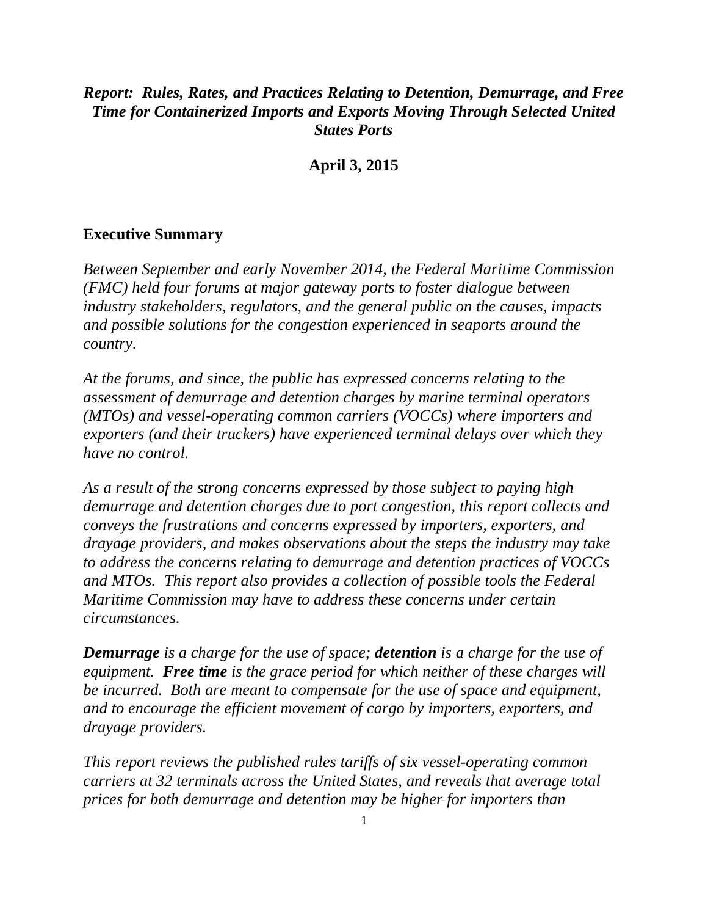# *Report: Rules, Rates, and Practices Relating to Detention, Demurrage, and Free Time for Containerized Imports and Exports Moving Through Selected United States Ports*

**April 3, 2015**

## Executive Summary

*Between September and early November 2014, the Federal Maritime Commission (FMC) held four forums at major gateway ports to foster dialogue between industry stakeholders, regulators, and the general public on the causes, impacts and possible solutions for the congestion experienced in seaports around the country.*

*At the forums, and since, the public has expressed concerns relating to the assessment of demurrage and detention charges by marine terminal operators (MTOs) and vessel-operating common carriers (VOCCs) where importers and exporters (and their truckers) have experienced terminal delays over which they have no control.*

*As a result of the strong concerns expressed by those subject to paying high demurrage and detention charges due to port congestion, this report collects and conveys the frustrations and concerns expressed by importers, exporters, and drayage providers, and makes observations about the steps the industry may take to address the concerns relating to demurrage and detention practices of VOCCs and MTOs. This report also provides a collection of possible tools the Federal Maritime Commission may have to address these concerns under certain circumstances.*

***Demurrage** is a charge for the use of space; **detention** is a charge for the use of equipment. **Free time** is the grace period for which neither of these charges will be incurred. Both are meant to compensate for the use of space and equipment, and to encourage the efficient movement of cargo by importers, exporters, and drayage providers.*

*This report reviews the published rules tariffs of six vessel-operating common carriers at 32 terminals across the United States, and reveals that average total prices for both demurrage and detention may be higher for importers than*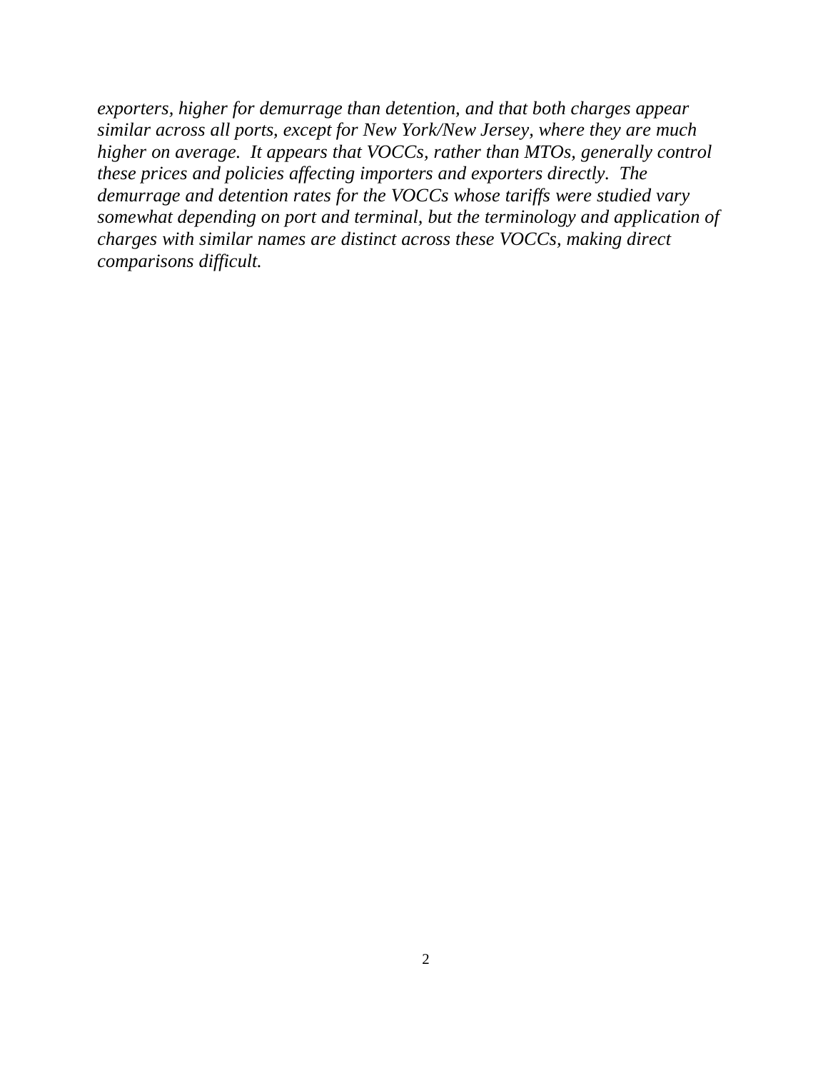*exporters, higher for demurrage than detention, and that both charges appear similar across all ports, except for New York/New Jersey, where they are much higher on average.  It appears that VOCCs, rather than MTOs, generally control these prices and policies affecting importers and exporters directly.  The demurrage and detention rates for the VOCCs whose tariffs were studied vary somewhat depending on port and terminal, but the terminology and application of charges with similar names are distinct across these VOCCs, making direct comparisons difficult.*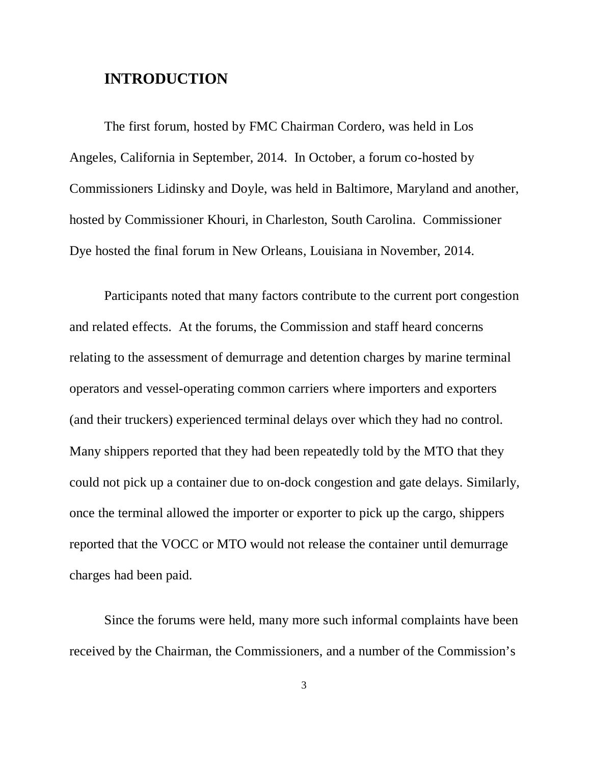## INTRODUCTION

The first forum, hosted by FMC Chairman Cordero, was held in Los Angeles, California in September, 2014. In October, a forum co-hosted by Commissioners Lidinsky and Doyle, was held in Baltimore, Maryland and another, hosted by Commissioner Khouri, in Charleston, South Carolina. Commissioner Dye hosted the final forum in New Orleans, Louisiana in November, 2014.

Participants noted that many factors contribute to the current port congestion and related effects. At the forums, the Commission and staff heard concerns relating to the assessment of demurrage and detention charges by marine terminal operators and vessel-operating common carriers where importers and exporters (and their truckers) experienced terminal delays over which they had no control. Many shippers reported that they had been repeatedly told by the MTO that they could not pick up a container due to on-dock congestion and gate delays. Similarly, once the terminal allowed the importer or exporter to pick up the cargo, shippers reported that the VOCC or MTO would not release the container until demurrage charges had been paid.

Since the forums were held, many more such informal complaints have been received by the Chairman, the Commissioners, and a number of the Commission's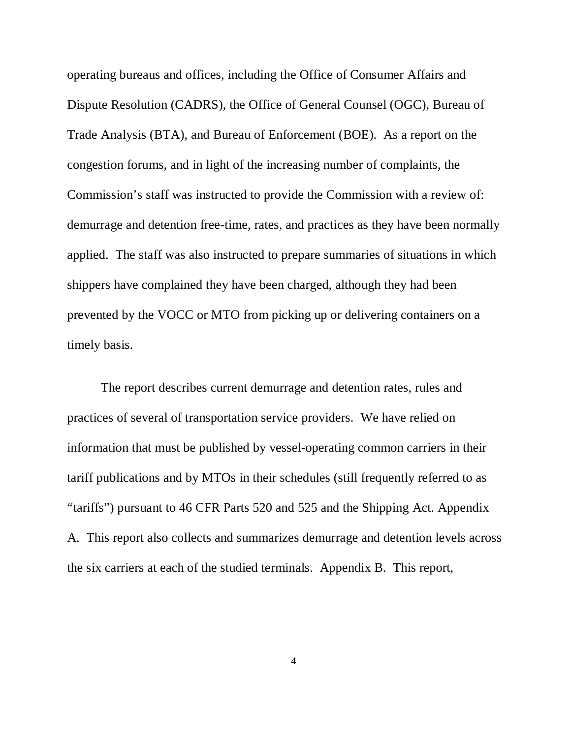operating bureaus and offices, including the Office of Consumer Affairs and Dispute Resolution (CADRS), the Office of General Counsel (OGC), Bureau of Trade Analysis (BTA), and Bureau of Enforcement (BOE). As a report on the congestion forums, and in light of the increasing number of complaints, the Commission's staff was instructed to provide the Commission with a review of: demurrage and detention free-time, rates, and practices as they have been normally applied. The staff was also instructed to prepare summaries of situations in which shippers have complained they have been charged, although they had been prevented by the VOCC or MTO from picking up or delivering containers on a timely basis.

The report describes current demurrage and detention rates, rules and practices of several of transportation service providers. We have relied on information that must be published by vessel-operating common carriers in their tariff publications and by MTOs in their schedules (still frequently referred to as "tariffs") pursuant to 46 CFR Parts 520 and 525 and the Shipping Act. Appendix A. This report also collects and summarizes demurrage and detention levels across the six carriers at each of the studied terminals. Appendix B. This report,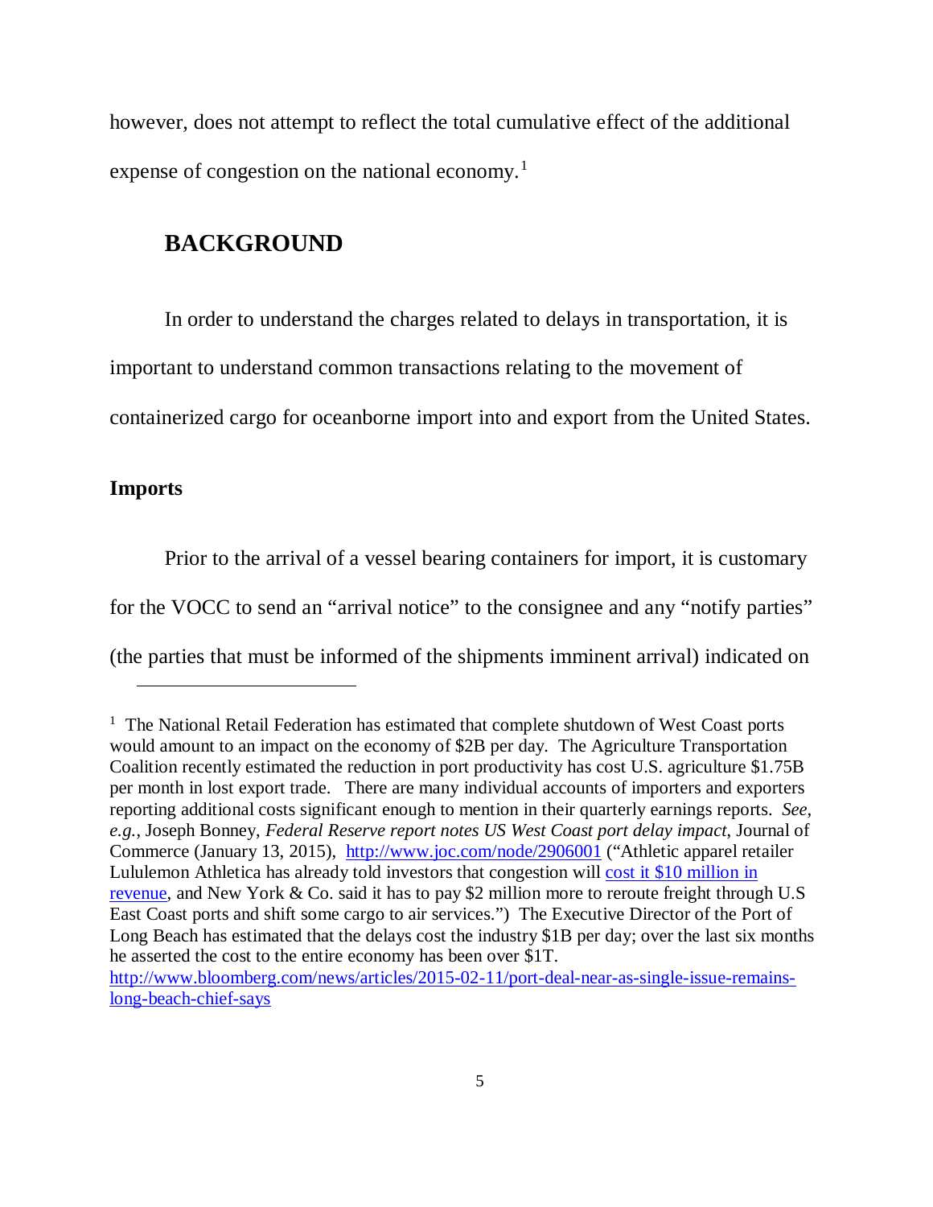however, does not attempt to reflect the total cumulative effect of the additional expense of congestion on the national economy.[1]

## BACKGROUND

In order to understand the charges related to delays in transportation, it is important to understand common transactions relating to the movement of containerized cargo for oceanborne import into and export from the United States.

### Imports

Prior to the arrival of a vessel bearing containers for import, it is customary for the VOCC to send an "arrival notice" to the consignee and any "notify parties" (the parties that must be informed of the shipments imminent arrival) indicated on

---

[1] The National Retail Federation has estimated that complete shutdown of West Coast ports would amount to an impact on the economy of $2B per day. The Agriculture Transportation Coalition recently estimated the reduction in port productivity has cost U.S. agriculture $1.75B per month in lost export trade. There are many individual accounts of importers and exporters reporting additional costs significant enough to mention in their quarterly earnings reports. *See, e.g.*, Joseph Bonney, *Federal Reserve report notes US West Coast port delay impact*, Journal of Commerce (January 13, 2015), http://www.joc.com/node/2906001 ("Athletic apparel retailer Lululemon Athletica has already told investors that congestion will cost it $10 million in revenue, and New York & Co. said it has to pay $2 million more to reroute freight through U.S East Coast ports and shift some cargo to air services.") The Executive Director of the Port of Long Beach has estimated that the delays cost the industry $1B per day; over the last six months he asserted the cost to the entire economy has been over $1T. http://www.bloomberg.com/news/articles/2015-02-11/port-deal-near-as-single-issue-remains-long-beach-chief-says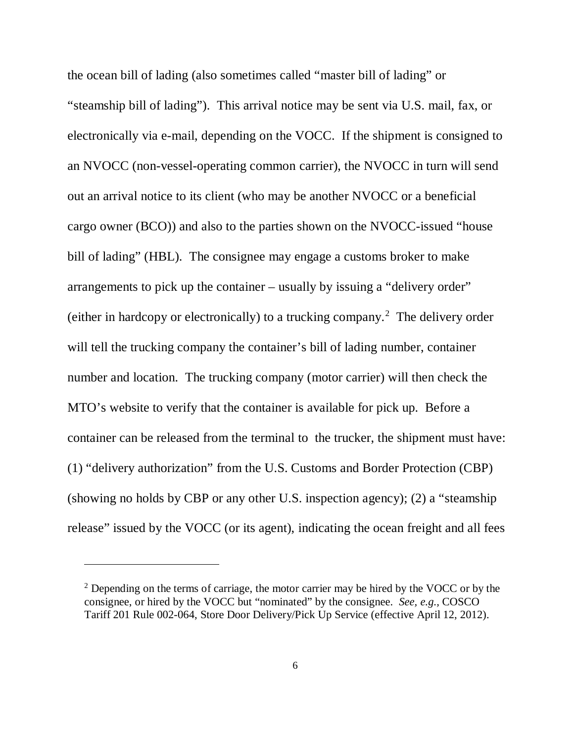the ocean bill of lading (also sometimes called "master bill of lading" or "steamship bill of lading"). This arrival notice may be sent via U.S. mail, fax, or electronically via e-mail, depending on the VOCC. If the shipment is consigned to an NVOCC (non-vessel-operating common carrier), the NVOCC in turn will send out an arrival notice to its client (who may be another NVOCC or a beneficial cargo owner (BCO)) and also to the parties shown on the NVOCC-issued "house bill of lading" (HBL). The consignee may engage a customs broker to make arrangements to pick up the container – usually by issuing a "delivery order" (either in hardcopy or electronically) to a trucking company.[2] The delivery order will tell the trucking company the container's bill of lading number, container number and location. The trucking company (motor carrier) will then check the MTO's website to verify that the container is available for pick up. Before a container can be released from the terminal to the trucker, the shipment must have: (1) "delivery authorization" from the U.S. Customs and Border Protection (CBP) (showing no holds by CBP or any other U.S. inspection agency); (2) a "steamship release" issued by the VOCC (or its agent), indicating the ocean freight and all fees

---

[2] Depending on the terms of carriage, the motor carrier may be hired by the VOCC or by the consignee, or hired by the VOCC but "nominated" by the consignee. *See, e.g.*, COSCO Tariff 201 Rule 002-064, Store Door Delivery/Pick Up Service (effective April 12, 2012).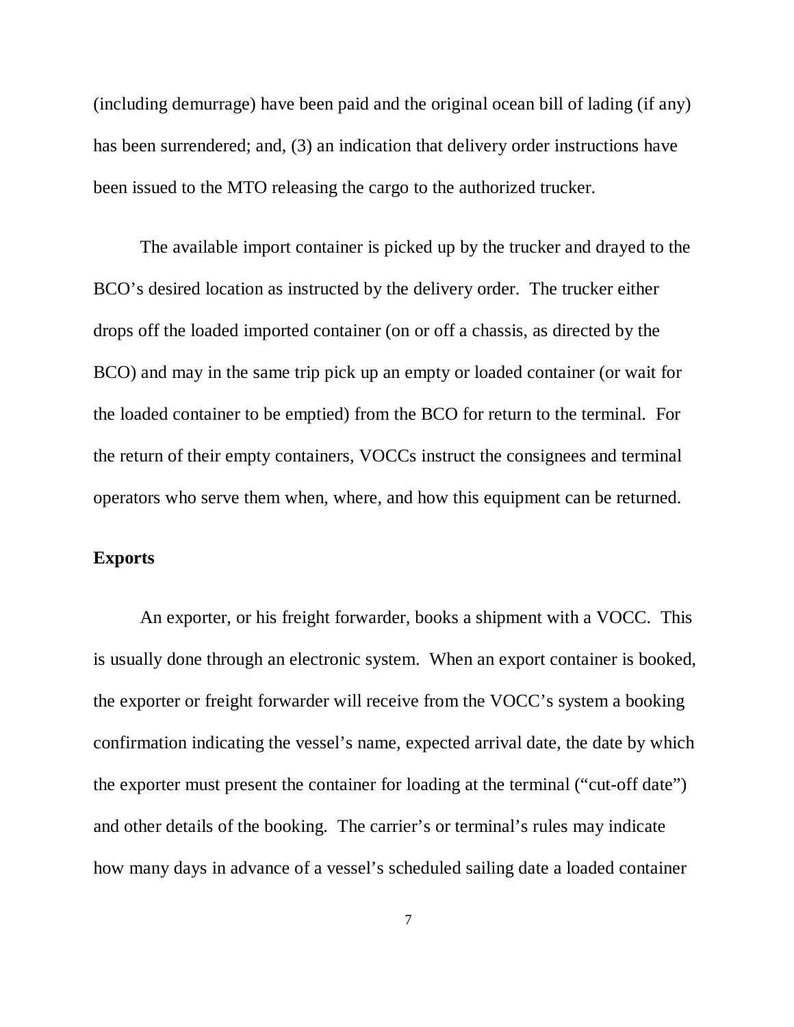(including demurrage) have been paid and the original ocean bill of lading (if any) has been surrendered; and, (3) an indication that delivery order instructions have been issued to the MTO releasing the cargo to the authorized trucker.

The available import container is picked up by the trucker and drayed to the BCO's desired location as instructed by the delivery order. The trucker either drops off the loaded imported container (on or off a chassis, as directed by the BCO) and may in the same trip pick up an empty or loaded container (or wait for the loaded container to be emptied) from the BCO for return to the terminal. For the return of their empty containers, VOCCs instruct the consignees and terminal operators who serve them when, where, and how this equipment can be returned.

**Exports**

An exporter, or his freight forwarder, books a shipment with a VOCC. This is usually done through an electronic system. When an export container is booked, the exporter or freight forwarder will receive from the VOCC's system a booking confirmation indicating the vessel's name, expected arrival date, the date by which the exporter must present the container for loading at the terminal ("cut-off date") and other details of the booking. The carrier's or terminal's rules may indicate how many days in advance of a vessel's scheduled sailing date a loaded container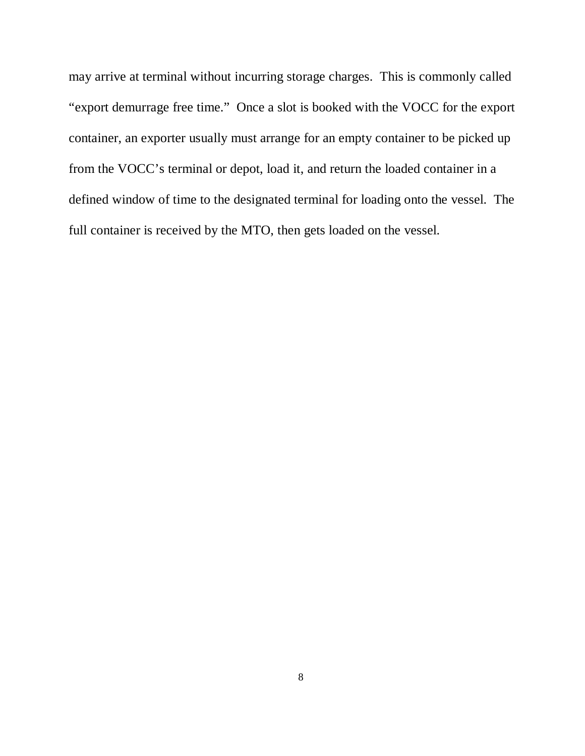may arrive at terminal without incurring storage charges. This is commonly called "export demurrage free time." Once a slot is booked with the VOCC for the export container, an exporter usually must arrange for an empty container to be picked up from the VOCC's terminal or depot, load it, and return the loaded container in a defined window of time to the designated terminal for loading onto the vessel. The full container is received by the MTO, then gets loaded on the vessel.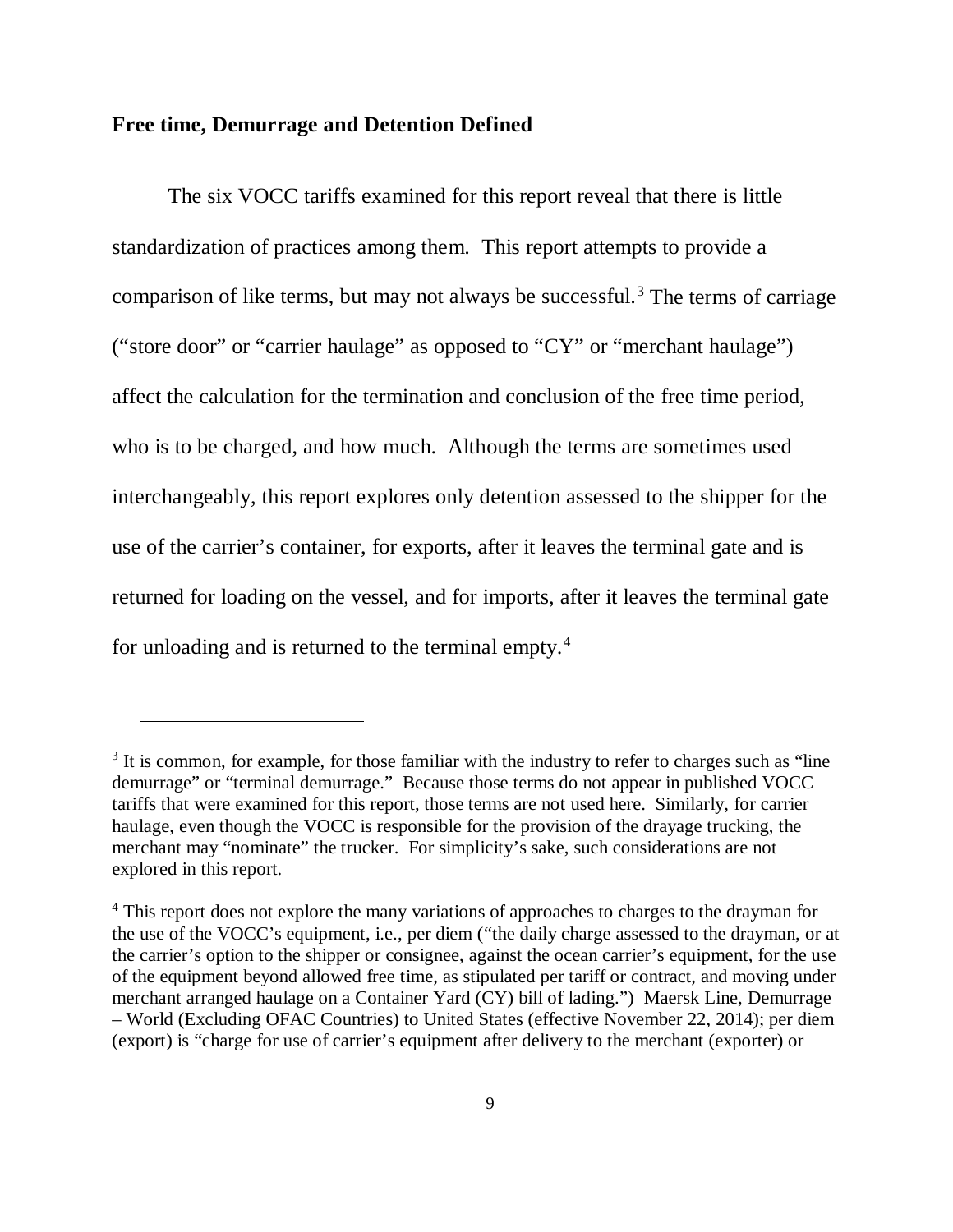**Free time, Demurrage and Detention Defined**

The six VOCC tariffs examined for this report reveal that there is little standardization of practices among them. This report attempts to provide a comparison of like terms, but may not always be successful.[3] The terms of carriage ("store door" or "carrier haulage" as opposed to "CY" or "merchant haulage") affect the calculation for the termination and conclusion of the free time period, who is to be charged, and how much. Although the terms are sometimes used interchangeably, this report explores only detention assessed to the shipper for the use of the carrier's container, for exports, after it leaves the terminal gate and is returned for loading on the vessel, and for imports, after it leaves the terminal gate for unloading and is returned to the terminal empty.[4]

---

[3] It is common, for example, for those familiar with the industry to refer to charges such as "line demurrage" or "terminal demurrage." Because those terms do not appear in published VOCC tariffs that were examined for this report, those terms are not used here. Similarly, for carrier haulage, even though the VOCC is responsible for the provision of the drayage trucking, the merchant may "nominate" the trucker. For simplicity's sake, such considerations are not explored in this report.

[4] This report does not explore the many variations of approaches to charges to the drayman for the use of the VOCC's equipment, i.e., per diem ("the daily charge assessed to the drayman, or at the carrier's option to the shipper or consignee, against the ocean carrier's equipment, for the use of the equipment beyond allowed free time, as stipulated per tariff or contract, and moving under merchant arranged haulage on a Container Yard (CY) bill of lading.") Maersk Line, Demurrage – World (Excluding OFAC Countries) to United States (effective November 22, 2014); per diem (export) is "charge for use of carrier's equipment after delivery to the merchant (exporter) or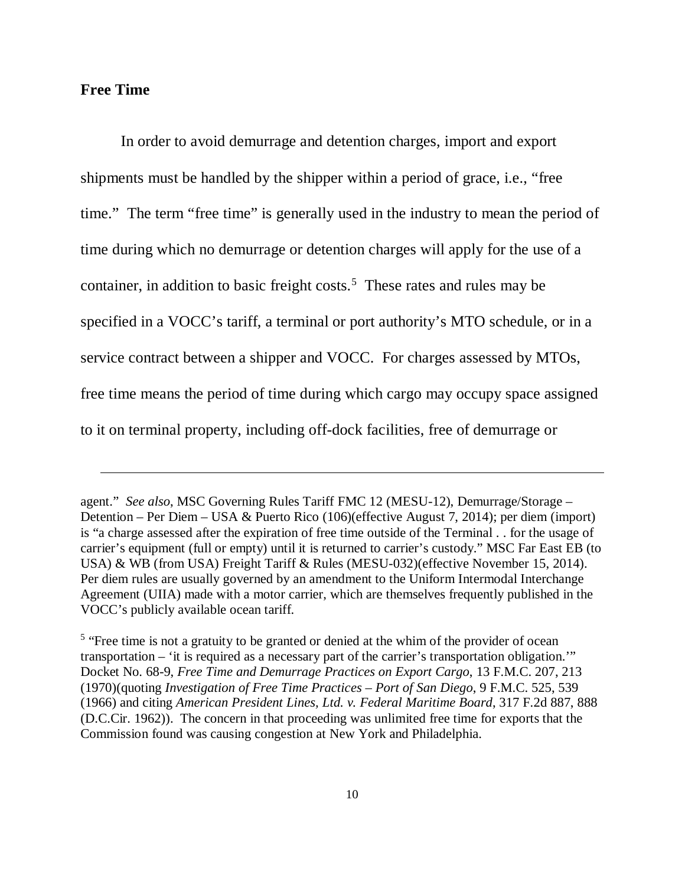## Free Time

In order to avoid demurrage and detention charges, import and export shipments must be handled by the shipper within a period of grace, i.e., "free time." The term "free time" is generally used in the industry to mean the period of time during which no demurrage or detention charges will apply for the use of a container, in addition to basic freight costs.[5] These rates and rules may be specified in a VOCC's tariff, a terminal or port authority's MTO schedule, or in a service contract between a shipper and VOCC. For charges assessed by MTOs, free time means the period of time during which cargo may occupy space assigned to it on terminal property, including off-dock facilities, free of demurrage or

---

agent." *See also*, MSC Governing Rules Tariff FMC 12 (MESU-12), Demurrage/Storage – Detention – Per Diem – USA & Puerto Rico (106)(effective August 7, 2014); per diem (import) is "a charge assessed after the expiration of free time outside of the Terminal . . for the usage of carrier's equipment (full or empty) until it is returned to carrier's custody." MSC Far East EB (to USA) & WB (from USA) Freight Tariff & Rules (MESU-032)(effective November 15, 2014). Per diem rules are usually governed by an amendment to the Uniform Intermodal Interchange Agreement (UIIA) made with a motor carrier, which are themselves frequently published in the VOCC's publicly available ocean tariff.

[5] "Free time is not a gratuity to be granted or denied at the whim of the provider of ocean transportation – 'it is required as a necessary part of the carrier's transportation obligation.'" Docket No. 68-9, *Free Time and Demurrage Practices on Export Cargo*, 13 F.M.C. 207, 213 (1970)(quoting *Investigation of Free Time Practices – Port of San Diego*, 9 F.M.C. 525, 539 (1966) and citing *American President Lines, Ltd. v. Federal Maritime Board*, 317 F.2d 887, 888 (D.C.Cir. 1962)). The concern in that proceeding was unlimited free time for exports that the Commission found was causing congestion at New York and Philadelphia.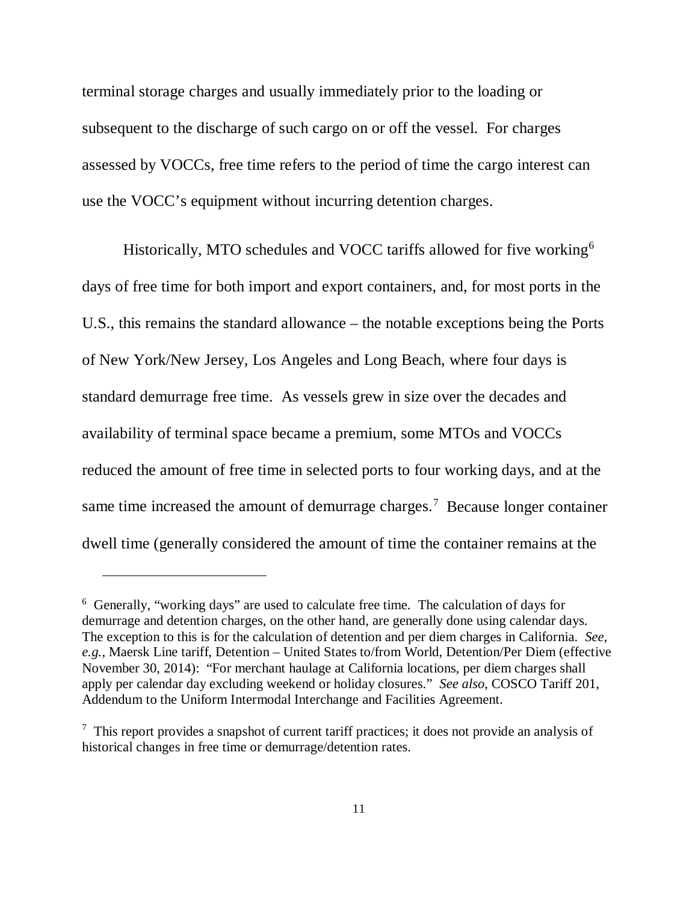terminal storage charges and usually immediately prior to the loading or subsequent to the discharge of such cargo on or off the vessel. For charges assessed by VOCCs, free time refers to the period of time the cargo interest can use the VOCC's equipment without incurring detention charges.

Historically, MTO schedules and VOCC tariffs allowed for five working[6] days of free time for both import and export containers, and, for most ports in the U.S., this remains the standard allowance – the notable exceptions being the Ports of New York/New Jersey, Los Angeles and Long Beach, where four days is standard demurrage free time. As vessels grew in size over the decades and availability of terminal space became a premium, some MTOs and VOCCs reduced the amount of free time in selected ports to four working days, and at the same time increased the amount of demurrage charges.[7] Because longer container dwell time (generally considered the amount of time the container remains at the

---

[6] Generally, "working days" are used to calculate free time. The calculation of days for demurrage and detention charges, on the other hand, are generally done using calendar days. The exception to this is for the calculation of detention and per diem charges in California. *See, e.g.*, Maersk Line tariff, Detention – United States to/from World, Detention/Per Diem (effective November 30, 2014): "For merchant haulage at California locations, per diem charges shall apply per calendar day excluding weekend or holiday closures." *See also*, COSCO Tariff 201, Addendum to the Uniform Intermodal Interchange and Facilities Agreement.

[7] This report provides a snapshot of current tariff practices; it does not provide an analysis of historical changes in free time or demurrage/detention rates.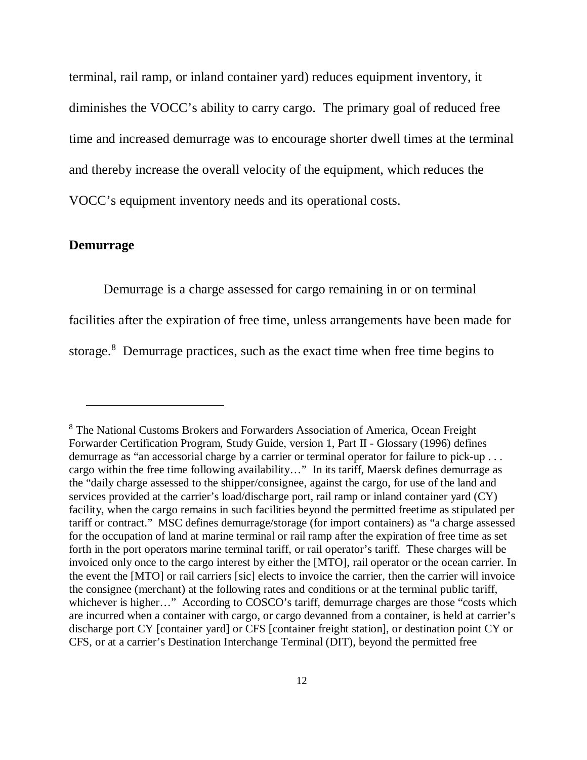terminal, rail ramp, or inland container yard) reduces equipment inventory, it diminishes the VOCC's ability to carry cargo. The primary goal of reduced free time and increased demurrage was to encourage shorter dwell times at the terminal and thereby increase the overall velocity of the equipment, which reduces the VOCC's equipment inventory needs and its operational costs.

**Demurrage**

Demurrage is a charge assessed for cargo remaining in or on terminal facilities after the expiration of free time, unless arrangements have been made for storage.[8] Demurrage practices, such as the exact time when free time begins to

---

[8] The National Customs Brokers and Forwarders Association of America, Ocean Freight Forwarder Certification Program, Study Guide, version 1, Part II - Glossary (1996) defines demurrage as "an accessorial charge by a carrier or terminal operator for failure to pick-up . . . cargo within the free time following availability…" In its tariff, Maersk defines demurrage as the "daily charge assessed to the shipper/consignee, against the cargo, for use of the land and services provided at the carrier's load/discharge port, rail ramp or inland container yard (CY) facility, when the cargo remains in such facilities beyond the permitted freetime as stipulated per tariff or contract." MSC defines demurrage/storage (for import containers) as "a charge assessed for the occupation of land at marine terminal or rail ramp after the expiration of free time as set forth in the port operators marine terminal tariff, or rail operator's tariff. These charges will be invoiced only once to the cargo interest by either the [MTO], rail operator or the ocean carrier. In the event the [MTO] or rail carriers [sic] elects to invoice the carrier, then the carrier will invoice the consignee (merchant) at the following rates and conditions or at the terminal public tariff, whichever is higher…" According to COSCO's tariff, demurrage charges are those "costs which are incurred when a container with cargo, or cargo devanned from a container, is held at carrier's discharge port CY [container yard] or CFS [container freight station], or destination point CY or CFS, or at a carrier's Destination Interchange Terminal (DIT), beyond the permitted free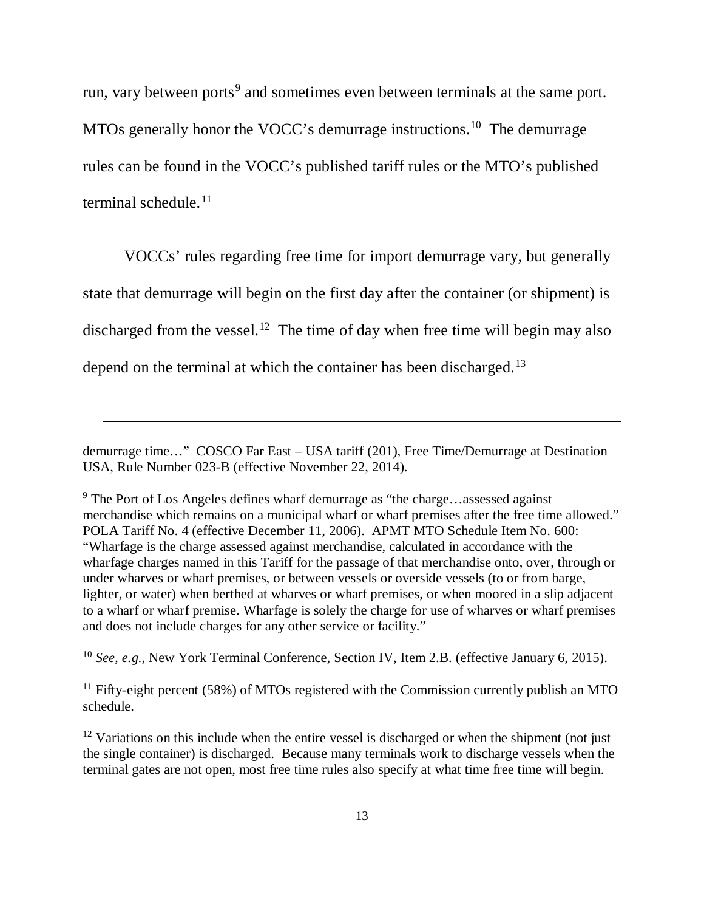run, vary between ports[9] and sometimes even between terminals at the same port. MTOs generally honor the VOCC's demurrage instructions.[10] The demurrage rules can be found in the VOCC's published tariff rules or the MTO's published terminal schedule.[11]

VOCCs' rules regarding free time for import demurrage vary, but generally state that demurrage will begin on the first day after the container (or shipment) is discharged from the vessel.[12] The time of day when free time will begin may also depend on the terminal at which the container has been discharged.[13]

---

demurrage time…" COSCO Far East – USA tariff (201), Free Time/Demurrage at Destination USA, Rule Number 023-B (effective November 22, 2014).

[9] The Port of Los Angeles defines wharf demurrage as "the charge…assessed against merchandise which remains on a municipal wharf or wharf premises after the free time allowed." POLA Tariff No. 4 (effective December 11, 2006). APMT MTO Schedule Item No. 600: "Wharfage is the charge assessed against merchandise, calculated in accordance with the wharfage charges named in this Tariff for the passage of that merchandise onto, over, through or under wharves or wharf premises, or between vessels or overside vessels (to or from barge, lighter, or water) when berthed at wharves or wharf premises, or when moored in a slip adjacent to a wharf or wharf premise. Wharfage is solely the charge for use of wharves or wharf premises and does not include charges for any other service or facility."

[10] *See, e.g.*, New York Terminal Conference, Section IV, Item 2.B. (effective January 6, 2015).

[11] Fifty-eight percent (58%) of MTOs registered with the Commission currently publish an MTO schedule.

[12] Variations on this include when the entire vessel is discharged or when the shipment (not just the single container) is discharged. Because many terminals work to discharge vessels when the terminal gates are not open, most free time rules also specify at what time free time will begin.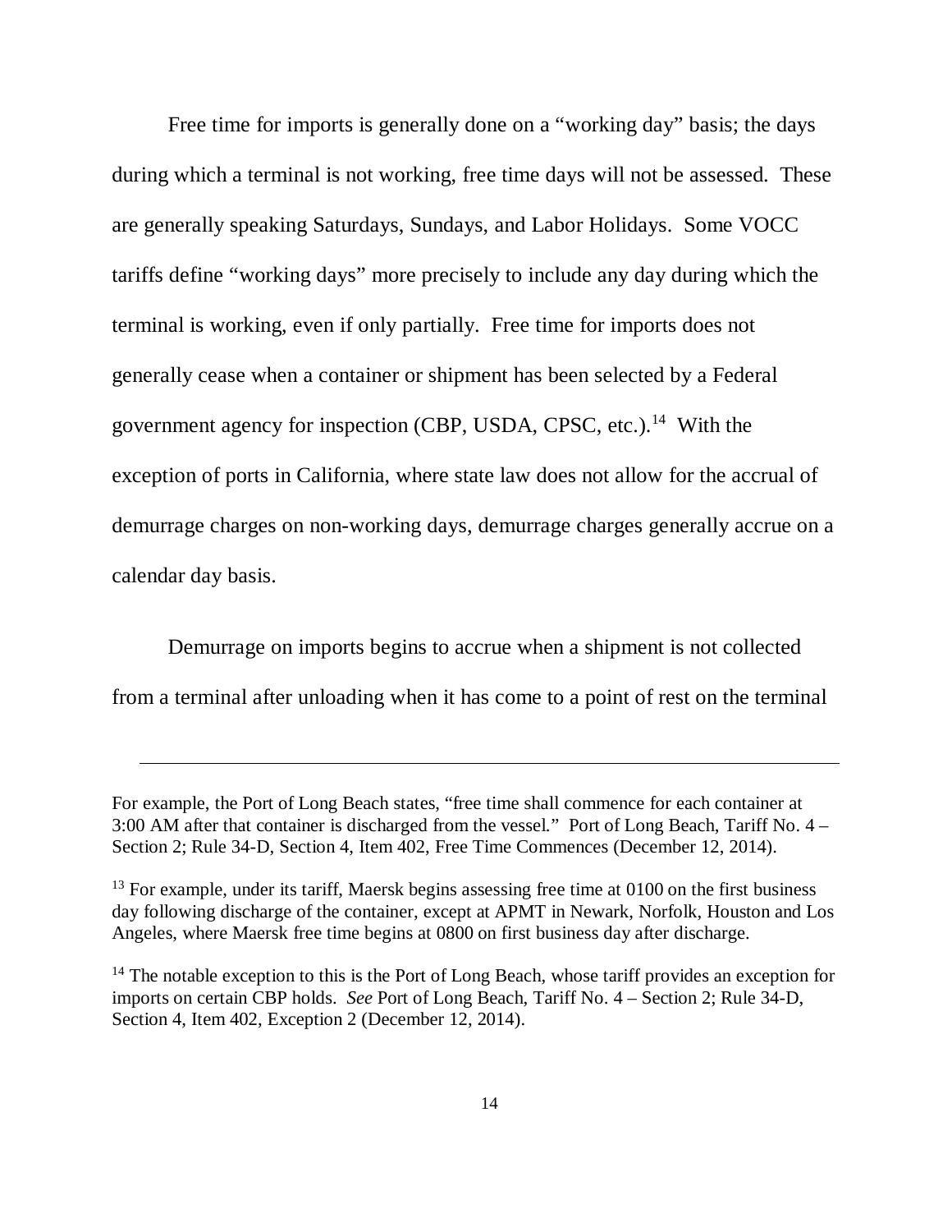Free time for imports is generally done on a "working day" basis; the days during which a terminal is not working, free time days will not be assessed. These are generally speaking Saturdays, Sundays, and Labor Holidays. Some VOCC tariffs define "working days" more precisely to include any day during which the terminal is working, even if only partially. Free time for imports does not generally cease when a container or shipment has been selected by a Federal government agency for inspection (CBP, USDA, CPSC, etc.).[14] With the exception of ports in California, where state law does not allow for the accrual of demurrage charges on non-working days, demurrage charges generally accrue on a calendar day basis.

Demurrage on imports begins to accrue when a shipment is not collected from a terminal after unloading when it has come to a point of rest on the terminal

---

For example, the Port of Long Beach states, "free time shall commence for each container at 3:00 AM after that container is discharged from the vessel." Port of Long Beach, Tariff No. 4 – Section 2; Rule 34-D, Section 4, Item 402, Free Time Commences (December 12, 2014).

[13] For example, under its tariff, Maersk begins assessing free time at 0100 on the first business day following discharge of the container, except at APMT in Newark, Norfolk, Houston and Los Angeles, where Maersk free time begins at 0800 on first business day after discharge.

[14] The notable exception to this is the Port of Long Beach, whose tariff provides an exception for imports on certain CBP holds. *See* Port of Long Beach, Tariff No. 4 – Section 2; Rule 34-D, Section 4, Item 402, Exception 2 (December 12, 2014).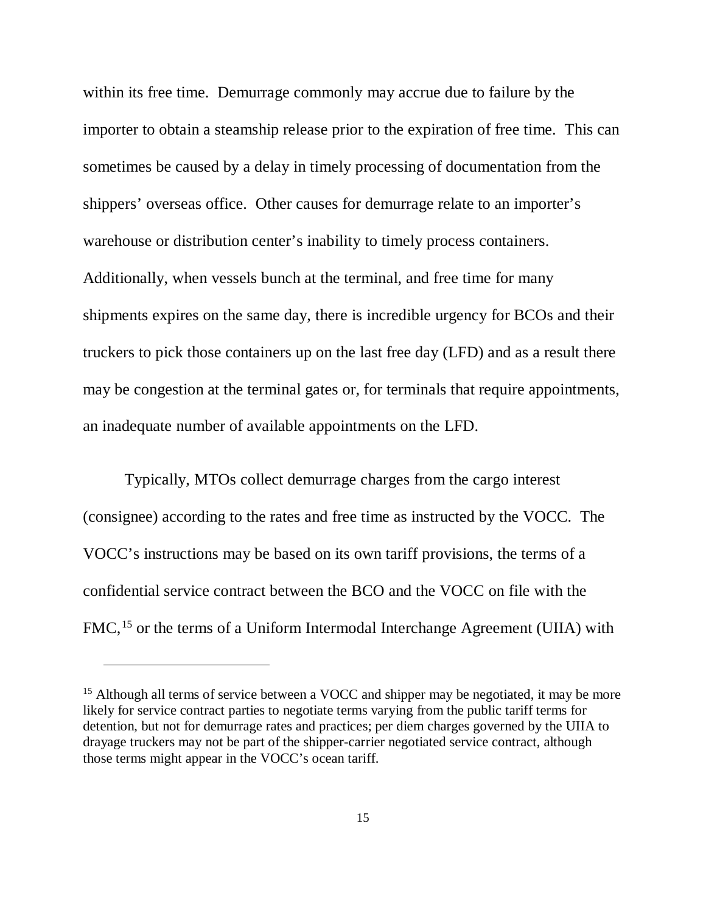within its free time. Demurrage commonly may accrue due to failure by the importer to obtain a steamship release prior to the expiration of free time. This can sometimes be caused by a delay in timely processing of documentation from the shippers' overseas office. Other causes for demurrage relate to an importer's warehouse or distribution center's inability to timely process containers. Additionally, when vessels bunch at the terminal, and free time for many shipments expires on the same day, there is incredible urgency for BCOs and their truckers to pick those containers up on the last free day (LFD) and as a result there may be congestion at the terminal gates or, for terminals that require appointments, an inadequate number of available appointments on the LFD.

Typically, MTOs collect demurrage charges from the cargo interest (consignee) according to the rates and free time as instructed by the VOCC. The VOCC's instructions may be based on its own tariff provisions, the terms of a confidential service contract between the BCO and the VOCC on file with the FMC,[15] or the terms of a Uniform Intermodal Interchange Agreement (UIIA) with

[15] Although all terms of service between a VOCC and shipper may be negotiated, it may be more likely for service contract parties to negotiate terms varying from the public tariff terms for detention, but not for demurrage rates and practices; per diem charges governed by the UIIA to drayage truckers may not be part of the shipper-carrier negotiated service contract, although those terms might appear in the VOCC's ocean tariff.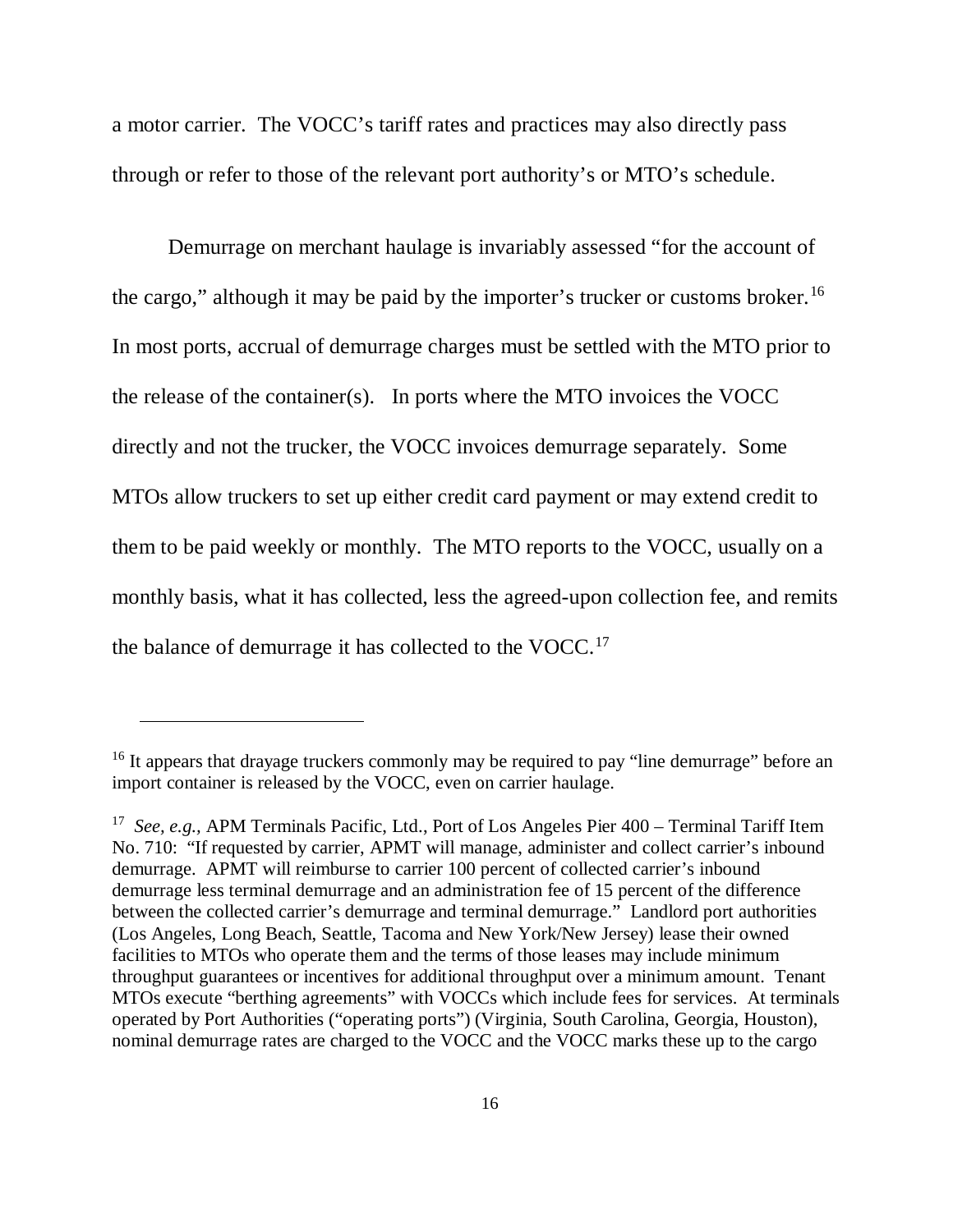a motor carrier. The VOCC's tariff rates and practices may also directly pass through or refer to those of the relevant port authority's or MTO's schedule.

Demurrage on merchant haulage is invariably assessed "for the account of the cargo," although it may be paid by the importer's trucker or customs broker.[16] In most ports, accrual of demurrage charges must be settled with the MTO prior to the release of the container(s). In ports where the MTO invoices the VOCC directly and not the trucker, the VOCC invoices demurrage separately. Some MTOs allow truckers to set up either credit card payment or may extend credit to them to be paid weekly or monthly. The MTO reports to the VOCC, usually on a monthly basis, what it has collected, less the agreed-upon collection fee, and remits the balance of demurrage it has collected to the VOCC.[17]

---

[16] It appears that drayage truckers commonly may be required to pay "line demurrage" before an import container is released by the VOCC, even on carrier haulage.

[17] *See, e.g.,* APM Terminals Pacific, Ltd., Port of Los Angeles Pier 400 – Terminal Tariff Item No. 710: "If requested by carrier, APMT will manage, administer and collect carrier's inbound demurrage. APMT will reimburse to carrier 100 percent of collected carrier's inbound demurrage less terminal demurrage and an administration fee of 15 percent of the difference between the collected carrier's demurrage and terminal demurrage." Landlord port authorities (Los Angeles, Long Beach, Seattle, Tacoma and New York/New Jersey) lease their owned facilities to MTOs who operate them and the terms of those leases may include minimum throughput guarantees or incentives for additional throughput over a minimum amount. Tenant MTOs execute "berthing agreements" with VOCCs which include fees for services. At terminals operated by Port Authorities ("operating ports") (Virginia, South Carolina, Georgia, Houston), nominal demurrage rates are charged to the VOCC and the VOCC marks these up to the cargo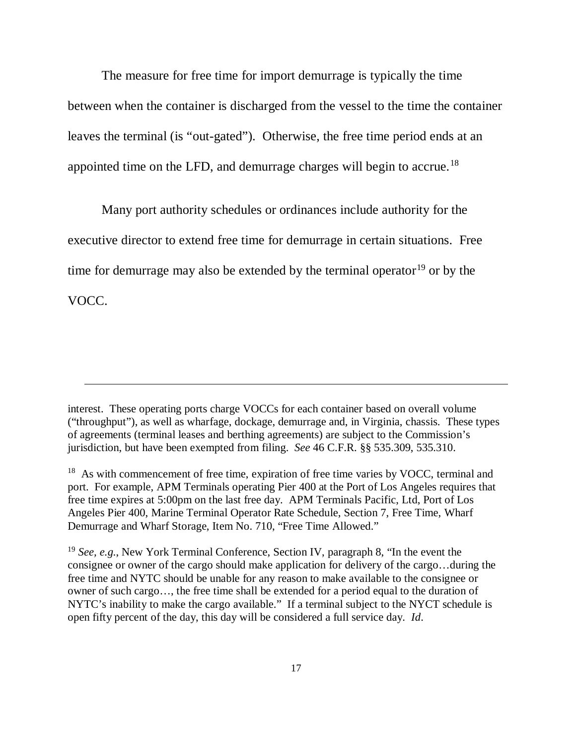The measure for free time for import demurrage is typically the time between when the container is discharged from the vessel to the time the container leaves the terminal (is "out-gated"). Otherwise, the free time period ends at an appointed time on the LFD, and demurrage charges will begin to accrue.[18]

Many port authority schedules or ordinances include authority for the executive director to extend free time for demurrage in certain situations. Free time for demurrage may also be extended by the terminal operator[19] or by the VOCC.

---

interest. These operating ports charge VOCCs for each container based on overall volume ("throughput"), as well as wharfage, dockage, demurrage and, in Virginia, chassis. These types of agreements (terminal leases and berthing agreements) are subject to the Commission's jurisdiction, but have been exempted from filing. *See* 46 C.F.R. §§ 535.309, 535.310.

[18] As with commencement of free time, expiration of free time varies by VOCC, terminal and port. For example, APM Terminals operating Pier 400 at the Port of Los Angeles requires that free time expires at 5:00pm on the last free day. APM Terminals Pacific, Ltd, Port of Los Angeles Pier 400, Marine Terminal Operator Rate Schedule, Section 7, Free Time, Wharf Demurrage and Wharf Storage, Item No. 710, "Free Time Allowed."

[19] *See, e.g.*, New York Terminal Conference, Section IV, paragraph 8, "In the event the consignee or owner of the cargo should make application for delivery of the cargo…during the free time and NYTC should be unable for any reason to make available to the consignee or owner of such cargo…, the free time shall be extended for a period equal to the duration of NYTC's inability to make the cargo available." If a terminal subject to the NYCT schedule is open fifty percent of the day, this day will be considered a full service day. *Id*.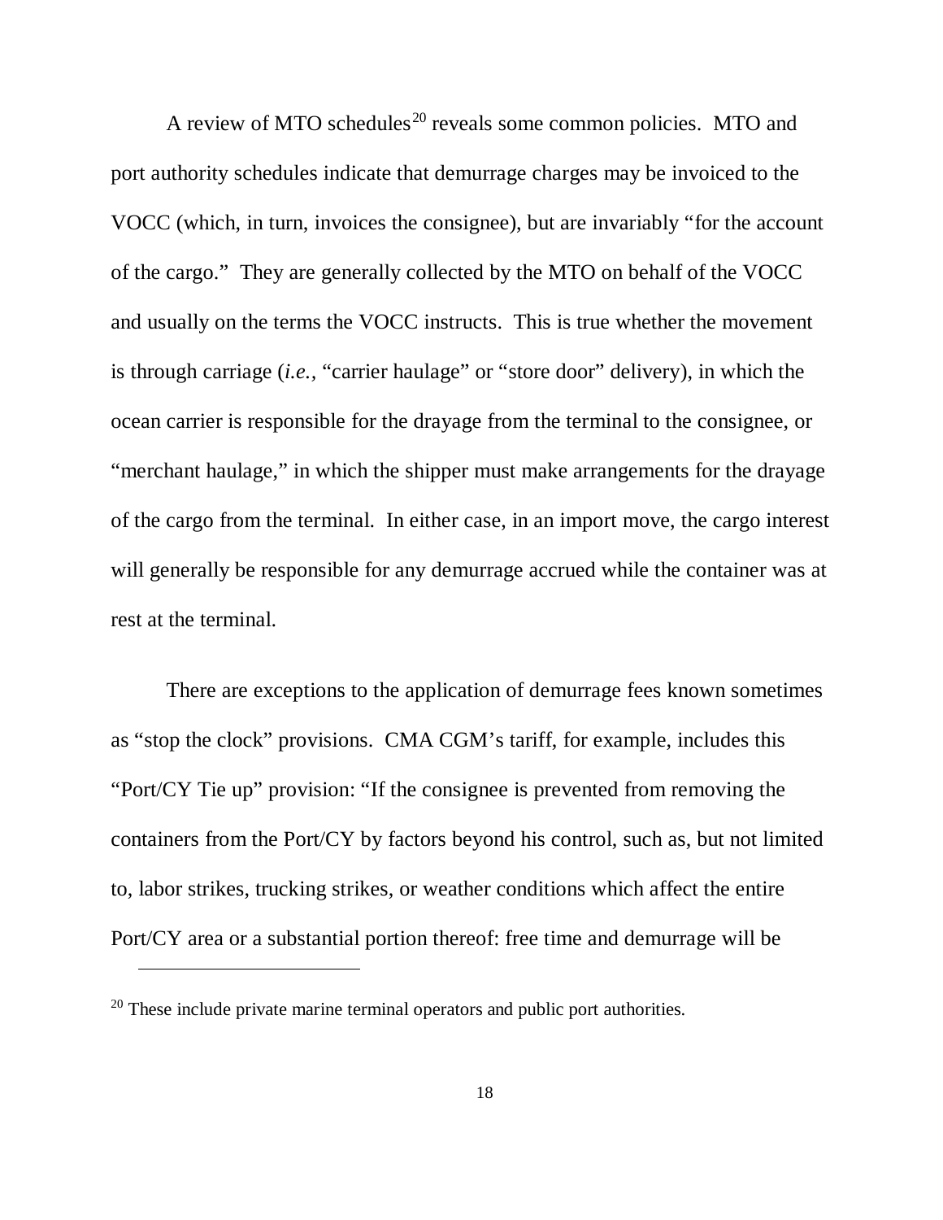A review of MTO schedules[20] reveals some common policies. MTO and port authority schedules indicate that demurrage charges may be invoiced to the VOCC (which, in turn, invoices the consignee), but are invariably "for the account of the cargo." They are generally collected by the MTO on behalf of the VOCC and usually on the terms the VOCC instructs. This is true whether the movement is through carriage (*i.e.,* "carrier haulage" or "store door" delivery), in which the ocean carrier is responsible for the drayage from the terminal to the consignee, or "merchant haulage," in which the shipper must make arrangements for the drayage of the cargo from the terminal. In either case, in an import move, the cargo interest will generally be responsible for any demurrage accrued while the container was at rest at the terminal.

There are exceptions to the application of demurrage fees known sometimes as "stop the clock" provisions. CMA CGM's tariff, for example, includes this "Port/CY Tie up" provision: "If the consignee is prevented from removing the containers from the Port/CY by factors beyond his control, such as, but not limited to, labor strikes, trucking strikes, or weather conditions which affect the entire Port/CY area or a substantial portion thereof: free time and demurrage will be

[20] These include private marine terminal operators and public port authorities.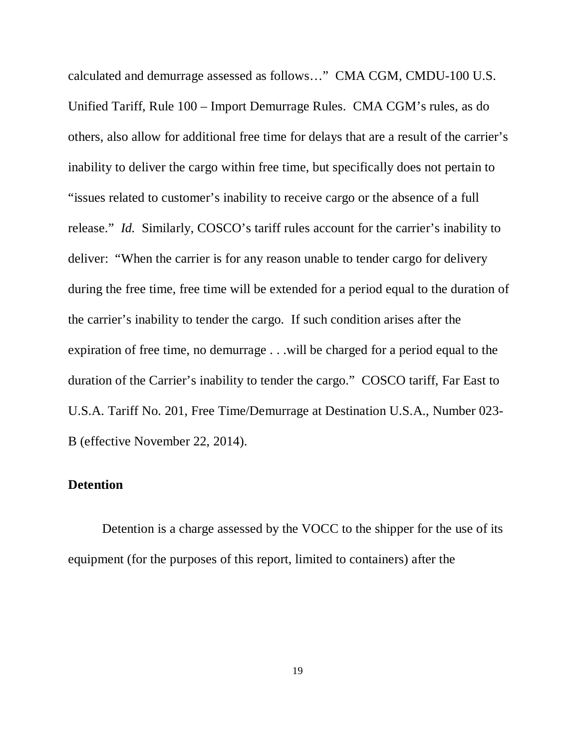calculated and demurrage assessed as follows…" CMA CGM, CMDU-100 U.S. Unified Tariff, Rule 100 – Import Demurrage Rules. CMA CGM's rules, as do others, also allow for additional free time for delays that are a result of the carrier's inability to deliver the cargo within free time, but specifically does not pertain to "issues related to customer's inability to receive cargo or the absence of a full release." *Id.* Similarly, COSCO's tariff rules account for the carrier's inability to deliver: "When the carrier is for any reason unable to tender cargo for delivery during the free time, free time will be extended for a period equal to the duration of the carrier's inability to tender the cargo. If such condition arises after the expiration of free time, no demurrage . . .will be charged for a period equal to the duration of the Carrier's inability to tender the cargo." COSCO tariff, Far East to U.S.A. Tariff No. 201, Free Time/Demurrage at Destination U.S.A., Number 023-B (effective November 22, 2014).

**Detention**

Detention is a charge assessed by the VOCC to the shipper for the use of its equipment (for the purposes of this report, limited to containers) after the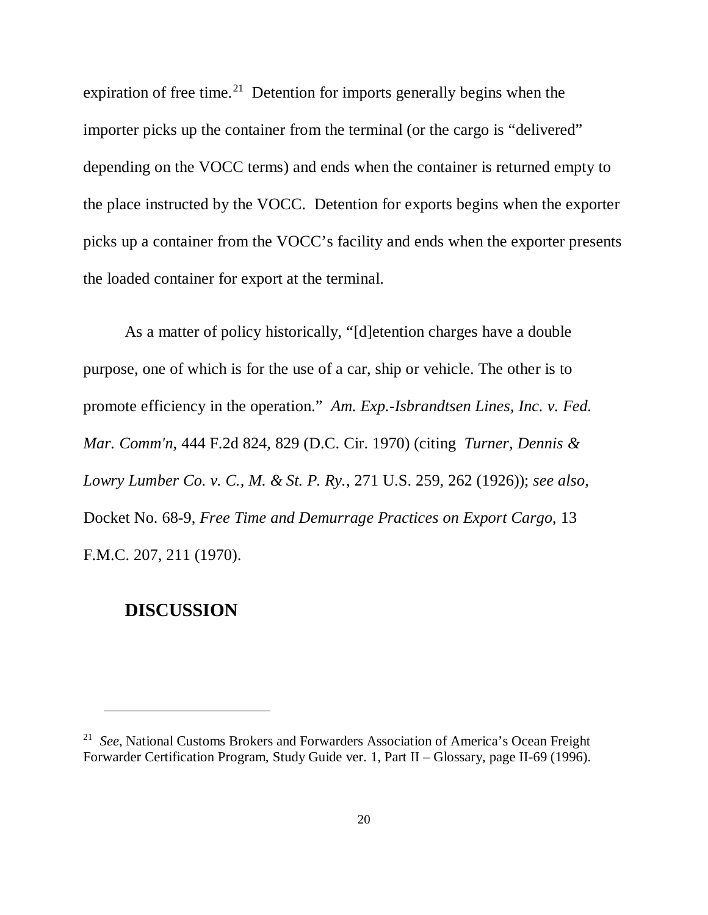expiration of free time.[21] Detention for imports generally begins when the importer picks up the container from the terminal (or the cargo is "delivered" depending on the VOCC terms) and ends when the container is returned empty to the place instructed by the VOCC. Detention for exports begins when the exporter picks up a container from the VOCC's facility and ends when the exporter presents the loaded container for export at the terminal.

As a matter of policy historically, "[d]etention charges have a double purpose, one of which is for the use of a car, ship or vehicle. The other is to promote efficiency in the operation." *Am. Exp.-Isbrandtsen Lines, Inc. v. Fed. Mar. Comm'n*, 444 F.2d 824, 829 (D.C. Cir. 1970) (citing *Turner, Dennis & Lowry Lumber Co. v. C., M. & St. P. Ry.*, 271 U.S. 259, 262 (1926)); *see also*, Docket No. 68-9, *Free Time and Demurrage Practices on Export Cargo*, 13 F.M.C. 207, 211 (1970).

## DISCUSSION

---

[21] *See*, National Customs Brokers and Forwarders Association of America's Ocean Freight Forwarder Certification Program, Study Guide ver. 1, Part II – Glossary, page II-69 (1996).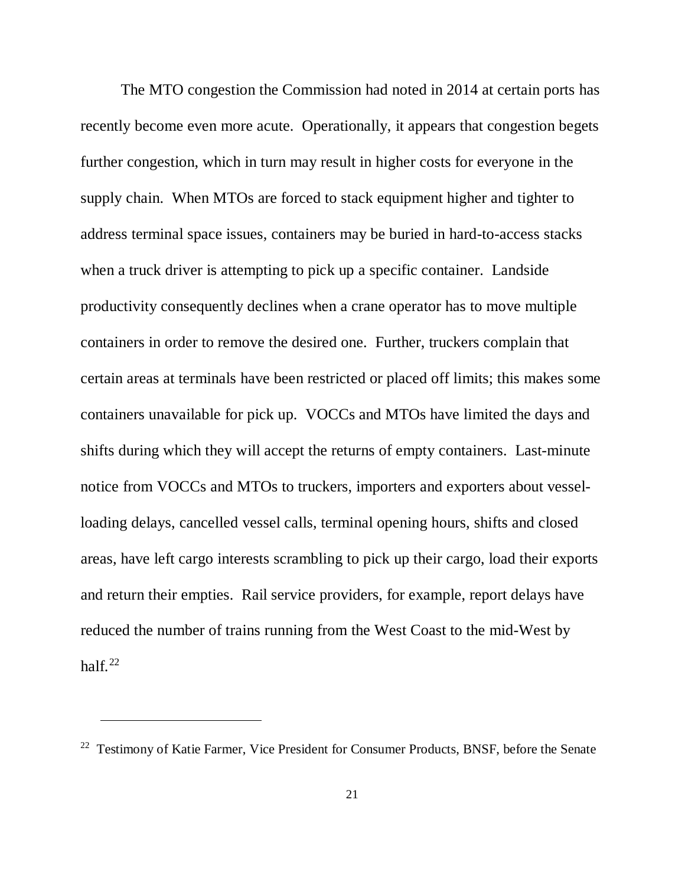The MTO congestion the Commission had noted in 2014 at certain ports has recently become even more acute. Operationally, it appears that congestion begets further congestion, which in turn may result in higher costs for everyone in the supply chain. When MTOs are forced to stack equipment higher and tighter to address terminal space issues, containers may be buried in hard-to-access stacks when a truck driver is attempting to pick up a specific container. Landside productivity consequently declines when a crane operator has to move multiple containers in order to remove the desired one. Further, truckers complain that certain areas at terminals have been restricted or placed off limits; this makes some containers unavailable for pick up. VOCCs and MTOs have limited the days and shifts during which they will accept the returns of empty containers. Last-minute notice from VOCCs and MTOs to truckers, importers and exporters about vessel-loading delays, cancelled vessel calls, terminal opening hours, shifts and closed areas, have left cargo interests scrambling to pick up their cargo, load their exports and return their empties. Rail service providers, for example, report delays have reduced the number of trains running from the West Coast to the mid-West by half.[22]

---

[22] Testimony of Katie Farmer, Vice President for Consumer Products, BNSF, before the Senate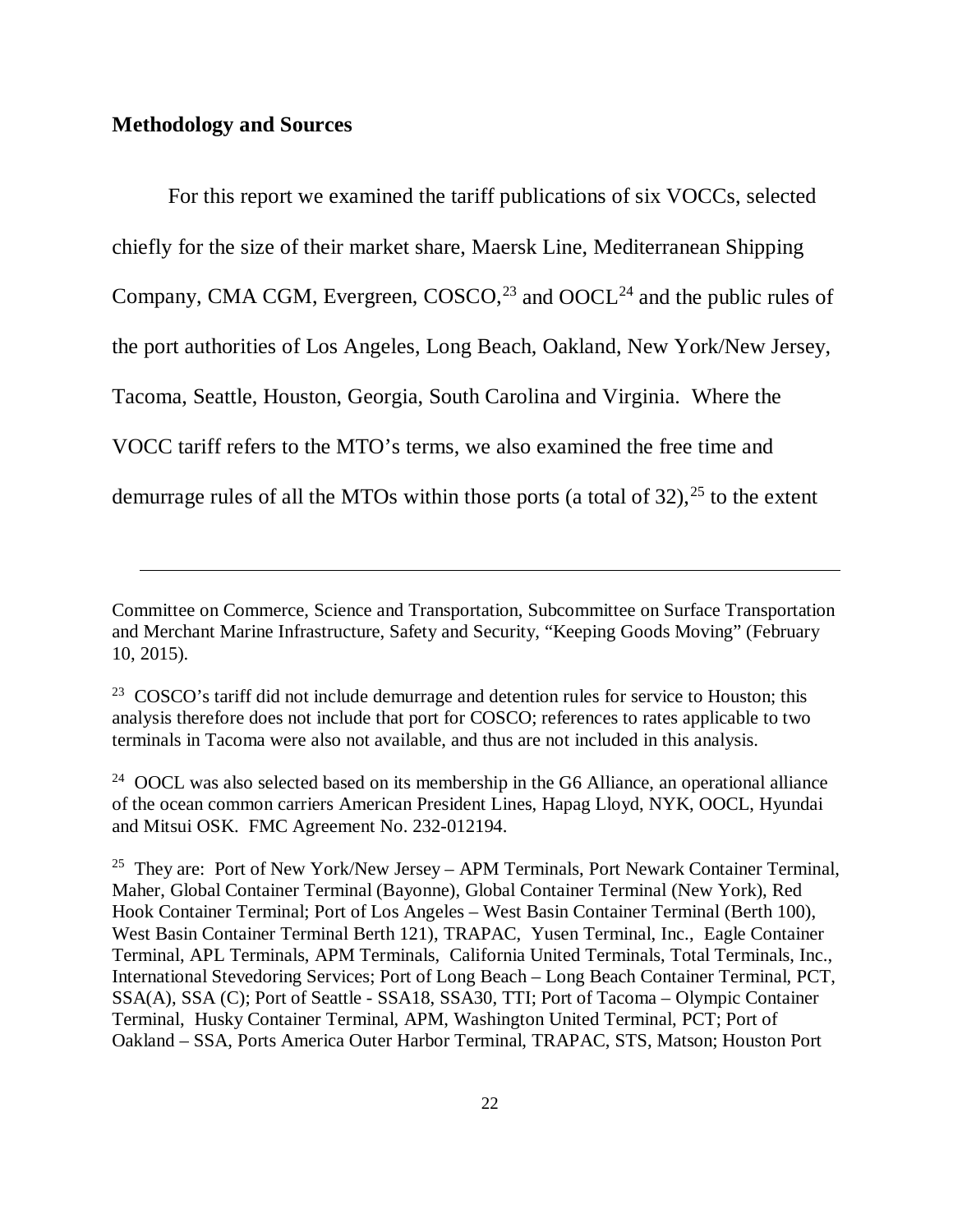## Methodology and Sources

For this report we examined the tariff publications of six VOCCs, selected chiefly for the size of their market share, Maersk Line, Mediterranean Shipping Company, CMA CGM, Evergreen, COSCO,[23] and OOCL[24] and the public rules of the port authorities of Los Angeles, Long Beach, Oakland, New York/New Jersey, Tacoma, Seattle, Houston, Georgia, South Carolina and Virginia. Where the VOCC tariff refers to the MTO's terms, we also examined the free time and demurrage rules of all the MTOs within those ports (a total of 32),[25] to the extent

---

Committee on Commerce, Science and Transportation, Subcommittee on Surface Transportation and Merchant Marine Infrastructure, Safety and Security, "Keeping Goods Moving" (February 10, 2015).

[23] COSCO's tariff did not include demurrage and detention rules for service to Houston; this analysis therefore does not include that port for COSCO; references to rates applicable to two terminals in Tacoma were also not available, and thus are not included in this analysis.

[24] OOCL was also selected based on its membership in the G6 Alliance, an operational alliance of the ocean common carriers American President Lines, Hapag Lloyd, NYK, OOCL, Hyundai and Mitsui OSK. FMC Agreement No. 232-012194.

[25] They are: Port of New York/New Jersey – APM Terminals, Port Newark Container Terminal, Maher, Global Container Terminal (Bayonne), Global Container Terminal (New York), Red Hook Container Terminal; Port of Los Angeles – West Basin Container Terminal (Berth 100), West Basin Container Terminal Berth 121), TRAPAC, Yusen Terminal, Inc., Eagle Container Terminal, APL Terminals, APM Terminals, California United Terminals, Total Terminals, Inc., International Stevedoring Services; Port of Long Beach – Long Beach Container Terminal, PCT, SSA(A), SSA (C); Port of Seattle - SSA18, SSA30, TTI; Port of Tacoma – Olympic Container Terminal, Husky Container Terminal, APM, Washington United Terminal, PCT; Port of Oakland – SSA, Ports America Outer Harbor Terminal, TRAPAC, STS, Matson; Houston Port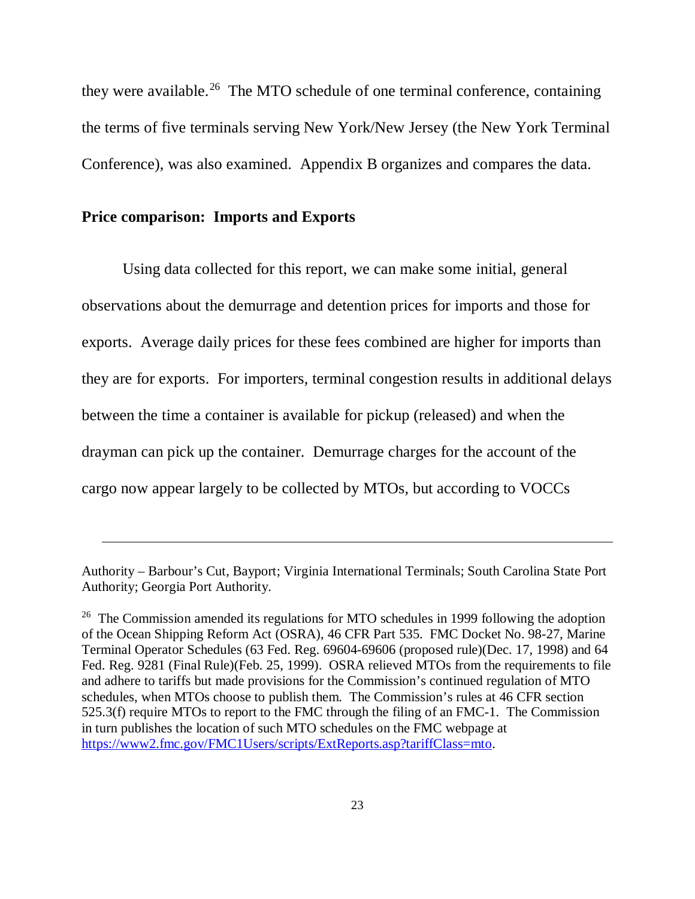they were available.[26] The MTO schedule of one terminal conference, containing the terms of five terminals serving New York/New Jersey (the New York Terminal Conference), was also examined. Appendix B organizes and compares the data.

**Price comparison: Imports and Exports**

Using data collected for this report, we can make some initial, general observations about the demurrage and detention prices for imports and those for exports. Average daily prices for these fees combined are higher for imports than they are for exports. For importers, terminal congestion results in additional delays between the time a container is available for pickup (released) and when the drayman can pick up the container. Demurrage charges for the account of the cargo now appear largely to be collected by MTOs, but according to VOCCs

---

Authority – Barbour's Cut, Bayport; Virginia International Terminals; South Carolina State Port Authority; Georgia Port Authority.

[26] The Commission amended its regulations for MTO schedules in 1999 following the adoption of the Ocean Shipping Reform Act (OSRA), 46 CFR Part 535. FMC Docket No. 98-27, Marine Terminal Operator Schedules (63 Fed. Reg. 69604-69606 (proposed rule)(Dec. 17, 1998) and 64 Fed. Reg. 9281 (Final Rule)(Feb. 25, 1999). OSRA relieved MTOs from the requirements to file and adhere to tariffs but made provisions for the Commission's continued regulation of MTO schedules, when MTOs choose to publish them. The Commission's rules at 46 CFR section 525.3(f) require MTOs to report to the FMC through the filing of an FMC-1. The Commission in turn publishes the location of such MTO schedules on the FMC webpage at https://www2.fmc.gov/FMC1Users/scripts/ExtReports.asp?tariffClass=mto.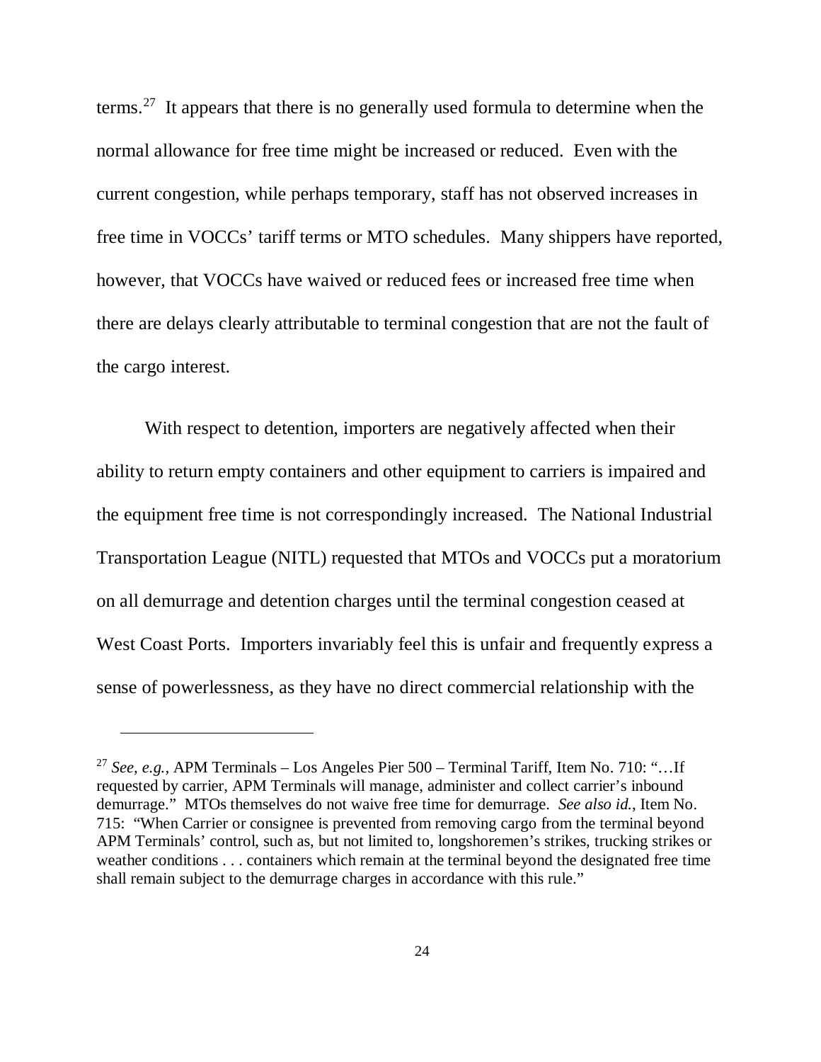terms.[27] It appears that there is no generally used formula to determine when the normal allowance for free time might be increased or reduced. Even with the current congestion, while perhaps temporary, staff has not observed increases in free time in VOCCs' tariff terms or MTO schedules. Many shippers have reported, however, that VOCCs have waived or reduced fees or increased free time when there are delays clearly attributable to terminal congestion that are not the fault of the cargo interest.

With respect to detention, importers are negatively affected when their ability to return empty containers and other equipment to carriers is impaired and the equipment free time is not correspondingly increased. The National Industrial Transportation League (NITL) requested that MTOs and VOCCs put a moratorium on all demurrage and detention charges until the terminal congestion ceased at West Coast Ports. Importers invariably feel this is unfair and frequently express a sense of powerlessness, as they have no direct commercial relationship with the

---

[27] *See, e.g.*, APM Terminals – Los Angeles Pier 500 – Terminal Tariff, Item No. 710: "…If requested by carrier, APM Terminals will manage, administer and collect carrier's inbound demurrage." MTOs themselves do not waive free time for demurrage. *See also id.*, Item No. 715: "When Carrier or consignee is prevented from removing cargo from the terminal beyond APM Terminals' control, such as, but not limited to, longshoremen's strikes, trucking strikes or weather conditions . . . containers which remain at the terminal beyond the designated free time shall remain subject to the demurrage charges in accordance with this rule."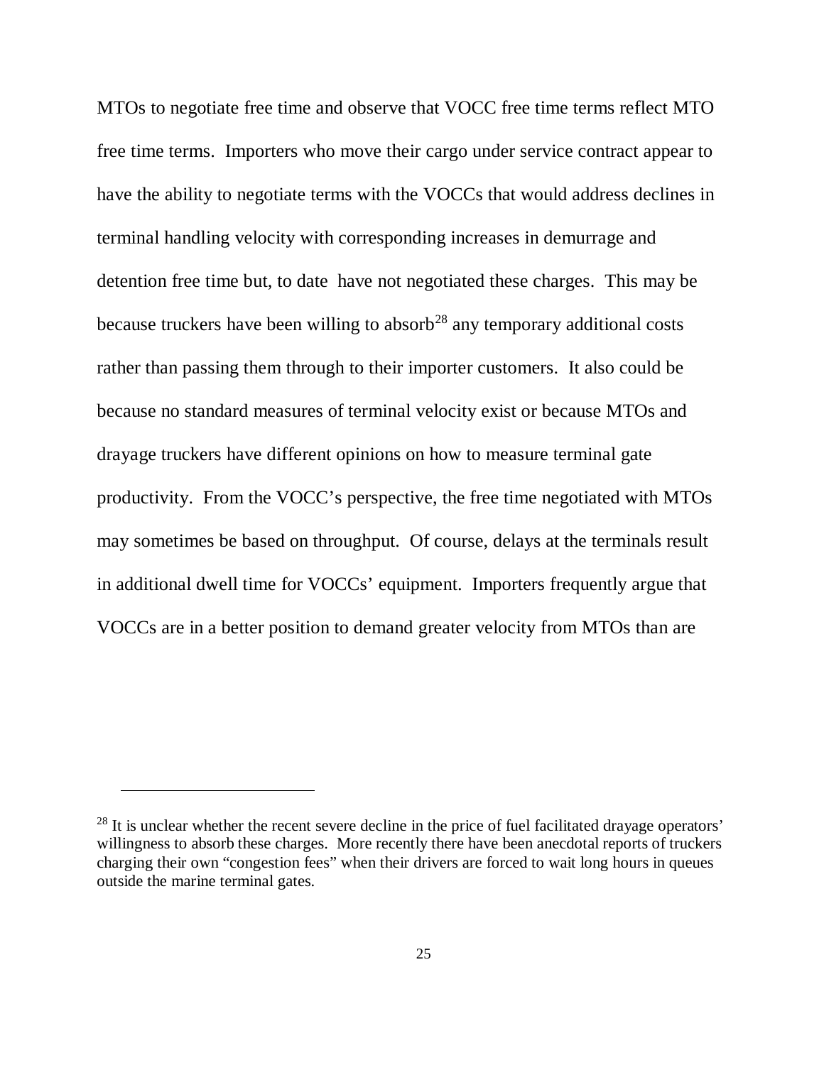MTOs to negotiate free time and observe that VOCC free time terms reflect MTO free time terms. Importers who move their cargo under service contract appear to have the ability to negotiate terms with the VOCCs that would address declines in terminal handling velocity with corresponding increases in demurrage and detention free time but, to date have not negotiated these charges. This may be because truckers have been willing to absorb[28] any temporary additional costs rather than passing them through to their importer customers. It also could be because no standard measures of terminal velocity exist or because MTOs and drayage truckers have different opinions on how to measure terminal gate productivity. From the VOCC's perspective, the free time negotiated with MTOs may sometimes be based on throughput. Of course, delays at the terminals result in additional dwell time for VOCCs' equipment. Importers frequently argue that VOCCs are in a better position to demand greater velocity from MTOs than are

---

[28] It is unclear whether the recent severe decline in the price of fuel facilitated drayage operators' willingness to absorb these charges. More recently there have been anecdotal reports of truckers charging their own "congestion fees" when their drivers are forced to wait long hours in queues outside the marine terminal gates.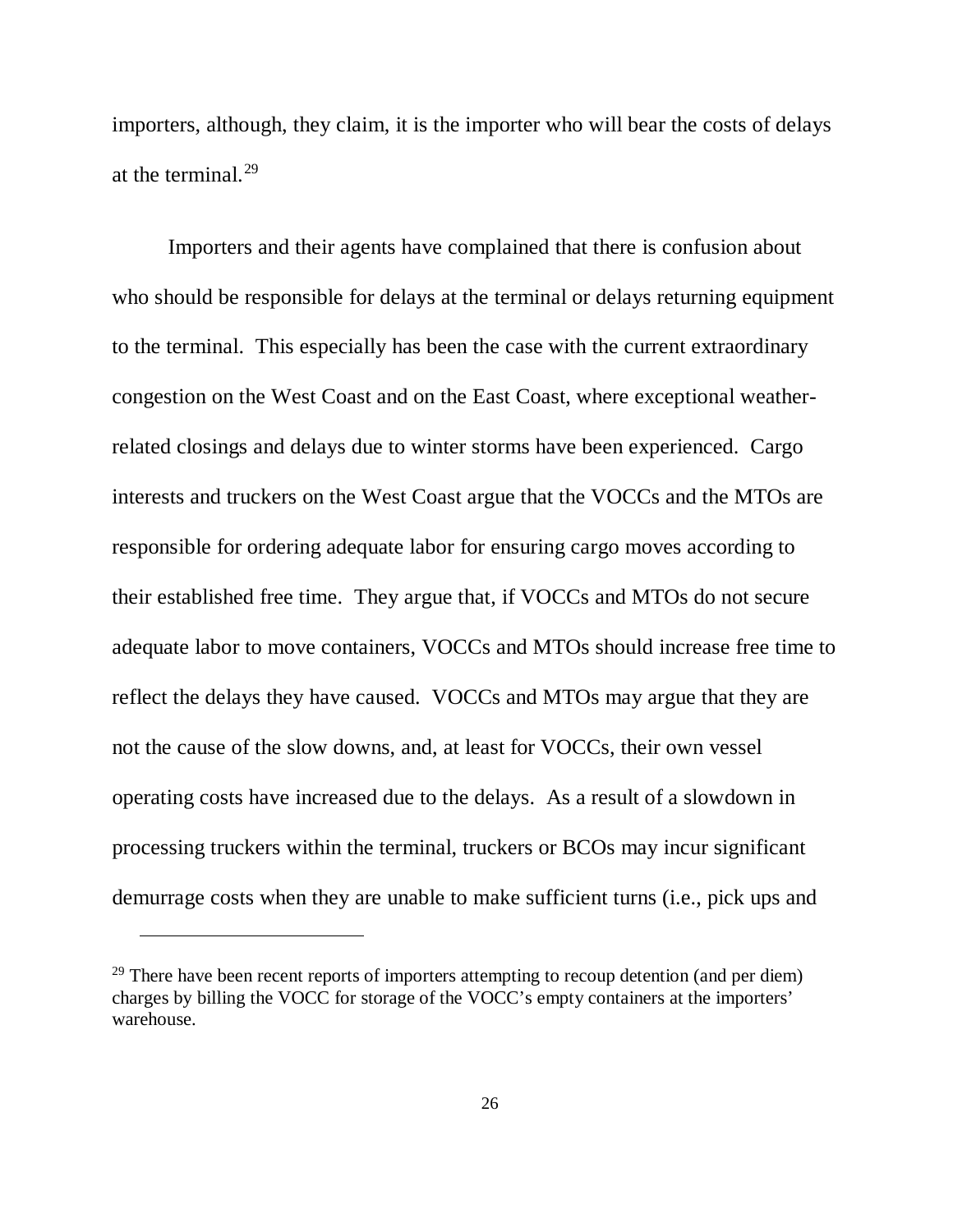importers, although, they claim, it is the importer who will bear the costs of delays at the terminal.[29]

Importers and their agents have complained that there is confusion about who should be responsible for delays at the terminal or delays returning equipment to the terminal. This especially has been the case with the current extraordinary congestion on the West Coast and on the East Coast, where exceptional weather-related closings and delays due to winter storms have been experienced. Cargo interests and truckers on the West Coast argue that the VOCCs and the MTOs are responsible for ordering adequate labor for ensuring cargo moves according to their established free time. They argue that, if VOCCs and MTOs do not secure adequate labor to move containers, VOCCs and MTOs should increase free time to reflect the delays they have caused. VOCCs and MTOs may argue that they are not the cause of the slow downs, and, at least for VOCCs, their own vessel operating costs have increased due to the delays. As a result of a slowdown in processing truckers within the terminal, truckers or BCOs may incur significant demurrage costs when they are unable to make sufficient turns (i.e., pick ups and

---

[29] There have been recent reports of importers attempting to recoup detention (and per diem) charges by billing the VOCC for storage of the VOCC's empty containers at the importers' warehouse.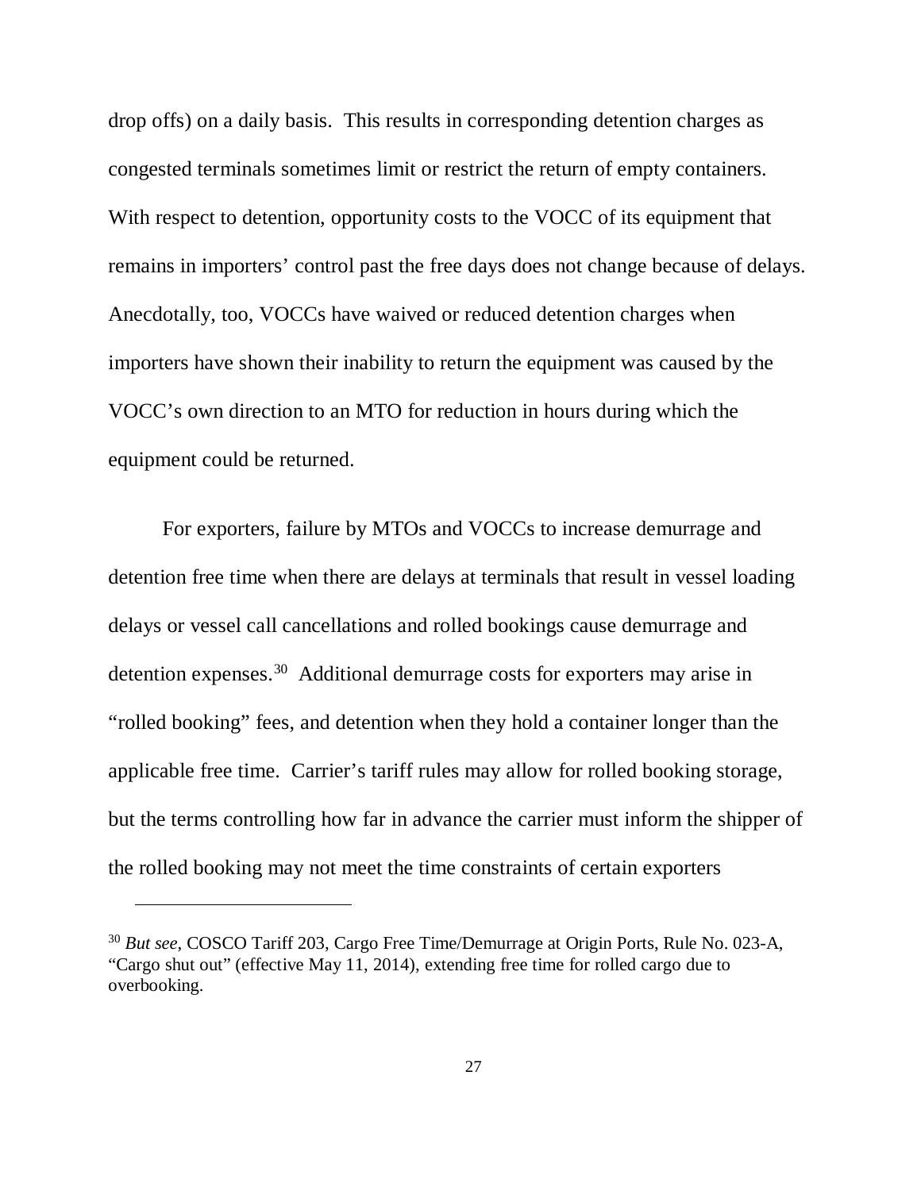drop offs) on a daily basis. This results in corresponding detention charges as congested terminals sometimes limit or restrict the return of empty containers. With respect to detention, opportunity costs to the VOCC of its equipment that remains in importers' control past the free days does not change because of delays. Anecdotally, too, VOCCs have waived or reduced detention charges when importers have shown their inability to return the equipment was caused by the VOCC's own direction to an MTO for reduction in hours during which the equipment could be returned.

For exporters, failure by MTOs and VOCCs to increase demurrage and detention free time when there are delays at terminals that result in vessel loading delays or vessel call cancellations and rolled bookings cause demurrage and detention expenses.[30] Additional demurrage costs for exporters may arise in "rolled booking" fees, and detention when they hold a container longer than the applicable free time. Carrier's tariff rules may allow for rolled booking storage, but the terms controlling how far in advance the carrier must inform the shipper of the rolled booking may not meet the time constraints of certain exporters

---

[30] *But see*, COSCO Tariff 203, Cargo Free Time/Demurrage at Origin Ports, Rule No. 023-A, "Cargo shut out" (effective May 11, 2014), extending free time for rolled cargo due to overbooking.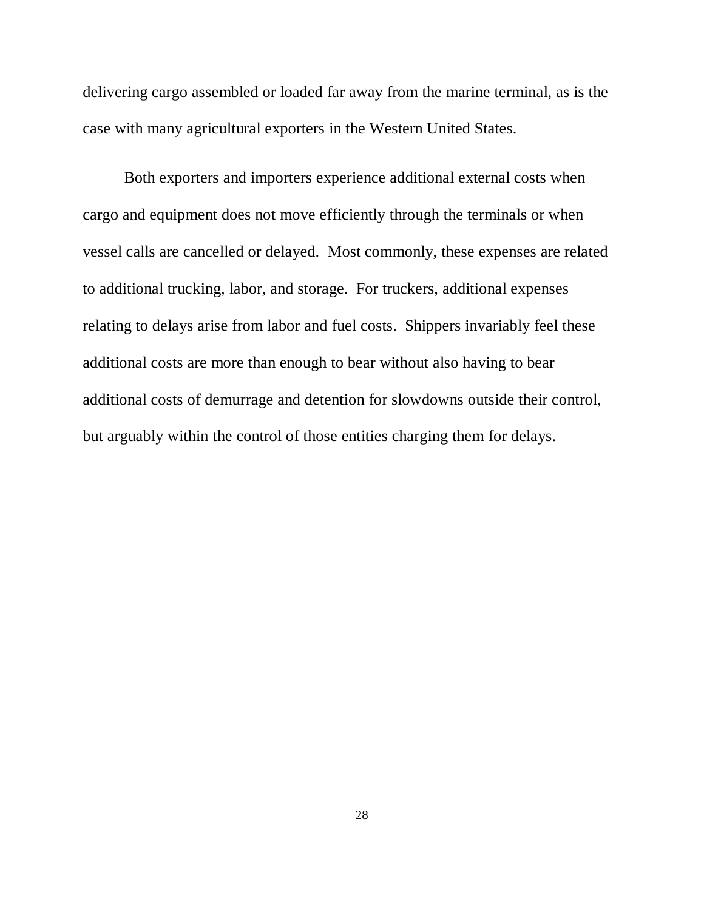delivering cargo assembled or loaded far away from the marine terminal, as is the case with many agricultural exporters in the Western United States.

Both exporters and importers experience additional external costs when cargo and equipment does not move efficiently through the terminals or when vessel calls are cancelled or delayed. Most commonly, these expenses are related to additional trucking, labor, and storage. For truckers, additional expenses relating to delays arise from labor and fuel costs. Shippers invariably feel these additional costs are more than enough to bear without also having to bear additional costs of demurrage and detention for slowdowns outside their control, but arguably within the control of those entities charging them for delays.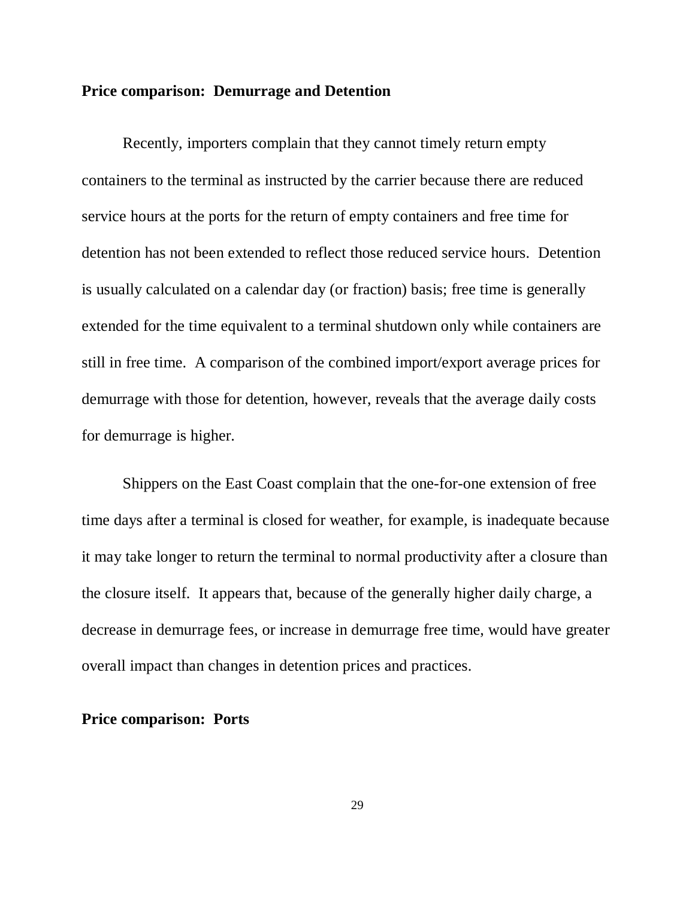**Price comparison: Demurrage and Detention**

Recently, importers complain that they cannot timely return empty containers to the terminal as instructed by the carrier because there are reduced service hours at the ports for the return of empty containers and free time for detention has not been extended to reflect those reduced service hours. Detention is usually calculated on a calendar day (or fraction) basis; free time is generally extended for the time equivalent to a terminal shutdown only while containers are still in free time. A comparison of the combined import/export average prices for demurrage with those for detention, however, reveals that the average daily costs for demurrage is higher.

Shippers on the East Coast complain that the one-for-one extension of free time days after a terminal is closed for weather, for example, is inadequate because it may take longer to return the terminal to normal productivity after a closure than the closure itself. It appears that, because of the generally higher daily charge, a decrease in demurrage fees, or increase in demurrage free time, would have greater overall impact than changes in detention prices and practices.

**Price comparison: Ports**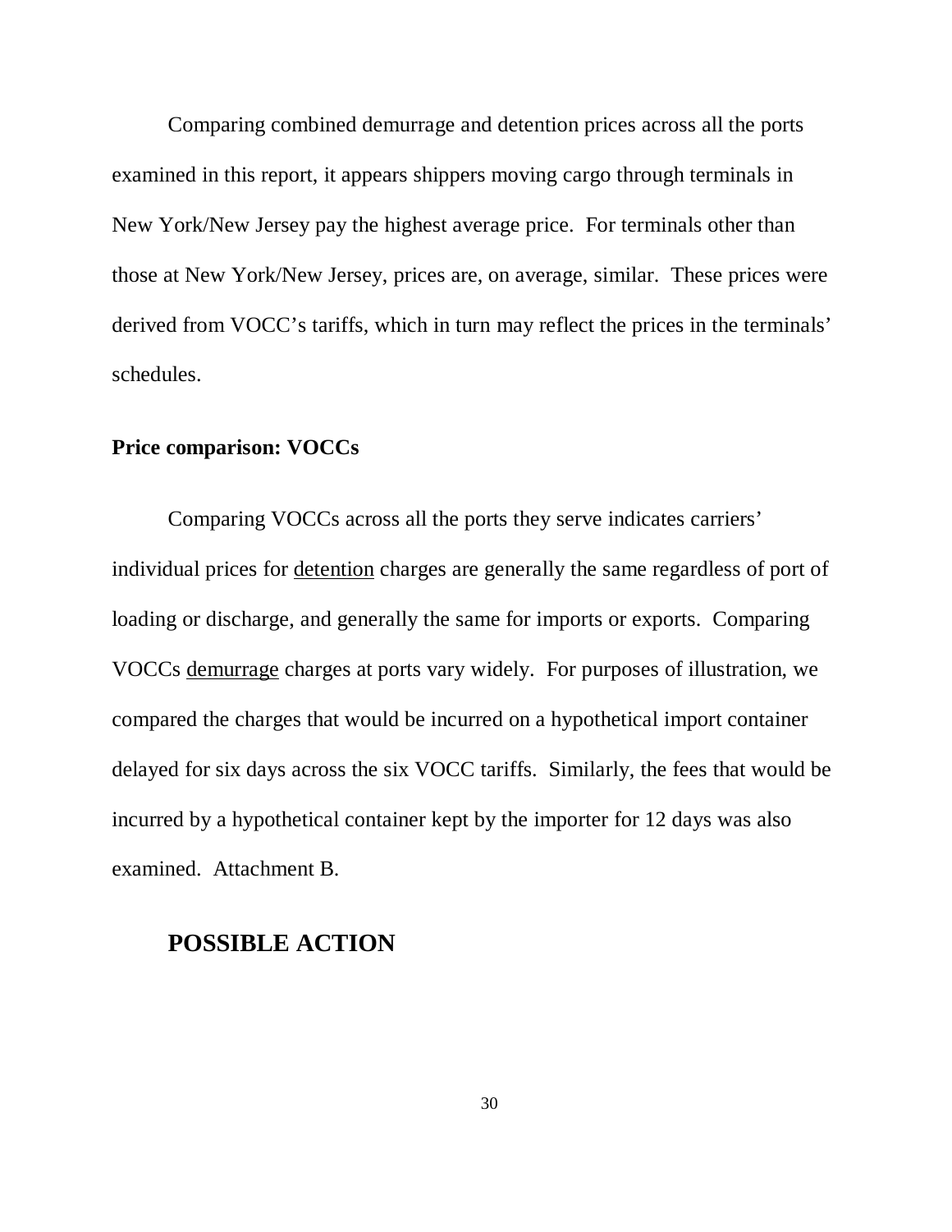Comparing combined demurrage and detention prices across all the ports examined in this report, it appears shippers moving cargo through terminals in New York/New Jersey pay the highest average price. For terminals other than those at New York/New Jersey, prices are, on average, similar. These prices were derived from VOCC's tariffs, which in turn may reflect the prices in the terminals' schedules.

**Price comparison: VOCCs**

Comparing VOCCs across all the ports they serve indicates carriers' individual prices for <u>detention</u> charges are generally the same regardless of port of loading or discharge, and generally the same for imports or exports. Comparing VOCCs <u>demurrage</u> charges at ports vary widely. For purposes of illustration, we compared the charges that would be incurred on a hypothetical import container delayed for six days across the six VOCC tariffs. Similarly, the fees that would be incurred by a hypothetical container kept by the importer for 12 days was also examined. Attachment B.

## POSSIBLE ACTION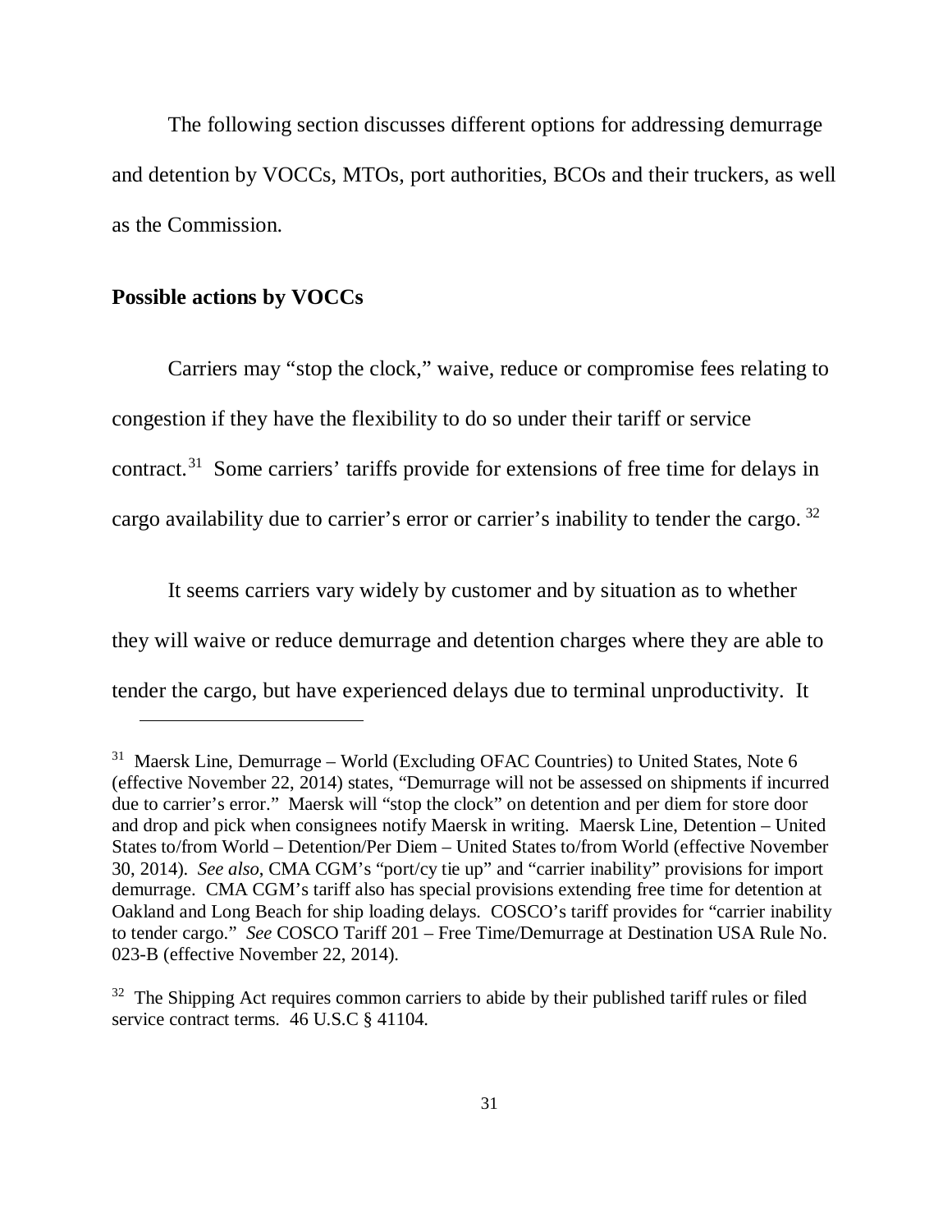The following section discusses different options for addressing demurrage and detention by VOCCs, MTOs, port authorities, BCOs and their truckers, as well as the Commission.

**Possible actions by VOCCs**

Carriers may "stop the clock," waive, reduce or compromise fees relating to congestion if they have the flexibility to do so under their tariff or service contract.[31] Some carriers' tariffs provide for extensions of free time for delays in cargo availability due to carrier's error or carrier's inability to tender the cargo. [32]

It seems carriers vary widely by customer and by situation as to whether they will waive or reduce demurrage and detention charges where they are able to tender the cargo, but have experienced delays due to terminal unproductivity. It

---

[31] Maersk Line, Demurrage – World (Excluding OFAC Countries) to United States, Note 6 (effective November 22, 2014) states, "Demurrage will not be assessed on shipments if incurred due to carrier's error." Maersk will "stop the clock" on detention and per diem for store door and drop and pick when consignees notify Maersk in writing. Maersk Line, Detention – United States to/from World – Detention/Per Diem – United States to/from World (effective November 30, 2014). *See also*, CMA CGM's "port/cy tie up" and "carrier inability" provisions for import demurrage. CMA CGM's tariff also has special provisions extending free time for detention at Oakland and Long Beach for ship loading delays. COSCO's tariff provides for "carrier inability to tender cargo." *See* COSCO Tariff 201 – Free Time/Demurrage at Destination USA Rule No. 023-B (effective November 22, 2014).

[32] The Shipping Act requires common carriers to abide by their published tariff rules or filed service contract terms. 46 U.S.C § 41104.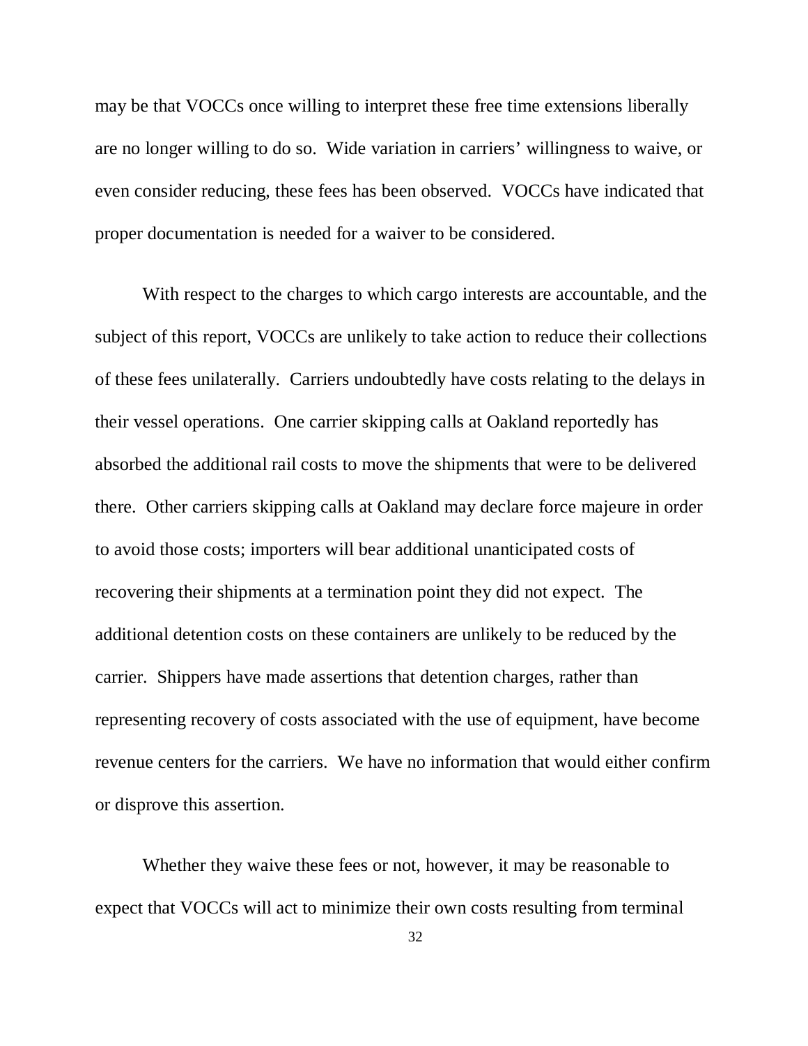may be that VOCCs once willing to interpret these free time extensions liberally are no longer willing to do so. Wide variation in carriers' willingness to waive, or even consider reducing, these fees has been observed. VOCCs have indicated that proper documentation is needed for a waiver to be considered.

With respect to the charges to which cargo interests are accountable, and the subject of this report, VOCCs are unlikely to take action to reduce their collections of these fees unilaterally. Carriers undoubtedly have costs relating to the delays in their vessel operations. One carrier skipping calls at Oakland reportedly has absorbed the additional rail costs to move the shipments that were to be delivered there. Other carriers skipping calls at Oakland may declare force majeure in order to avoid those costs; importers will bear additional unanticipated costs of recovering their shipments at a termination point they did not expect. The additional detention costs on these containers are unlikely to be reduced by the carrier. Shippers have made assertions that detention charges, rather than representing recovery of costs associated with the use of equipment, have become revenue centers for the carriers. We have no information that would either confirm or disprove this assertion.

Whether they waive these fees or not, however, it may be reasonable to expect that VOCCs will act to minimize their own costs resulting from terminal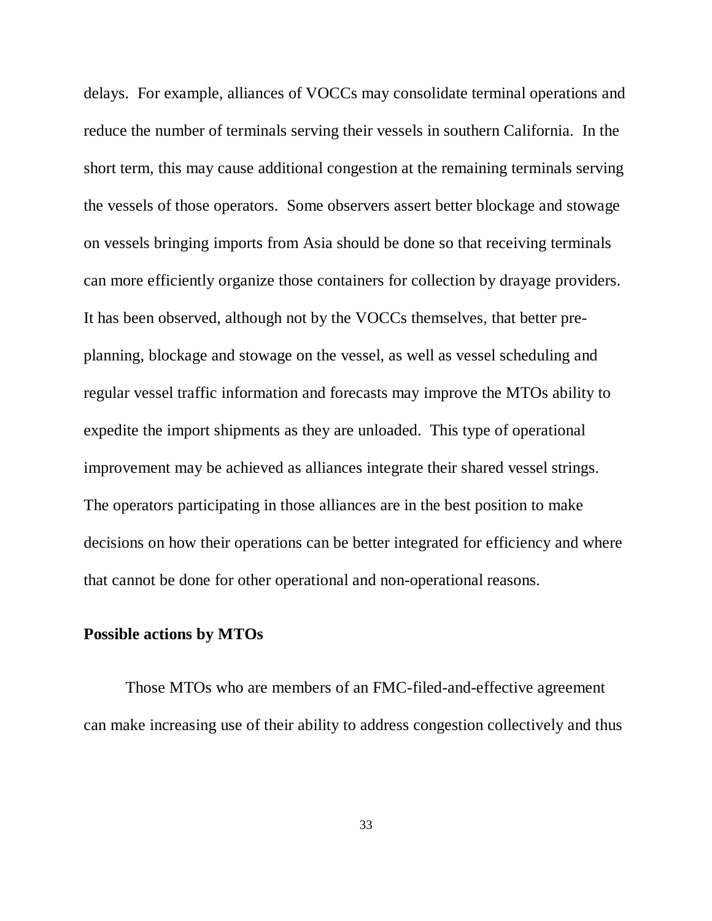delays. For example, alliances of VOCCs may consolidate terminal operations and reduce the number of terminals serving their vessels in southern California. In the short term, this may cause additional congestion at the remaining terminals serving the vessels of those operators. Some observers assert better blockage and stowage on vessels bringing imports from Asia should be done so that receiving terminals can more efficiently organize those containers for collection by drayage providers. It has been observed, although not by the VOCCs themselves, that better pre-planning, blockage and stowage on the vessel, as well as vessel scheduling and regular vessel traffic information and forecasts may improve the MTOs ability to expedite the import shipments as they are unloaded. This type of operational improvement may be achieved as alliances integrate their shared vessel strings. The operators participating in those alliances are in the best position to make decisions on how their operations can be better integrated for efficiency and where that cannot be done for other operational and non-operational reasons.

**Possible actions by MTOs**

Those MTOs who are members of an FMC-filed-and-effective agreement can make increasing use of their ability to address congestion collectively and thus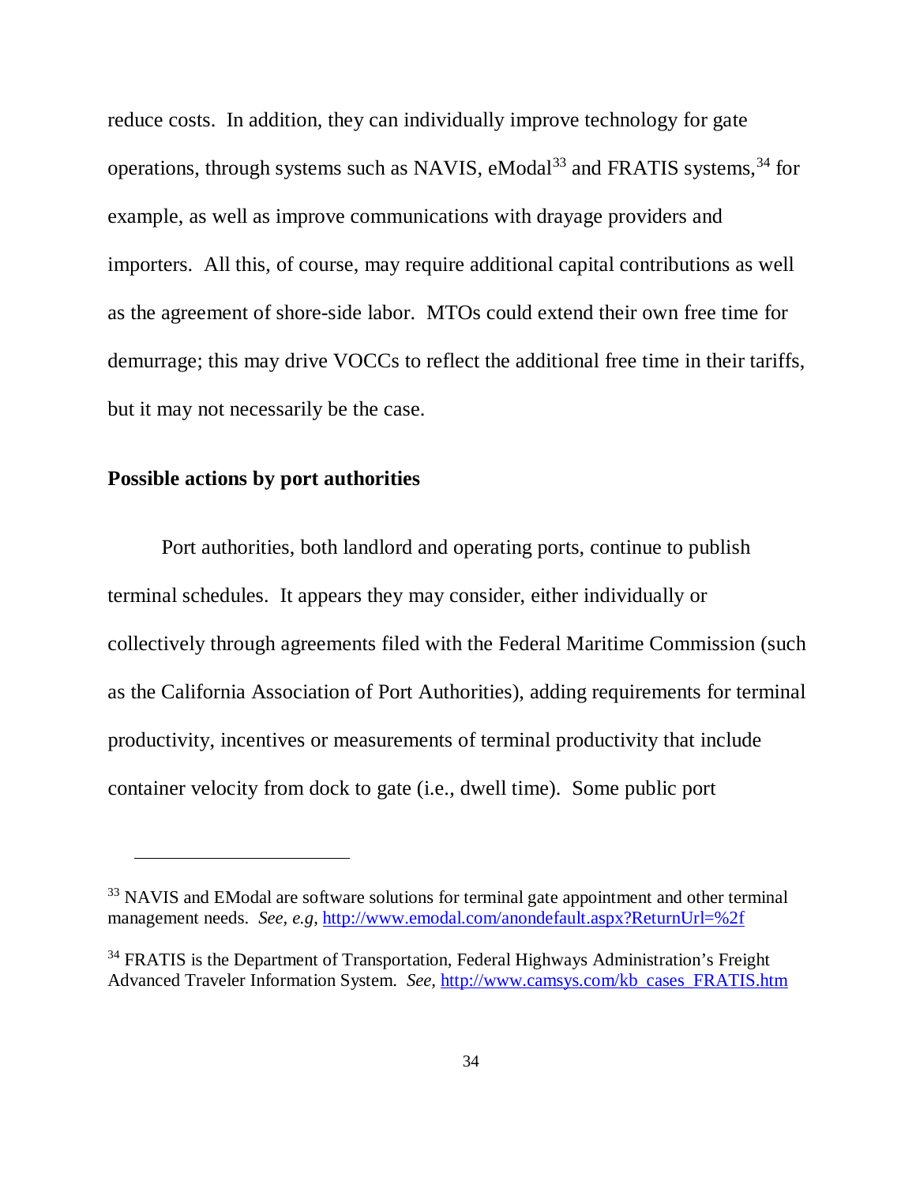reduce costs. In addition, they can individually improve technology for gate operations, through systems such as NAVIS, eModal[33] and FRATIS systems,[34] for example, as well as improve communications with drayage providers and importers. All this, of course, may require additional capital contributions as well as the agreement of shore-side labor. MTOs could extend their own free time for demurrage; this may drive VOCCs to reflect the additional free time in their tariffs, but it may not necessarily be the case.

**Possible actions by port authorities**

Port authorities, both landlord and operating ports, continue to publish terminal schedules. It appears they may consider, either individually or collectively through agreements filed with the Federal Maritime Commission (such as the California Association of Port Authorities), adding requirements for terminal productivity, incentives or measurements of terminal productivity that include container velocity from dock to gate (i.e., dwell time). Some public port

---

[33] NAVIS and EModal are software solutions for terminal gate appointment and other terminal management needs. *See, e.g*, http://www.emodal.com/anondefault.aspx?ReturnUrl=%2f

[34] FRATIS is the Department of Transportation, Federal Highways Administration's Freight Advanced Traveler Information System. *See*, http://www.camsys.com/kb_cases_FRATIS.htm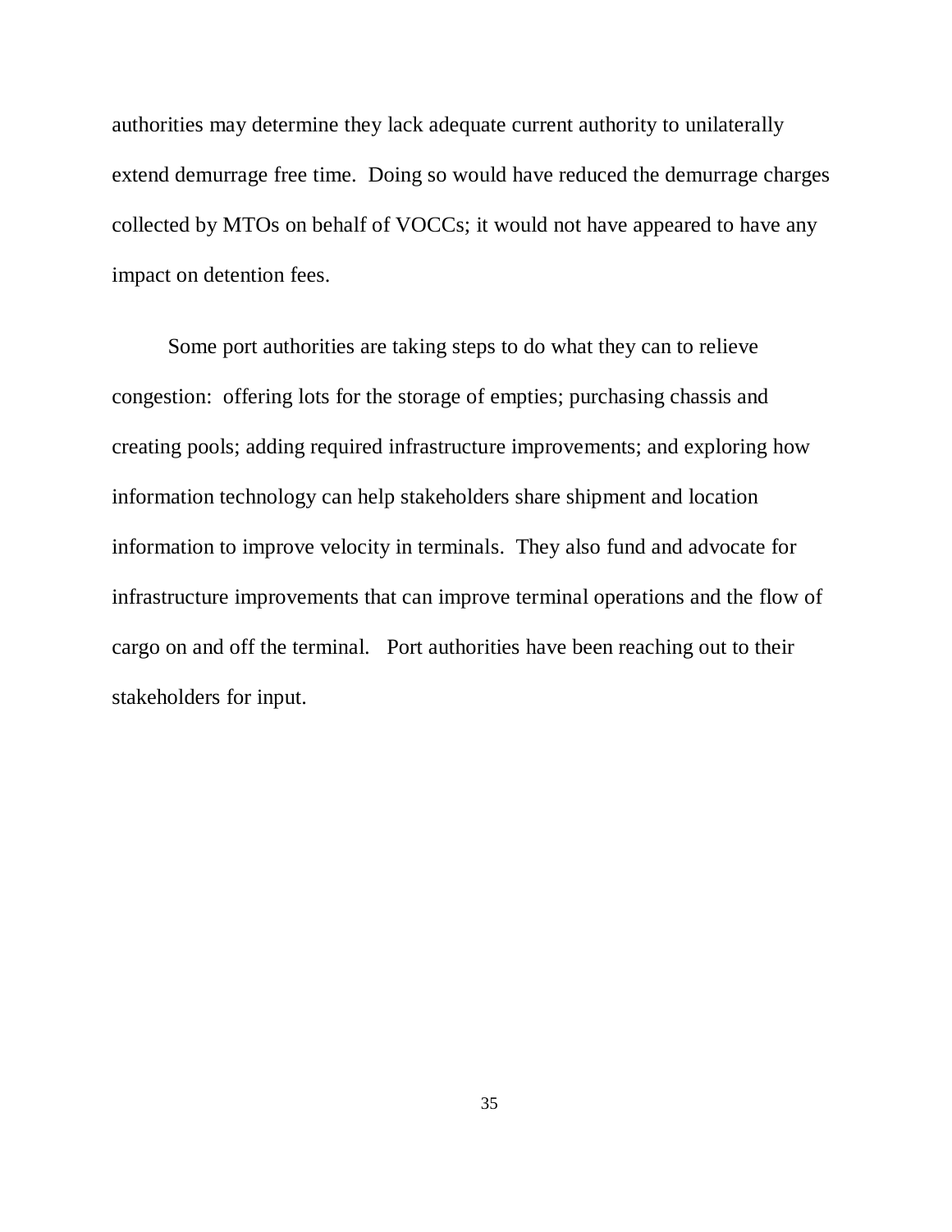authorities may determine they lack adequate current authority to unilaterally extend demurrage free time. Doing so would have reduced the demurrage charges collected by MTOs on behalf of VOCCs; it would not have appeared to have any impact on detention fees.

Some port authorities are taking steps to do what they can to relieve congestion: offering lots for the storage of empties; purchasing chassis and creating pools; adding required infrastructure improvements; and exploring how information technology can help stakeholders share shipment and location information to improve velocity in terminals. They also fund and advocate for infrastructure improvements that can improve terminal operations and the flow of cargo on and off the terminal. Port authorities have been reaching out to their stakeholders for input.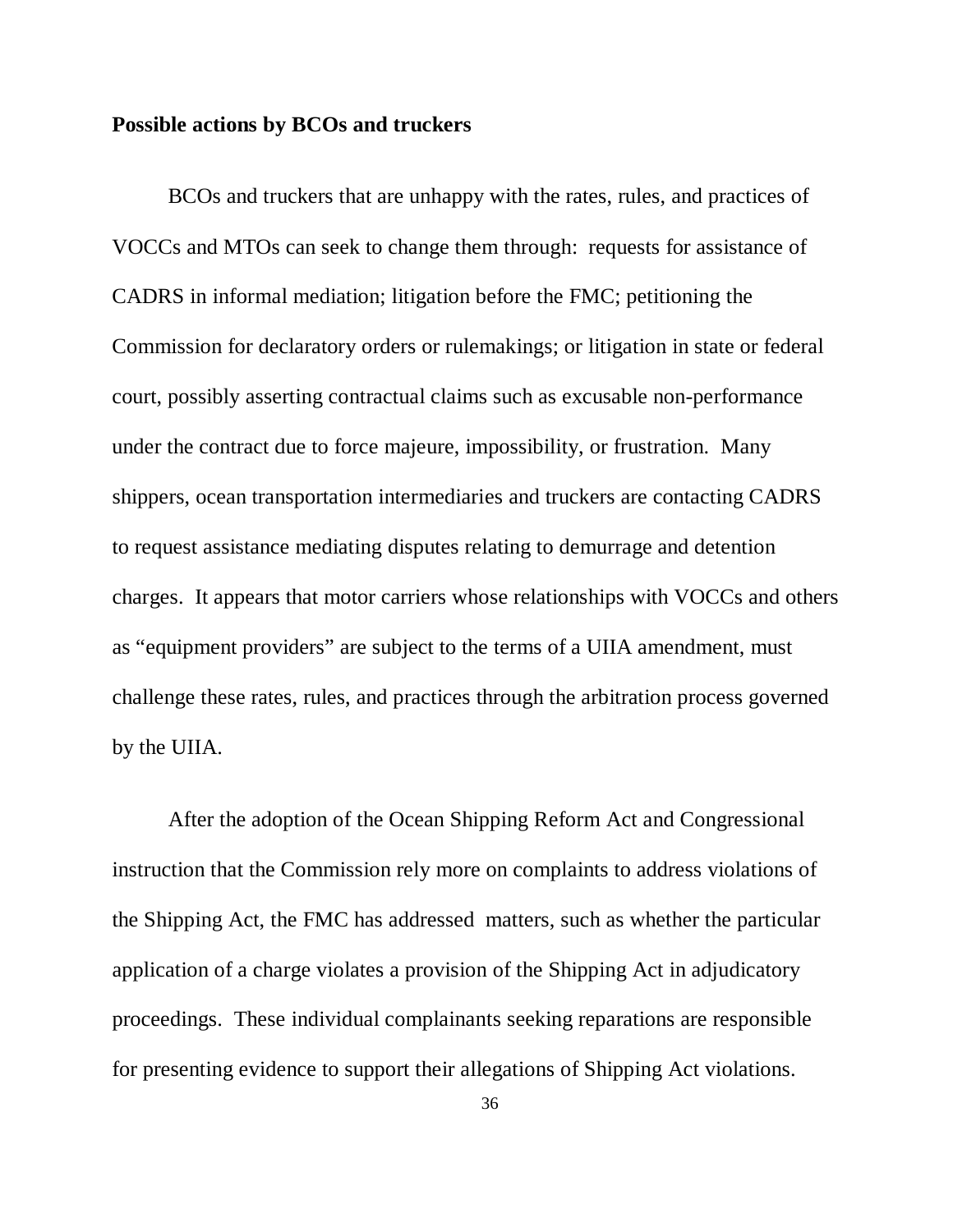**Possible actions by BCOs and truckers**

BCOs and truckers that are unhappy with the rates, rules, and practices of VOCCs and MTOs can seek to change them through: requests for assistance of CADRS in informal mediation; litigation before the FMC; petitioning the Commission for declaratory orders or rulemakings; or litigation in state or federal court, possibly asserting contractual claims such as excusable non-performance under the contract due to force majeure, impossibility, or frustration. Many shippers, ocean transportation intermediaries and truckers are contacting CADRS to request assistance mediating disputes relating to demurrage and detention charges. It appears that motor carriers whose relationships with VOCCs and others as "equipment providers" are subject to the terms of a UIIA amendment, must challenge these rates, rules, and practices through the arbitration process governed by the UIIA.

After the adoption of the Ocean Shipping Reform Act and Congressional instruction that the Commission rely more on complaints to address violations of the Shipping Act, the FMC has addressed matters, such as whether the particular application of a charge violates a provision of the Shipping Act in adjudicatory proceedings. These individual complainants seeking reparations are responsible for presenting evidence to support their allegations of Shipping Act violations.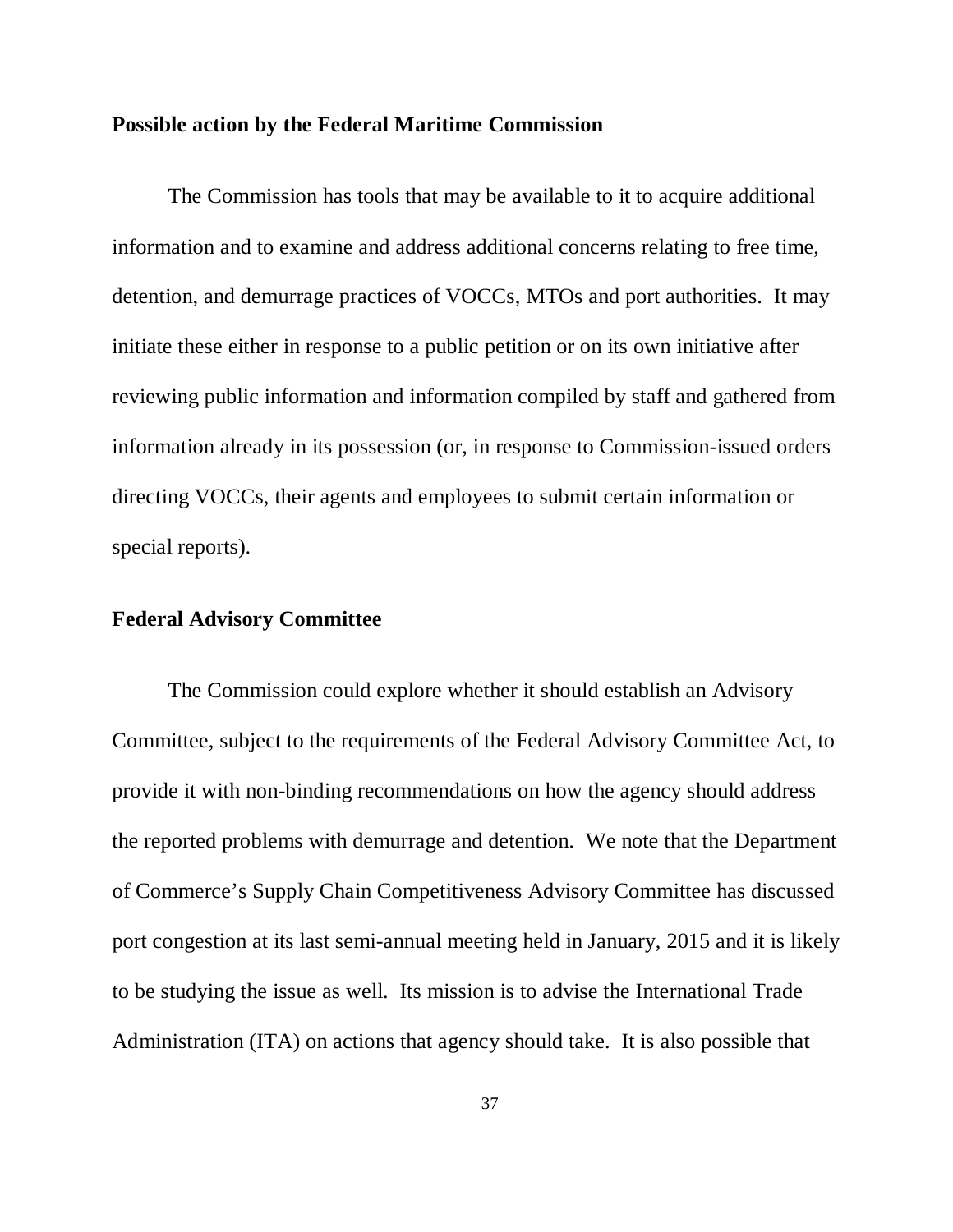**Possible action by the Federal Maritime Commission**

The Commission has tools that may be available to it to acquire additional information and to examine and address additional concerns relating to free time, detention, and demurrage practices of VOCCs, MTOs and port authorities. It may initiate these either in response to a public petition or on its own initiative after reviewing public information and information compiled by staff and gathered from information already in its possession (or, in response to Commission-issued orders directing VOCCs, their agents and employees to submit certain information or special reports).

**Federal Advisory Committee**

The Commission could explore whether it should establish an Advisory Committee, subject to the requirements of the Federal Advisory Committee Act, to provide it with non-binding recommendations on how the agency should address the reported problems with demurrage and detention. We note that the Department of Commerce's Supply Chain Competitiveness Advisory Committee has discussed port congestion at its last semi-annual meeting held in January, 2015 and it is likely to be studying the issue as well. Its mission is to advise the International Trade Administration (ITA) on actions that agency should take. It is also possible that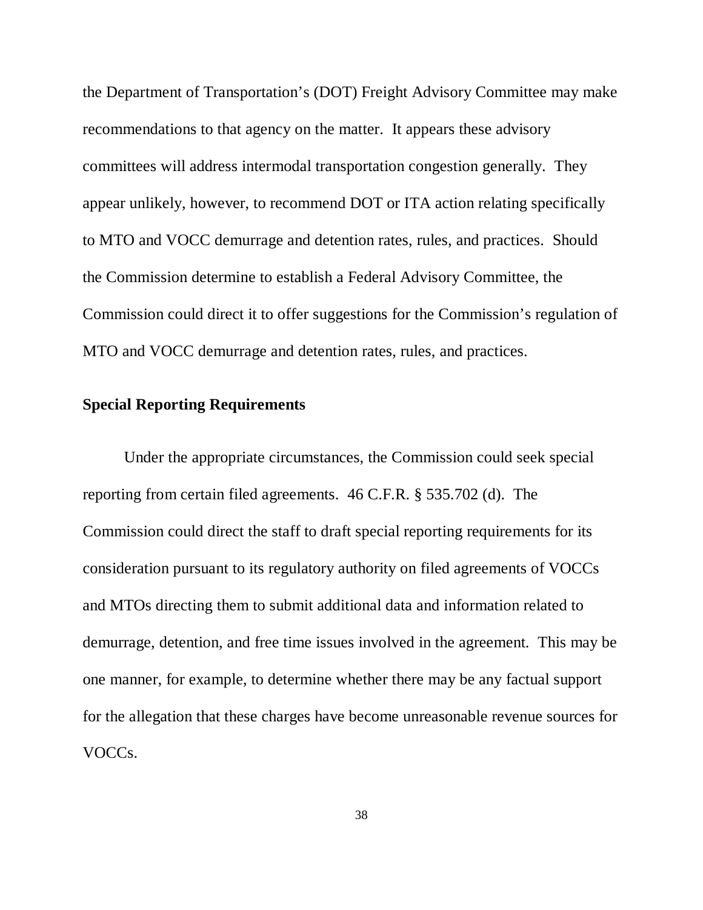the Department of Transportation's (DOT) Freight Advisory Committee may make recommendations to that agency on the matter. It appears these advisory committees will address intermodal transportation congestion generally. They appear unlikely, however, to recommend DOT or ITA action relating specifically to MTO and VOCC demurrage and detention rates, rules, and practices. Should the Commission determine to establish a Federal Advisory Committee, the Commission could direct it to offer suggestions for the Commission's regulation of MTO and VOCC demurrage and detention rates, rules, and practices.

**Special Reporting Requirements**

Under the appropriate circumstances, the Commission could seek special reporting from certain filed agreements. 46 C.F.R. § 535.702 (d). The Commission could direct the staff to draft special reporting requirements for its consideration pursuant to its regulatory authority on filed agreements of VOCCs and MTOs directing them to submit additional data and information related to demurrage, detention, and free time issues involved in the agreement. This may be one manner, for example, to determine whether there may be any factual support for the allegation that these charges have become unreasonable revenue sources for VOCCs.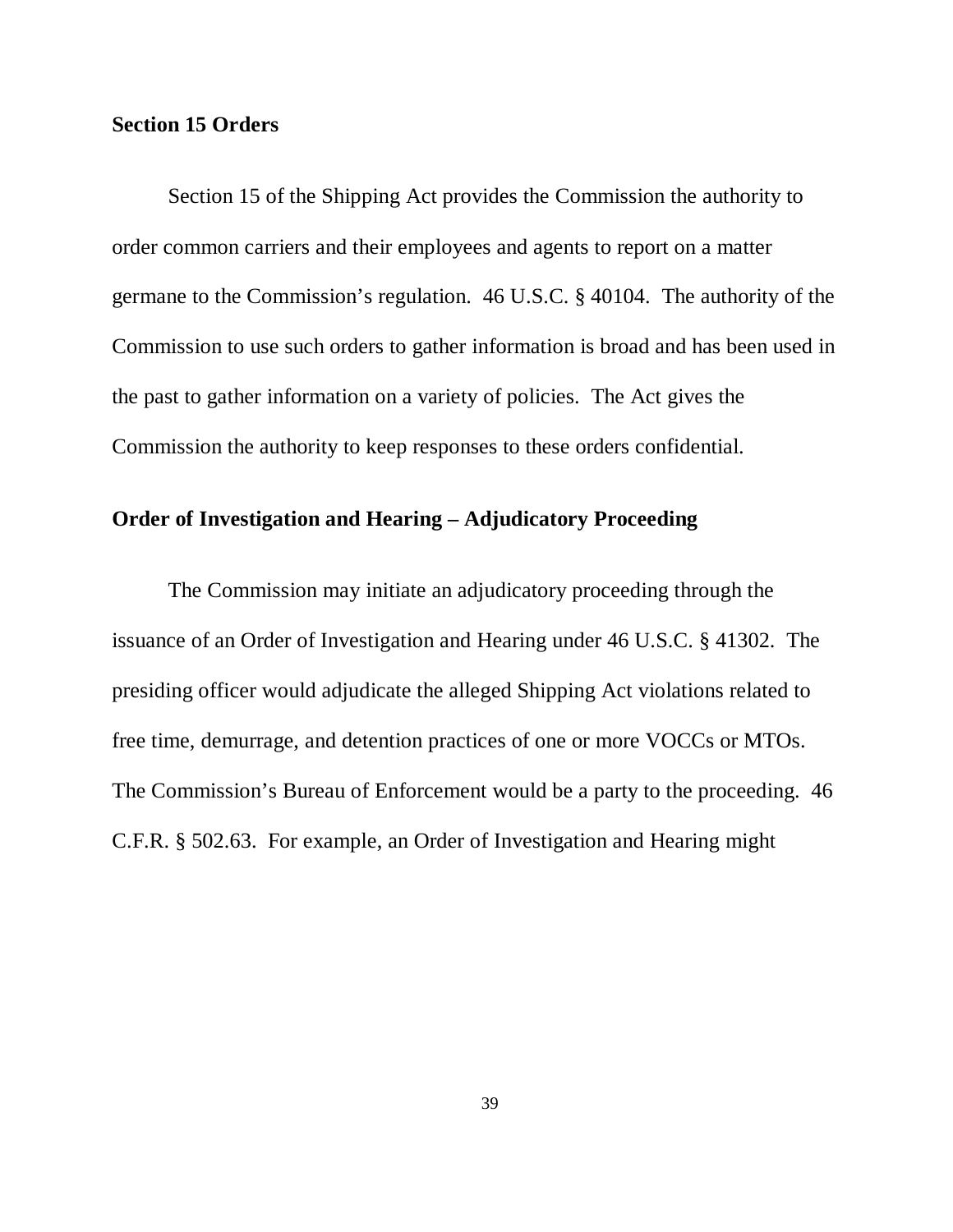**Section 15 Orders**

Section 15 of the Shipping Act provides the Commission the authority to order common carriers and their employees and agents to report on a matter germane to the Commission's regulation. 46 U.S.C. § 40104. The authority of the Commission to use such orders to gather information is broad and has been used in the past to gather information on a variety of policies. The Act gives the Commission the authority to keep responses to these orders confidential.

**Order of Investigation and Hearing – Adjudicatory Proceeding**

The Commission may initiate an adjudicatory proceeding through the issuance of an Order of Investigation and Hearing under 46 U.S.C. § 41302. The presiding officer would adjudicate the alleged Shipping Act violations related to free time, demurrage, and detention practices of one or more VOCCs or MTOs. The Commission's Bureau of Enforcement would be a party to the proceeding. 46 C.F.R. § 502.63. For example, an Order of Investigation and Hearing might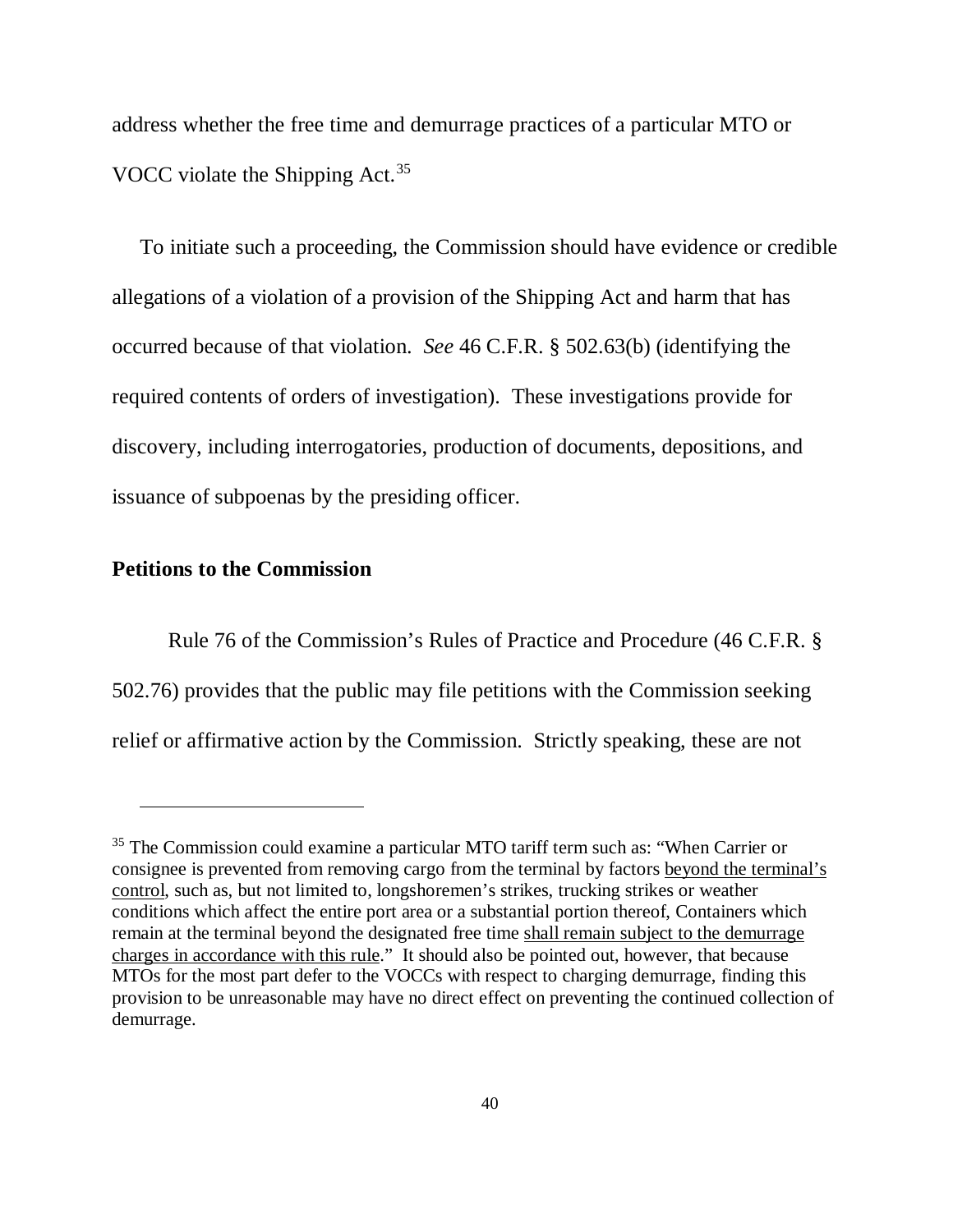address whether the free time and demurrage practices of a particular MTO or VOCC violate the Shipping Act.[35]

To initiate such a proceeding, the Commission should have evidence or credible allegations of a violation of a provision of the Shipping Act and harm that has occurred because of that violation. *See* 46 C.F.R. § 502.63(b) (identifying the required contents of orders of investigation). These investigations provide for discovery, including interrogatories, production of documents, depositions, and issuance of subpoenas by the presiding officer.

**Petitions to the Commission**

Rule 76 of the Commission's Rules of Practice and Procedure (46 C.F.R. § 502.76) provides that the public may file petitions with the Commission seeking relief or affirmative action by the Commission. Strictly speaking, these are not

---

[35] The Commission could examine a particular MTO tariff term such as: "When Carrier or consignee is prevented from removing cargo from the terminal by factors <u>beyond the terminal's control</u>, such as, but not limited to, longshoremen's strikes, trucking strikes or weather conditions which affect the entire port area or a substantial portion thereof, Containers which remain at the terminal beyond the designated free time <u>shall remain subject to the demurrage charges in accordance with this rule</u>." It should also be pointed out, however, that because MTOs for the most part defer to the VOCCs with respect to charging demurrage, finding this provision to be unreasonable may have no direct effect on preventing the continued collection of demurrage.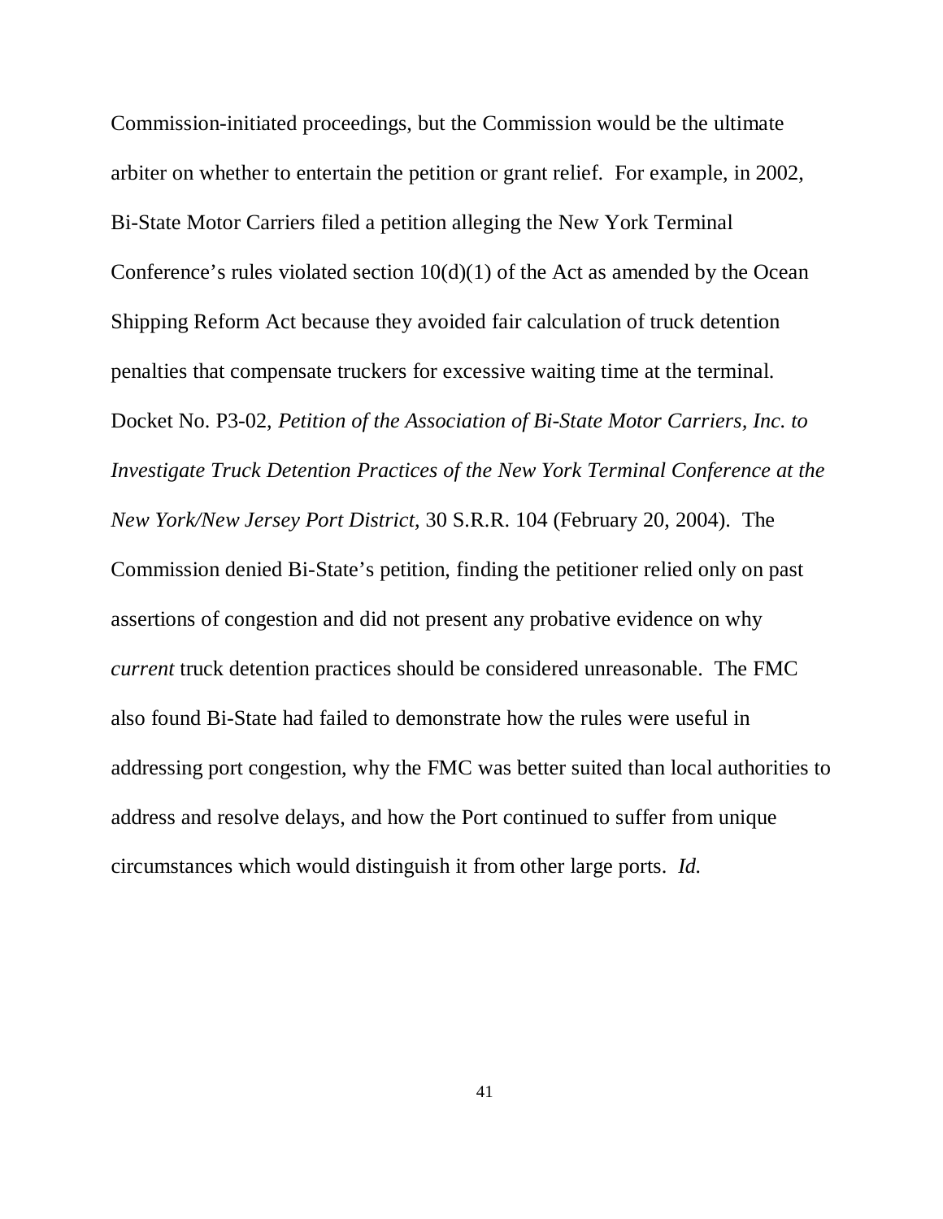Commission-initiated proceedings, but the Commission would be the ultimate arbiter on whether to entertain the petition or grant relief. For example, in 2002, Bi-State Motor Carriers filed a petition alleging the New York Terminal Conference's rules violated section 10(d)(1) of the Act as amended by the Ocean Shipping Reform Act because they avoided fair calculation of truck detention penalties that compensate truckers for excessive waiting time at the terminal. Docket No. P3-02, *Petition of the Association of Bi-State Motor Carriers, Inc. to Investigate Truck Detention Practices of the New York Terminal Conference at the New York/New Jersey Port District*, 30 S.R.R. 104 (February 20, 2004). The Commission denied Bi-State's petition, finding the petitioner relied only on past assertions of congestion and did not present any probative evidence on why *current* truck detention practices should be considered unreasonable. The FMC also found Bi-State had failed to demonstrate how the rules were useful in addressing port congestion, why the FMC was better suited than local authorities to address and resolve delays, and how the Port continued to suffer from unique circumstances which would distinguish it from other large ports. *Id.*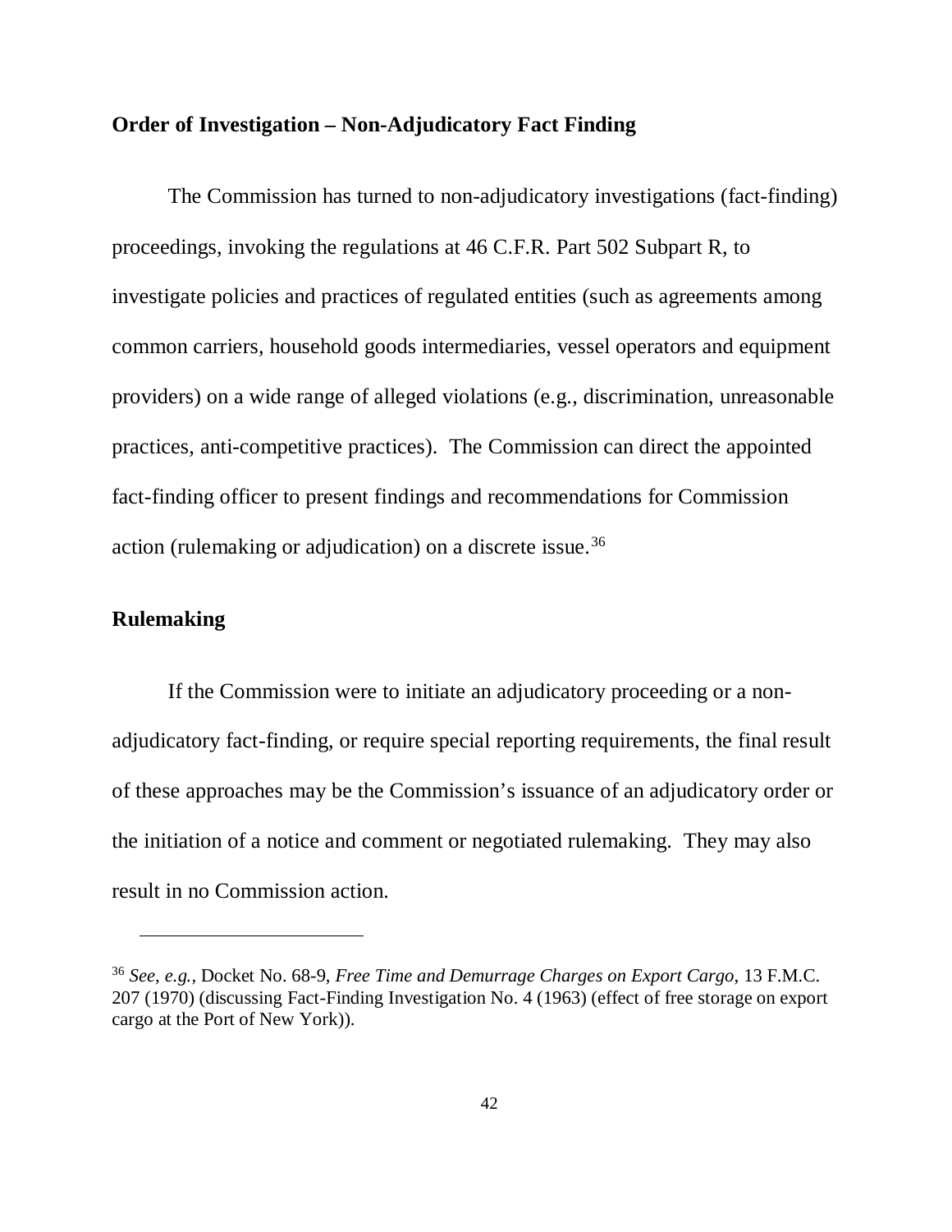**Order of Investigation – Non-Adjudicatory Fact Finding**

The Commission has turned to non-adjudicatory investigations (fact-finding) proceedings, invoking the regulations at 46 C.F.R. Part 502 Subpart R, to investigate policies and practices of regulated entities (such as agreements among common carriers, household goods intermediaries, vessel operators and equipment providers) on a wide range of alleged violations (e.g., discrimination, unreasonable practices, anti-competitive practices). The Commission can direct the appointed fact-finding officer to present findings and recommendations for Commission action (rulemaking or adjudication) on a discrete issue.[36]

**Rulemaking**

If the Commission were to initiate an adjudicatory proceeding or a non-adjudicatory fact-finding, or require special reporting requirements, the final result of these approaches may be the Commission's issuance of an adjudicatory order or the initiation of a notice and comment or negotiated rulemaking. They may also result in no Commission action.

---

[36] *See, e.g.*, Docket No. 68-9, *Free Time and Demurrage Charges on Export Cargo*, 13 F.M.C. 207 (1970) (discussing Fact-Finding Investigation No. 4 (1963) (effect of free storage on export cargo at the Port of New York)).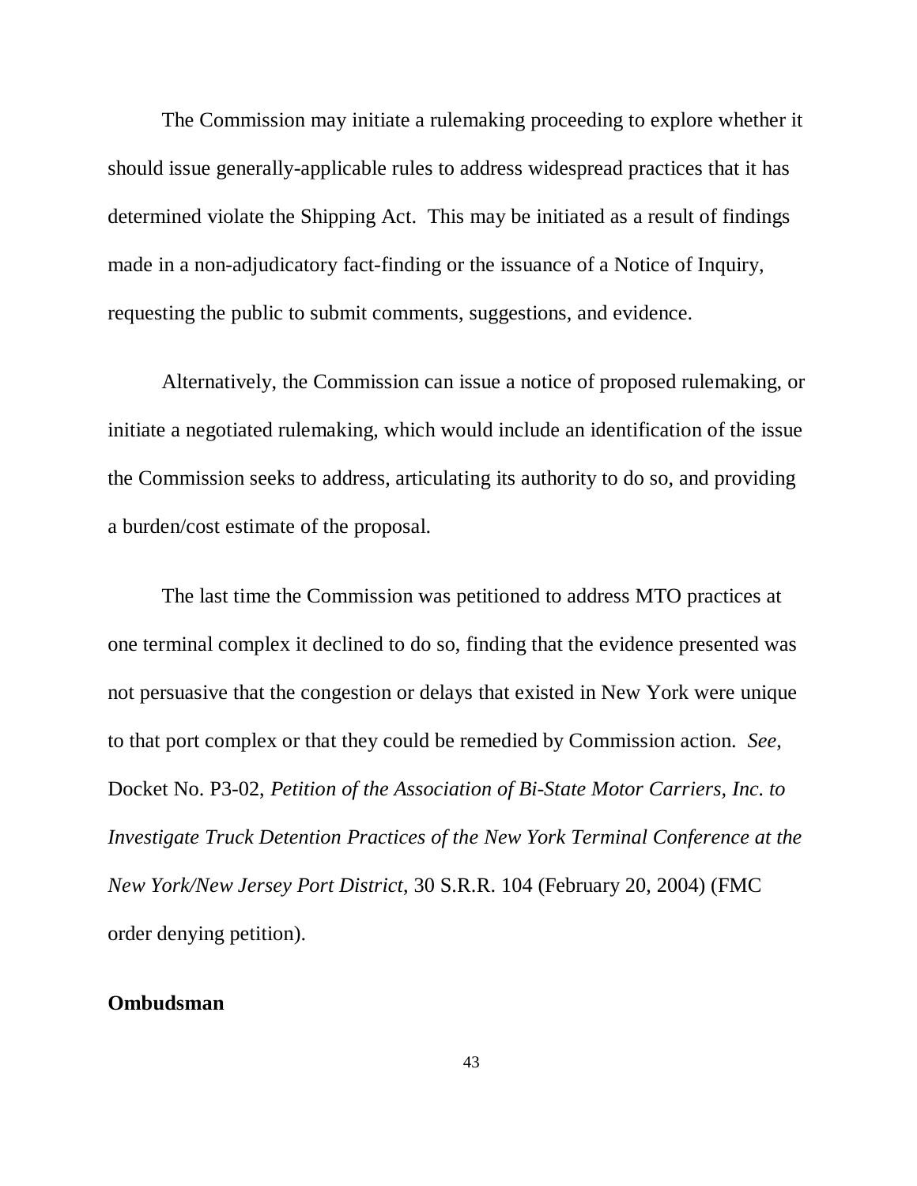The Commission may initiate a rulemaking proceeding to explore whether it should issue generally-applicable rules to address widespread practices that it has determined violate the Shipping Act. This may be initiated as a result of findings made in a non-adjudicatory fact-finding or the issuance of a Notice of Inquiry, requesting the public to submit comments, suggestions, and evidence.

Alternatively, the Commission can issue a notice of proposed rulemaking, or initiate a negotiated rulemaking, which would include an identification of the issue the Commission seeks to address, articulating its authority to do so, and providing a burden/cost estimate of the proposal.

The last time the Commission was petitioned to address MTO practices at one terminal complex it declined to do so, finding that the evidence presented was not persuasive that the congestion or delays that existed in New York were unique to that port complex or that they could be remedied by Commission action. *See*, Docket No. P3-02, *Petition of the Association of Bi-State Motor Carriers, Inc. to Investigate Truck Detention Practices of the New York Terminal Conference at the New York/New Jersey Port District*, 30 S.R.R. 104 (February 20, 2004) (FMC order denying petition).

**Ombudsman**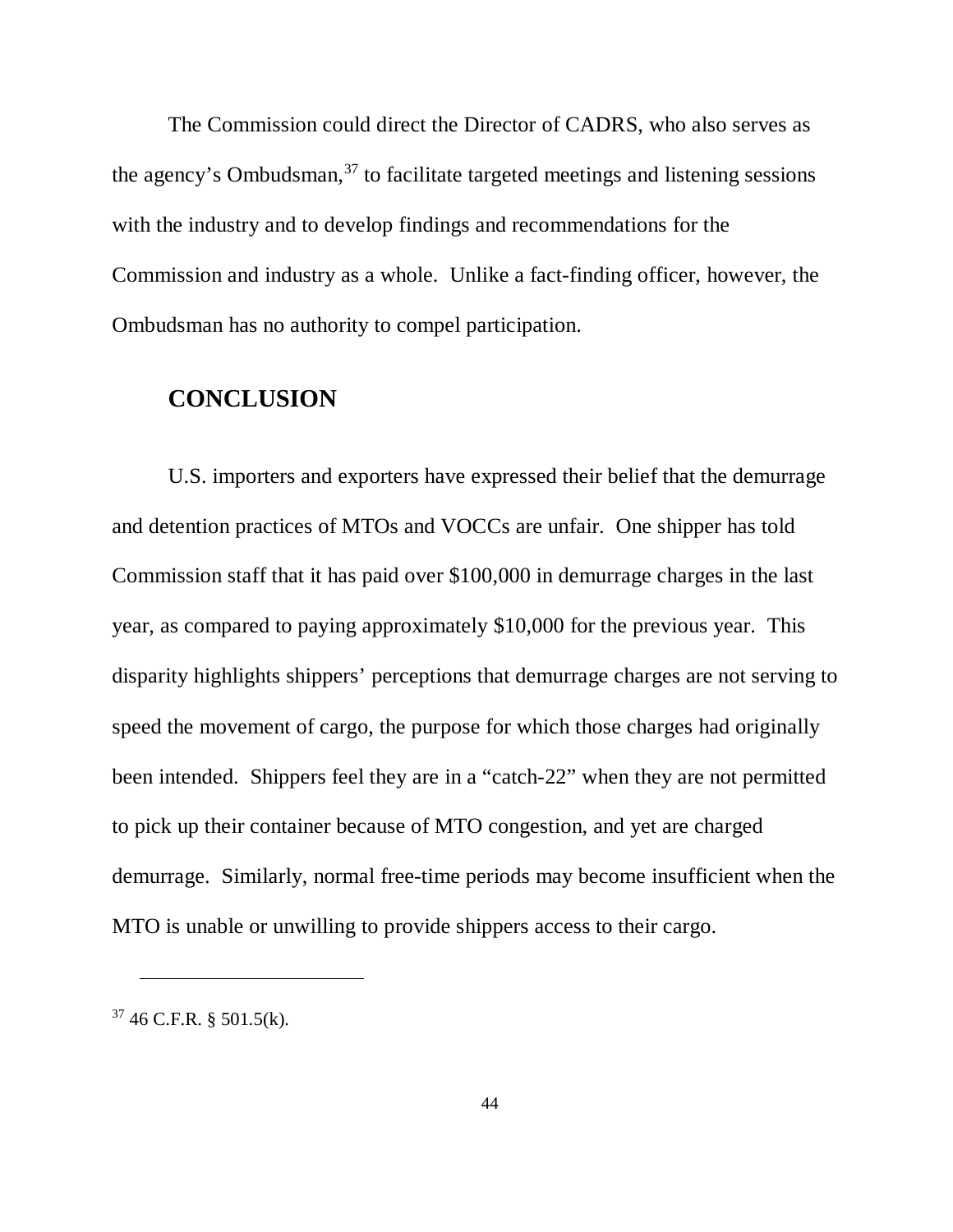The Commission could direct the Director of CADRS, who also serves as the agency's Ombudsman,[37] to facilitate targeted meetings and listening sessions with the industry and to develop findings and recommendations for the Commission and industry as a whole. Unlike a fact-finding officer, however, the Ombudsman has no authority to compel participation.

## CONCLUSION

U.S. importers and exporters have expressed their belief that the demurrage and detention practices of MTOs and VOCCs are unfair. One shipper has told Commission staff that it has paid over $100,000 in demurrage charges in the last year, as compared to paying approximately $10,000 for the previous year. This disparity highlights shippers' perceptions that demurrage charges are not serving to speed the movement of cargo, the purpose for which those charges had originally been intended. Shippers feel they are in a "catch-22" when they are not permitted to pick up their container because of MTO congestion, and yet are charged demurrage. Similarly, normal free-time periods may become insufficient when the MTO is unable or unwilling to provide shippers access to their cargo.

---

[37] 46 C.F.R. § 501.5(k).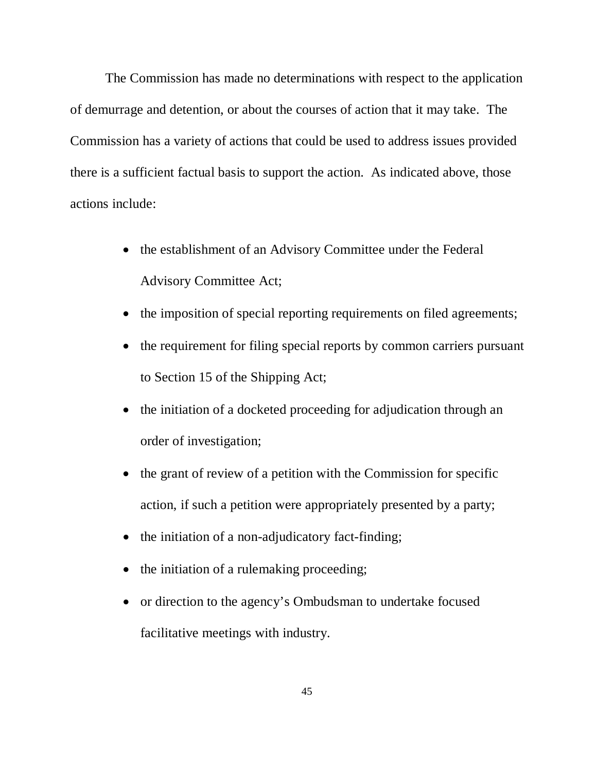The Commission has made no determinations with respect to the application of demurrage and detention, or about the courses of action that it may take. The Commission has a variety of actions that could be used to address issues provided there is a sufficient factual basis to support the action. As indicated above, those actions include:

- the establishment of an Advisory Committee under the Federal Advisory Committee Act;
- the imposition of special reporting requirements on filed agreements;
- the requirement for filing special reports by common carriers pursuant to Section 15 of the Shipping Act;
- the initiation of a docketed proceeding for adjudication through an order of investigation;
- the grant of review of a petition with the Commission for specific action, if such a petition were appropriately presented by a party;
- the initiation of a non-adjudicatory fact-finding;
- the initiation of a rulemaking proceeding;
- or direction to the agency's Ombudsman to undertake focused facilitative meetings with industry.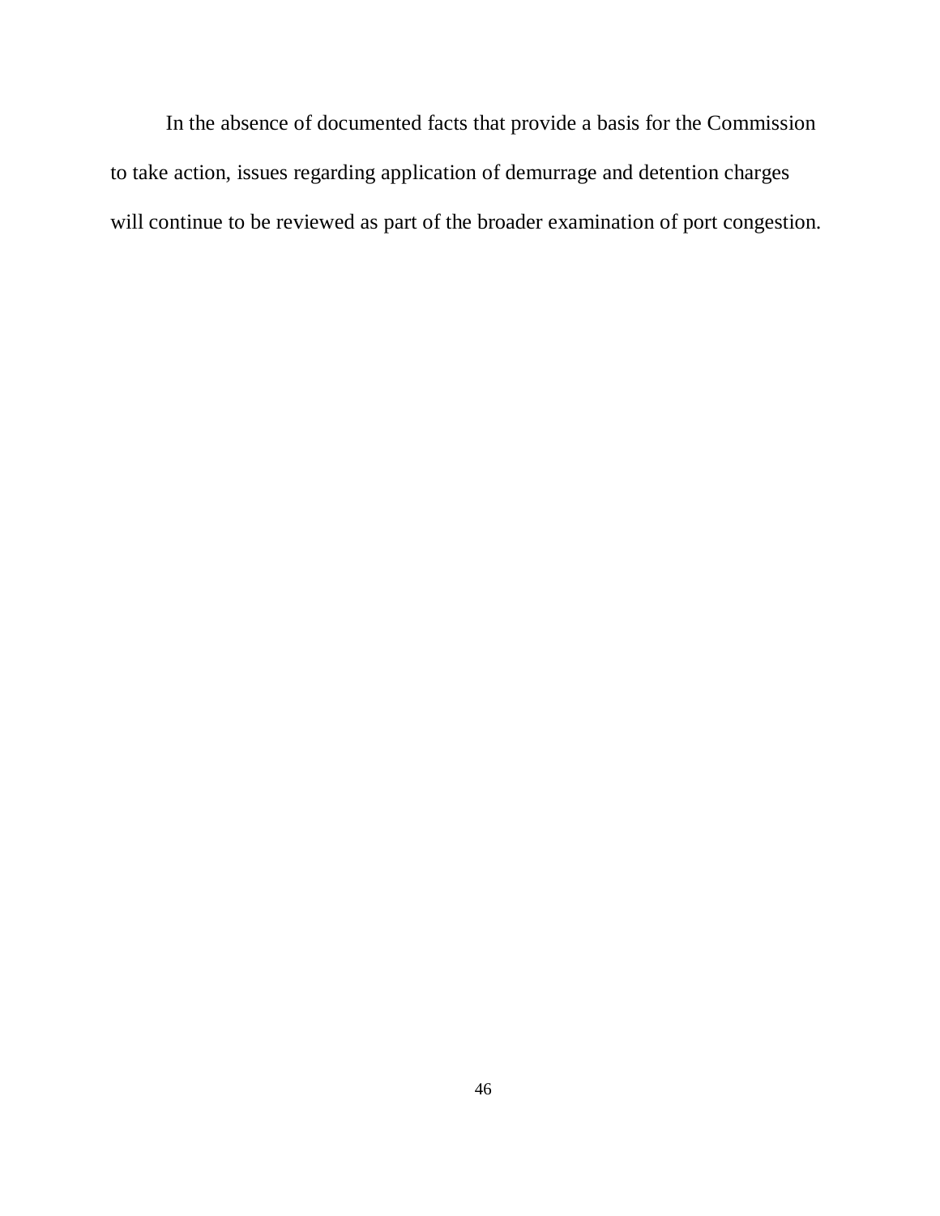In the absence of documented facts that provide a basis for the Commission to take action, issues regarding application of demurrage and detention charges will continue to be reviewed as part of the broader examination of port congestion.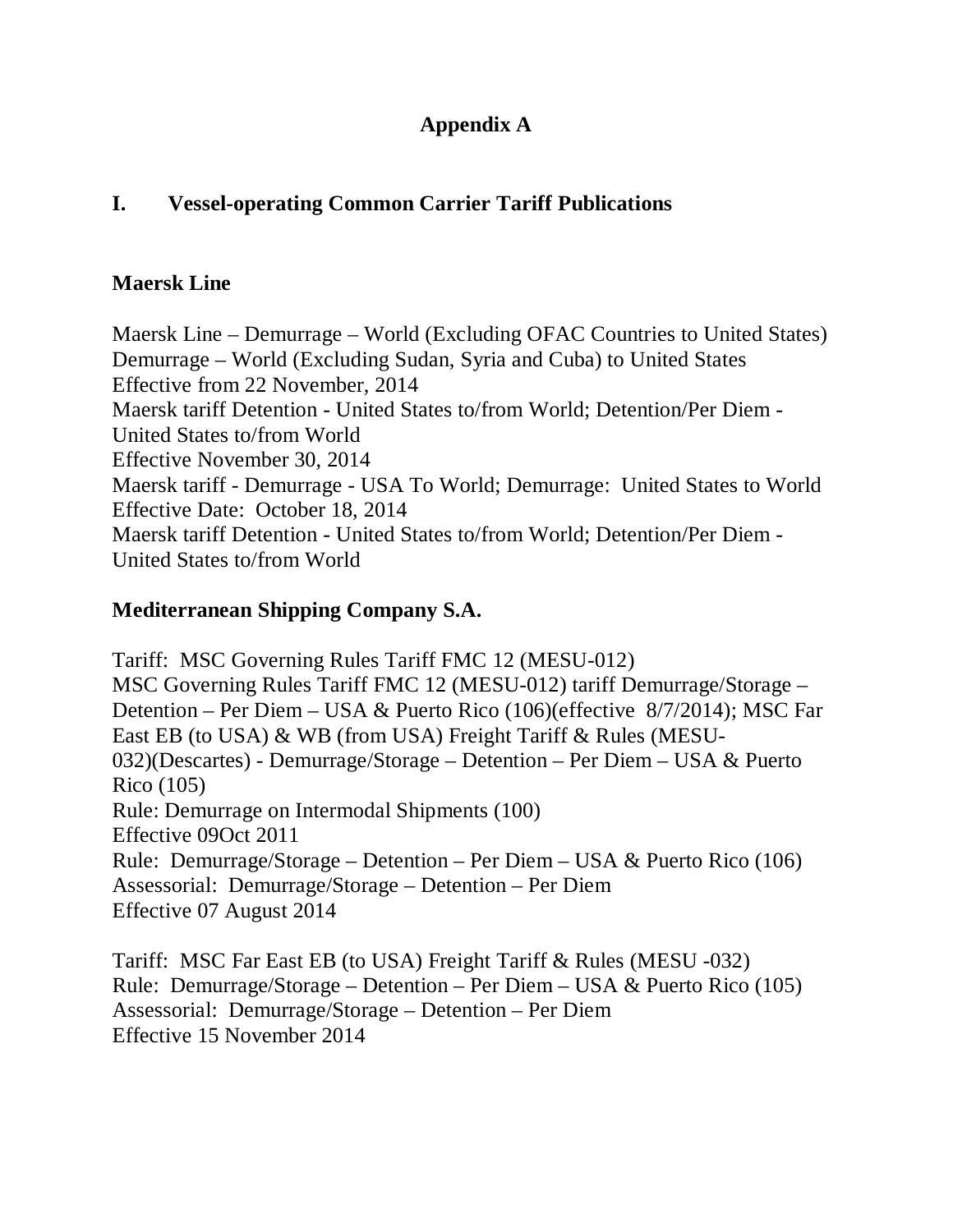# Appendix A

## I. Vessel-operating Common Carrier Tariff Publications

### Maersk Line

Maersk Line – Demurrage – World (Excluding OFAC Countries to United States)
Demurrage – World (Excluding Sudan, Syria and Cuba) to United States
Effective from 22 November, 2014
Maersk tariff Detention - United States to/from World; Detention/Per Diem - United States to/from World
Effective November 30, 2014
Maersk tariff - Demurrage - USA To World; Demurrage: United States to World
Effective Date: October 18, 2014
Maersk tariff Detention - United States to/from World; Detention/Per Diem - United States to/from World

### Mediterranean Shipping Company S.A.

Tariff: MSC Governing Rules Tariff FMC 12 (MESU-012)
MSC Governing Rules Tariff FMC 12 (MESU-012) tariff Demurrage/Storage – Detention – Per Diem – USA & Puerto Rico (106)(effective 8/7/2014); MSC Far East EB (to USA) & WB (from USA) Freight Tariff & Rules (MESU-032)(Descartes) - Demurrage/Storage – Detention – Per Diem – USA & Puerto Rico (105)
Rule: Demurrage on Intermodal Shipments (100)
Effective 09Oct 2011
Rule: Demurrage/Storage – Detention – Per Diem – USA & Puerto Rico (106)
Assessorial: Demurrage/Storage – Detention – Per Diem
Effective 07 August 2014

Tariff: MSC Far East EB (to USA) Freight Tariff & Rules (MESU -032)
Rule: Demurrage/Storage – Detention – Per Diem – USA & Puerto Rico (105)
Assessorial: Demurrage/Storage – Detention – Per Diem
Effective 15 November 2014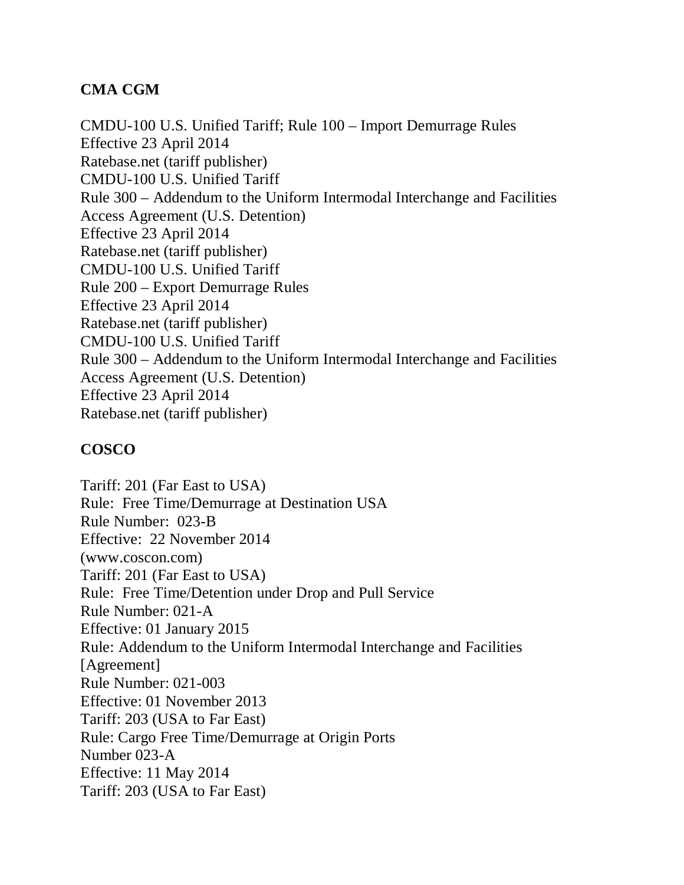**CMA CGM**

CMDU-100 U.S. Unified Tariff; Rule 100 – Import Demurrage Rules
Effective 23 April 2014
Ratebase.net (tariff publisher)
CMDU-100 U.S. Unified Tariff
Rule 300 – Addendum to the Uniform Intermodal Interchange and Facilities Access Agreement (U.S. Detention)
Effective 23 April 2014
Ratebase.net (tariff publisher)
CMDU-100 U.S. Unified Tariff
Rule 200 – Export Demurrage Rules
Effective 23 April 2014
Ratebase.net (tariff publisher)
CMDU-100 U.S. Unified Tariff
Rule 300 – Addendum to the Uniform Intermodal Interchange and Facilities Access Agreement (U.S. Detention)
Effective 23 April 2014
Ratebase.net (tariff publisher)

**COSCO**

Tariff: 201 (Far East to USA)
Rule: Free Time/Demurrage at Destination USA
Rule Number: 023-B
Effective: 22 November 2014
(www.coscon.com)
Tariff: 201 (Far East to USA)
Rule: Free Time/Detention under Drop and Pull Service
Rule Number: 021-A
Effective: 01 January 2015
Rule: Addendum to the Uniform Intermodal Interchange and Facilities [Agreement]
Rule Number: 021-003
Effective: 01 November 2013
Tariff: 203 (USA to Far East)
Rule: Cargo Free Time/Demurrage at Origin Ports
Number 023-A
Effective: 11 May 2014
Tariff: 203 (USA to Far East)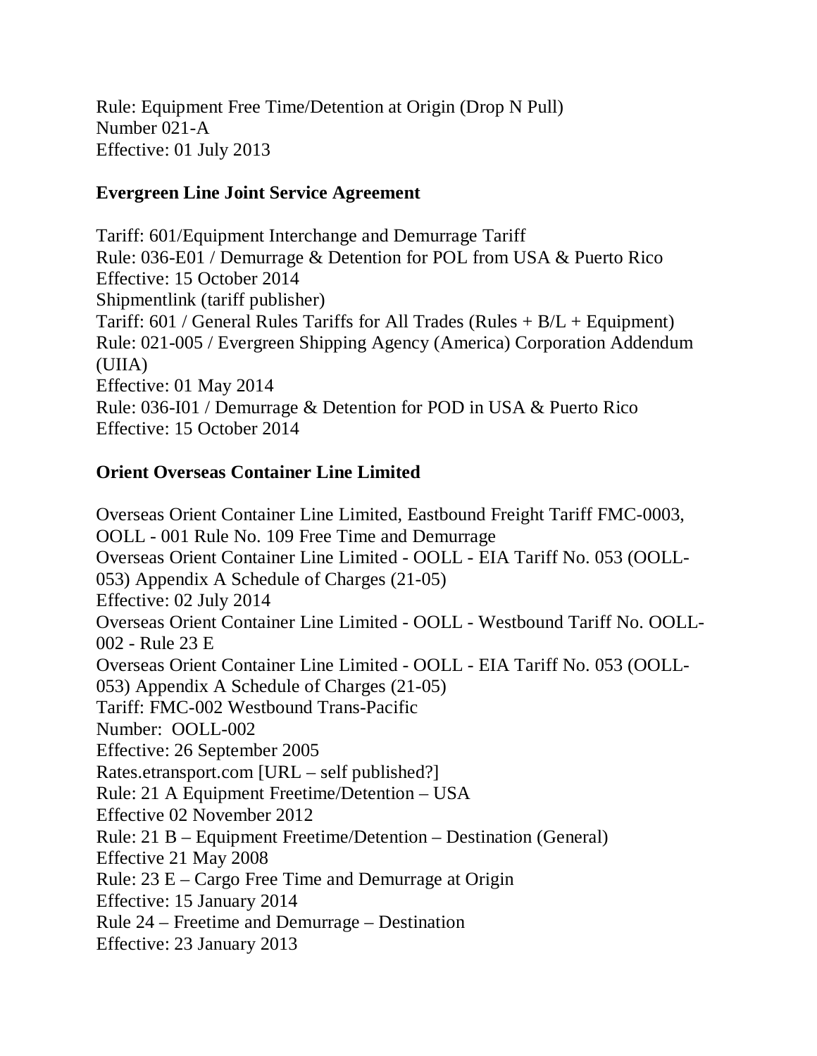Rule: Equipment Free Time/Detention at Origin (Drop N Pull)
Number 021-A
Effective: 01 July 2013

**Evergreen Line Joint Service Agreement**

Tariff: 601/Equipment Interchange and Demurrage Tariff
Rule: 036-E01 / Demurrage & Detention for POL from USA & Puerto Rico
Effective: 15 October 2014
Shipmentlink (tariff publisher)
Tariff: 601 / General Rules Tariffs for All Trades (Rules + B/L + Equipment)
Rule: 021-005 / Evergreen Shipping Agency (America) Corporation Addendum (UIIA)
Effective: 01 May 2014
Rule: 036-I01 / Demurrage & Detention for POD in USA & Puerto Rico
Effective: 15 October 2014

**Orient Overseas Container Line Limited**

Overseas Orient Container Line Limited, Eastbound Freight Tariff FMC-0003, OOLL - 001 Rule No. 109 Free Time and Demurrage
Overseas Orient Container Line Limited - OOLL - EIA Tariff No. 053 (OOLL-053) Appendix A Schedule of Charges (21-05)
Effective: 02 July 2014
Overseas Orient Container Line Limited - OOLL - Westbound Tariff No. OOLL-002 - Rule 23 E
Overseas Orient Container Line Limited - OOLL - EIA Tariff No. 053 (OOLL-053) Appendix A Schedule of Charges (21-05)
Tariff: FMC-002 Westbound Trans-Pacific
Number: OOLL-002
Effective: 26 September 2005
Rates.etransport.com [URL – self published?]
Rule: 21 A Equipment Freetime/Detention – USA
Effective 02 November 2012
Rule: 21 B – Equipment Freetime/Detention – Destination (General)
Effective 21 May 2008
Rule: 23 E – Cargo Free Time and Demurrage at Origin
Effective: 15 January 2014
Rule 24 – Freetime and Demurrage – Destination
Effective: 23 January 2013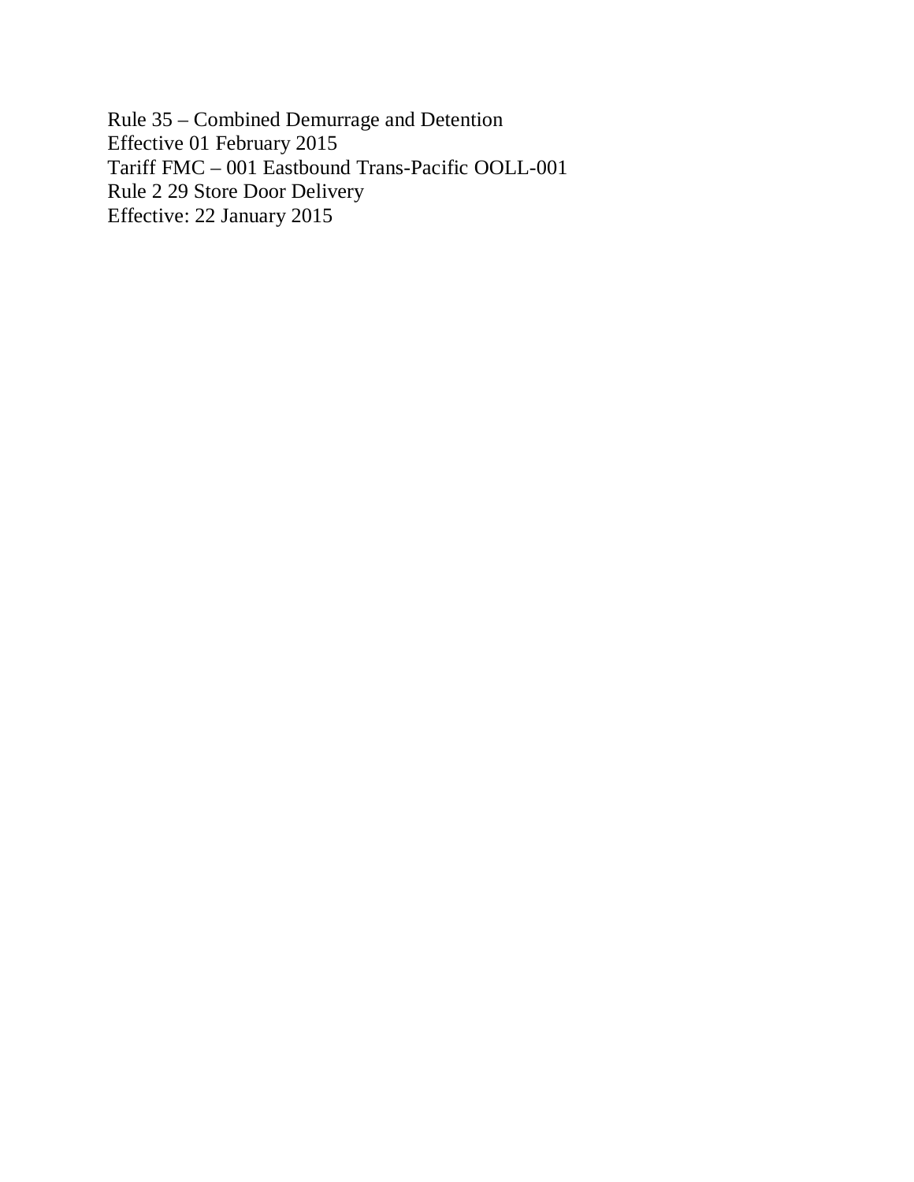Rule 35 – Combined Demurrage and Detention
Effective 01 February 2015
Tariff FMC – 001 Eastbound Trans-Pacific OOLL-001
Rule 2 29 Store Door Delivery
Effective: 22 January 2015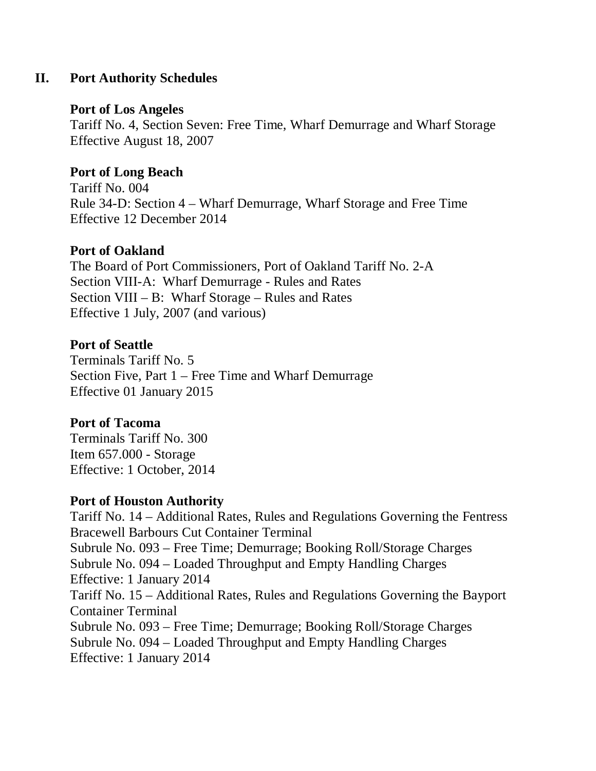## II. Port Authority Schedules

**Port of Los Angeles**
Tariff No. 4, Section Seven: Free Time, Wharf Demurrage and Wharf Storage
Effective August 18, 2007

**Port of Long Beach**
Tariff No. 004
Rule 34-D: Section 4 – Wharf Demurrage, Wharf Storage and Free Time
Effective 12 December 2014

**Port of Oakland**
The Board of Port Commissioners, Port of Oakland Tariff No. 2-A
Section VIII-A: Wharf Demurrage - Rules and Rates
Section VIII – B: Wharf Storage – Rules and Rates
Effective 1 July, 2007 (and various)

**Port of Seattle**
Terminals Tariff No. 5
Section Five, Part 1 – Free Time and Wharf Demurrage
Effective 01 January 2015

**Port of Tacoma**
Terminals Tariff No. 300
Item 657.000 - Storage
Effective: 1 October, 2014

**Port of Houston Authority**
Tariff No. 14 – Additional Rates, Rules and Regulations Governing the Fentress Bracewell Barbours Cut Container Terminal
Subrule No. 093 – Free Time; Demurrage; Booking Roll/Storage Charges
Subrule No. 094 – Loaded Throughput and Empty Handling Charges
Effective: 1 January 2014
Tariff No. 15 – Additional Rates, Rules and Regulations Governing the Bayport Container Terminal
Subrule No. 093 – Free Time; Demurrage; Booking Roll/Storage Charges
Subrule No. 094 – Loaded Throughput and Empty Handling Charges
Effective: 1 January 2014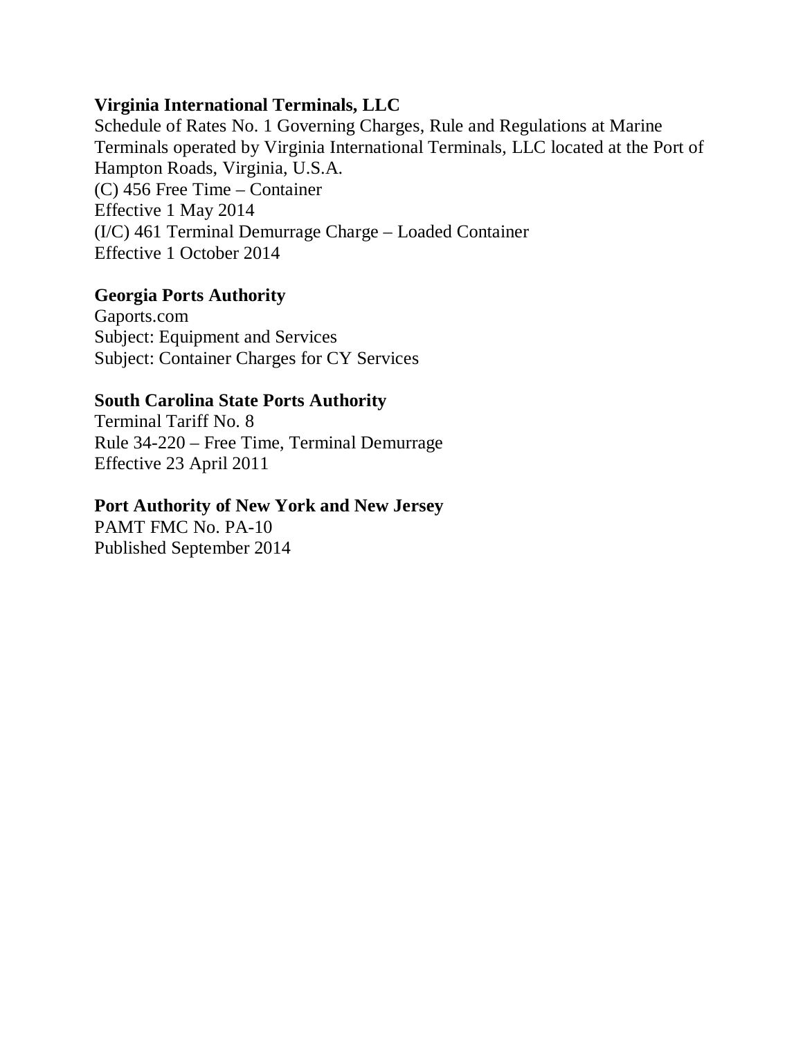**Virginia International Terminals, LLC**
Schedule of Rates No. 1 Governing Charges, Rule and Regulations at Marine Terminals operated by Virginia International Terminals, LLC located at the Port of Hampton Roads, Virginia, U.S.A.
(C) 456 Free Time – Container
Effective 1 May 2014
(I/C) 461 Terminal Demurrage Charge – Loaded Container
Effective 1 October 2014

**Georgia Ports Authority**
Gaports.com
Subject: Equipment and Services
Subject: Container Charges for CY Services

**South Carolina State Ports Authority**
Terminal Tariff No. 8
Rule 34-220 – Free Time, Terminal Demurrage
Effective 23 April 2011

**Port Authority of New York and New Jersey**
PAMT FMC No. PA-10
Published September 2014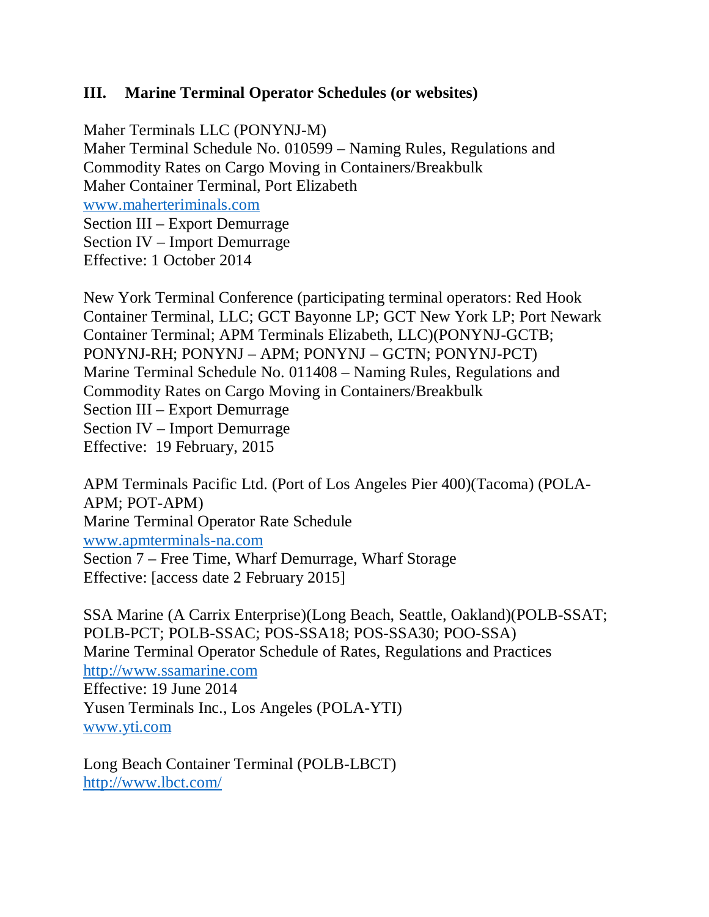## III. Marine Terminal Operator Schedules (or websites)

Maher Terminals LLC (PONYNJ-M)
Maher Terminal Schedule No. 010599 – Naming Rules, Regulations and Commodity Rates on Cargo Moving in Containers/Breakbulk
Maher Container Terminal, Port Elizabeth
www.maherteriminals.com
Section III – Export Demurrage
Section IV – Import Demurrage
Effective: 1 October 2014

New York Terminal Conference (participating terminal operators: Red Hook Container Terminal, LLC; GCT Bayonne LP; GCT New York LP; Port Newark Container Terminal; APM Terminals Elizabeth, LLC)(PONYNJ-GCTB; PONYNJ-RH; PONYNJ – APM; PONYNJ – GCTN; PONYNJ-PCT)
Marine Terminal Schedule No. 011408 – Naming Rules, Regulations and Commodity Rates on Cargo Moving in Containers/Breakbulk
Section III – Export Demurrage
Section IV – Import Demurrage
Effective: 19 February, 2015

APM Terminals Pacific Ltd. (Port of Los Angeles Pier 400)(Tacoma) (POLA-APM; POT-APM)
Marine Terminal Operator Rate Schedule
www.apmterminals-na.com
Section 7 – Free Time, Wharf Demurrage, Wharf Storage
Effective: [access date 2 February 2015]

SSA Marine (A Carrix Enterprise)(Long Beach, Seattle, Oakland)(POLB-SSAT; POLB-PCT; POLB-SSAC; POS-SSA18; POS-SSA30; POO-SSA)
Marine Terminal Operator Schedule of Rates, Regulations and Practices
http://www.ssamarine.com
Effective: 19 June 2014
Yusen Terminals Inc., Los Angeles (POLA-YTI)
www.yti.com

Long Beach Container Terminal (POLB-LBCT)
http://www.lbct.com/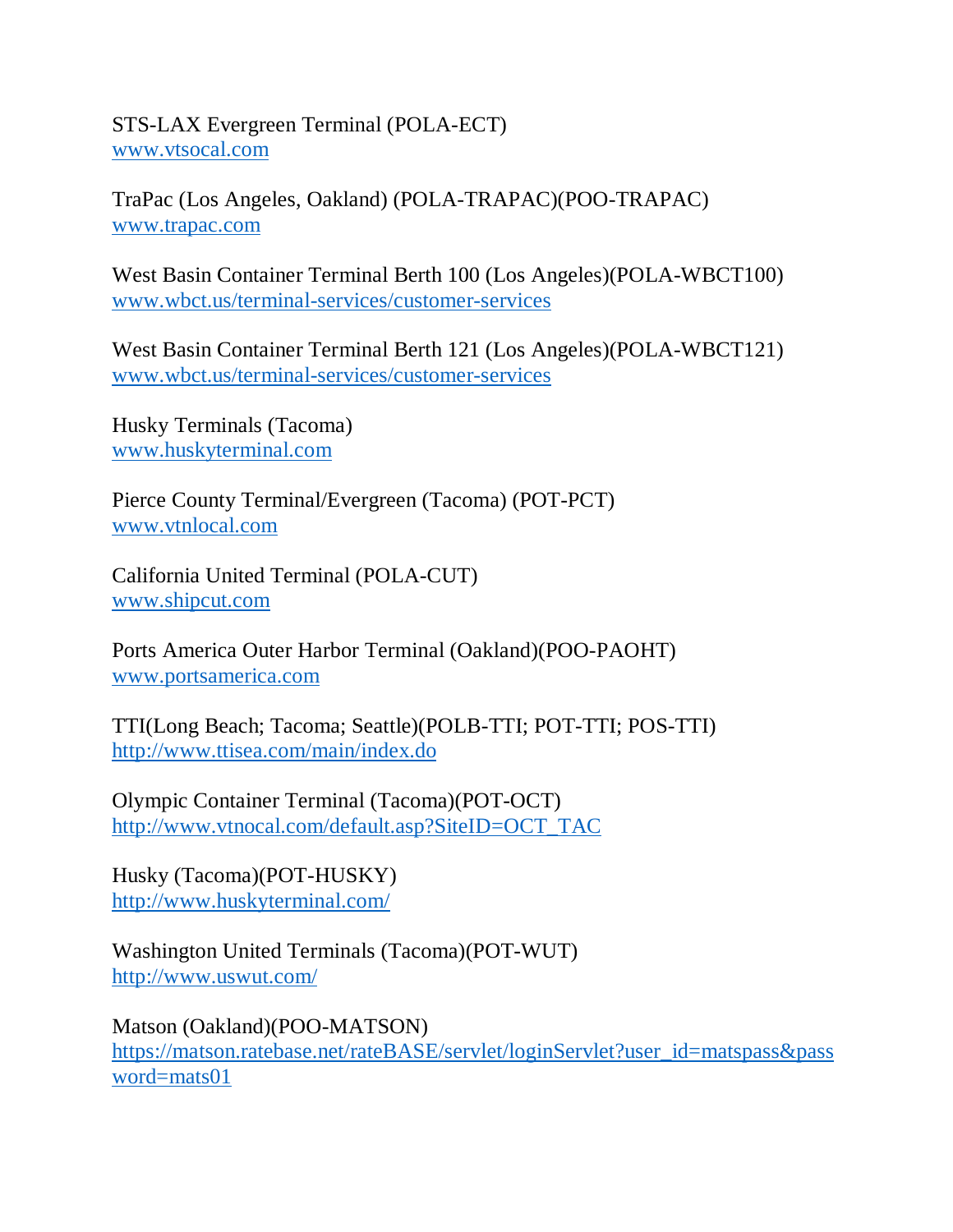STS-LAX Evergreen Terminal (POLA-ECT)
www.vtsocal.com

TraPac (Los Angeles, Oakland) (POLA-TRAPAC)(POO-TRAPAC)
www.trapac.com

West Basin Container Terminal Berth 100 (Los Angeles)(POLA-WBCT100)
www.wbct.us/terminal-services/customer-services

West Basin Container Terminal Berth 121 (Los Angeles)(POLA-WBCT121)
www.wbct.us/terminal-services/customer-services

Husky Terminals (Tacoma)
www.huskyterminal.com

Pierce County Terminal/Evergreen (Tacoma) (POT-PCT)
www.vtnlocal.com

California United Terminal (POLA-CUT)
www.shipcut.com

Ports America Outer Harbor Terminal (Oakland)(POO-PAOHT)
www.portsamerica.com

TTI(Long Beach; Tacoma; Seattle)(POLB-TTI; POT-TTI; POS-TTI)
http://www.ttisea.com/main/index.do

Olympic Container Terminal (Tacoma)(POT-OCT)
http://www.vtnocal.com/default.asp?SiteID=OCT_TAC

Husky (Tacoma)(POT-HUSKY)
http://www.huskyterminal.com/

Washington United Terminals (Tacoma)(POT-WUT)
http://www.uswut.com/

Matson (Oakland)(POO-MATSON)
https://matson.ratebase.net/rateBASE/servlet/loginServlet?user_id=matspass&password=mats01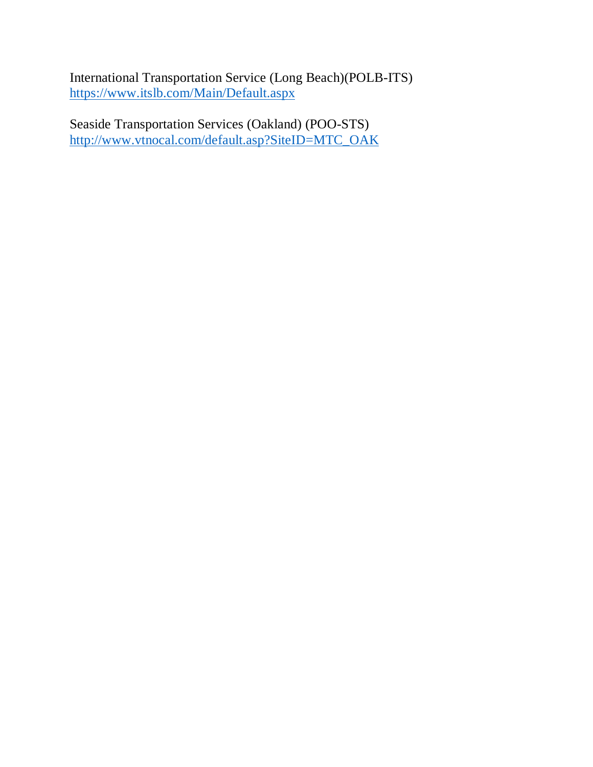International Transportation Service (Long Beach)(POLB-ITS)
https://www.itslb.com/Main/Default.aspx

Seaside Transportation Services (Oakland) (POO-STS)
http://www.vtnocal.com/default.asp?SiteID=MTC_OAK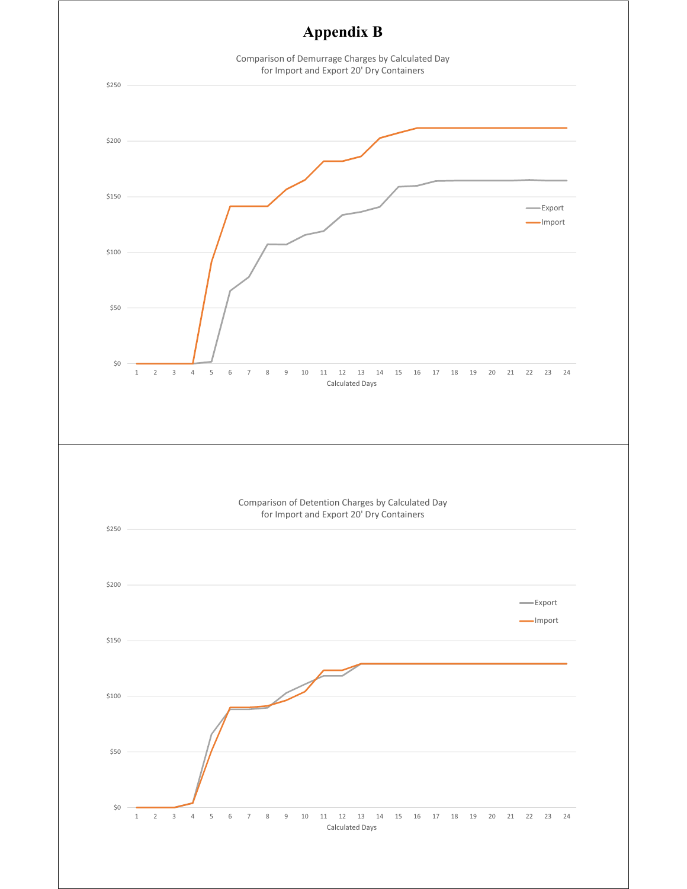# Appendix B

Comparison of Demurrage Charges by Calculated Day for Import and Export 20' Dry Containers

Comparison of Detention Charges by Calculated Day for Import and Export 20' Dry Containers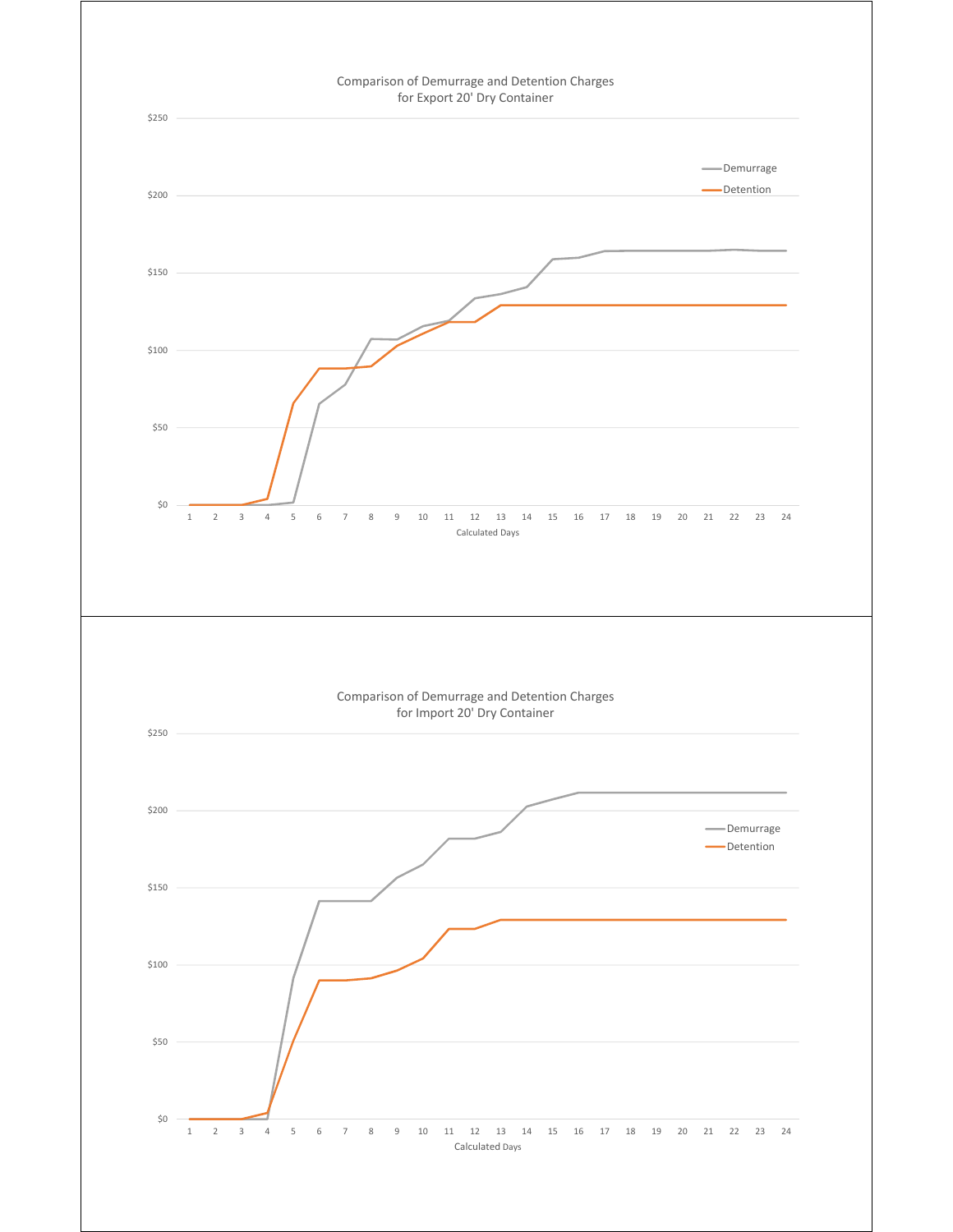Comparison of Demurrage and Detention Charges for Export 20' Dry Container

Comparison of Demurrage and Detention Charges for Import 20' Dry Container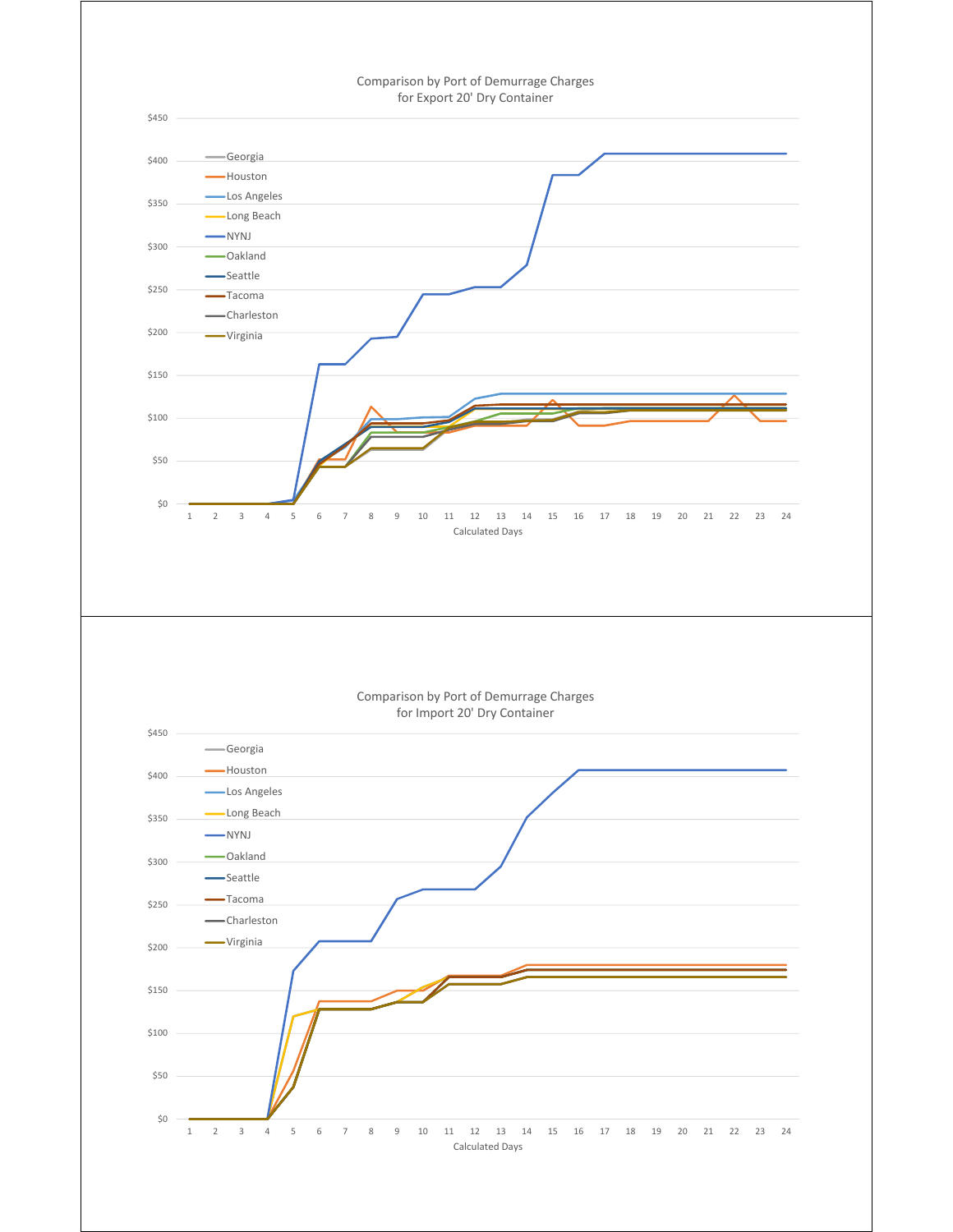Comparison by Port of Demurrage Charges
for Export 20' Dry Container

$450
$400
$350
$300
$250
$200
$150
$100
$50
$0

Georgia
Houston
Los Angeles
Long Beach
NYNJ
Oakland
Seattle
Tacoma
Charleston
Virginia

1 2 3 4 5 6 7 8 9 10 11 12 13 14 15 16 17 18 19 20 21 22 23 24

Calculated Days

Comparison by Port of Demurrage Charges
for Import 20' Dry Container

$450
$400
$350
$300
$250
$200
$150
$100
$50
$0

Georgia
Houston
Los Angeles
Long Beach
NYNJ
Oakland
Seattle
Tacoma
Charleston
Virginia

1 2 3 4 5 6 7 8 9 10 11 12 13 14 15 16 17 18 19 20 21 22 23 24

Calculated Days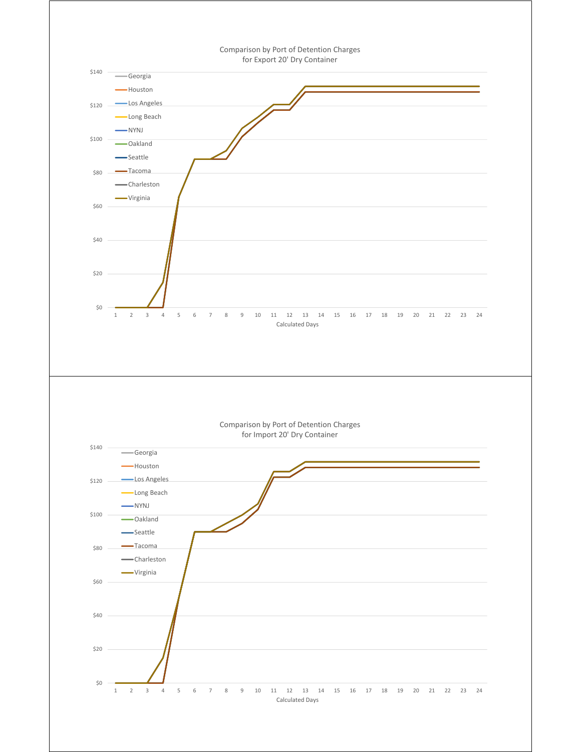Comparison by Port of Detention Charges for Export 20' Dry Container

$140
$120
$100
$80
$60
$40
$20
$0

Georgia
Houston
Los Angeles
Long Beach
NYNJ
Oakland
Seattle
Tacoma
Charleston
Virginia

1 2 3 4 5 6 7 8 9 10 11 12 13 14 15 16 17 18 19 20 21 22 23 24

Calculated Days

Comparison by Port of Detention Charges for Import 20' Dry Container

$140
$120
$100
$80
$60
$40
$20
$0

Georgia
Houston
Los Angeles
Long Beach
NYNJ
Oakland
Seattle
Tacoma
Charleston
Virginia

1 2 3 4 5 6 7 8 9 10 11 12 13 14 15 16 17 18 19 20 21 22 23 24

Calculated Days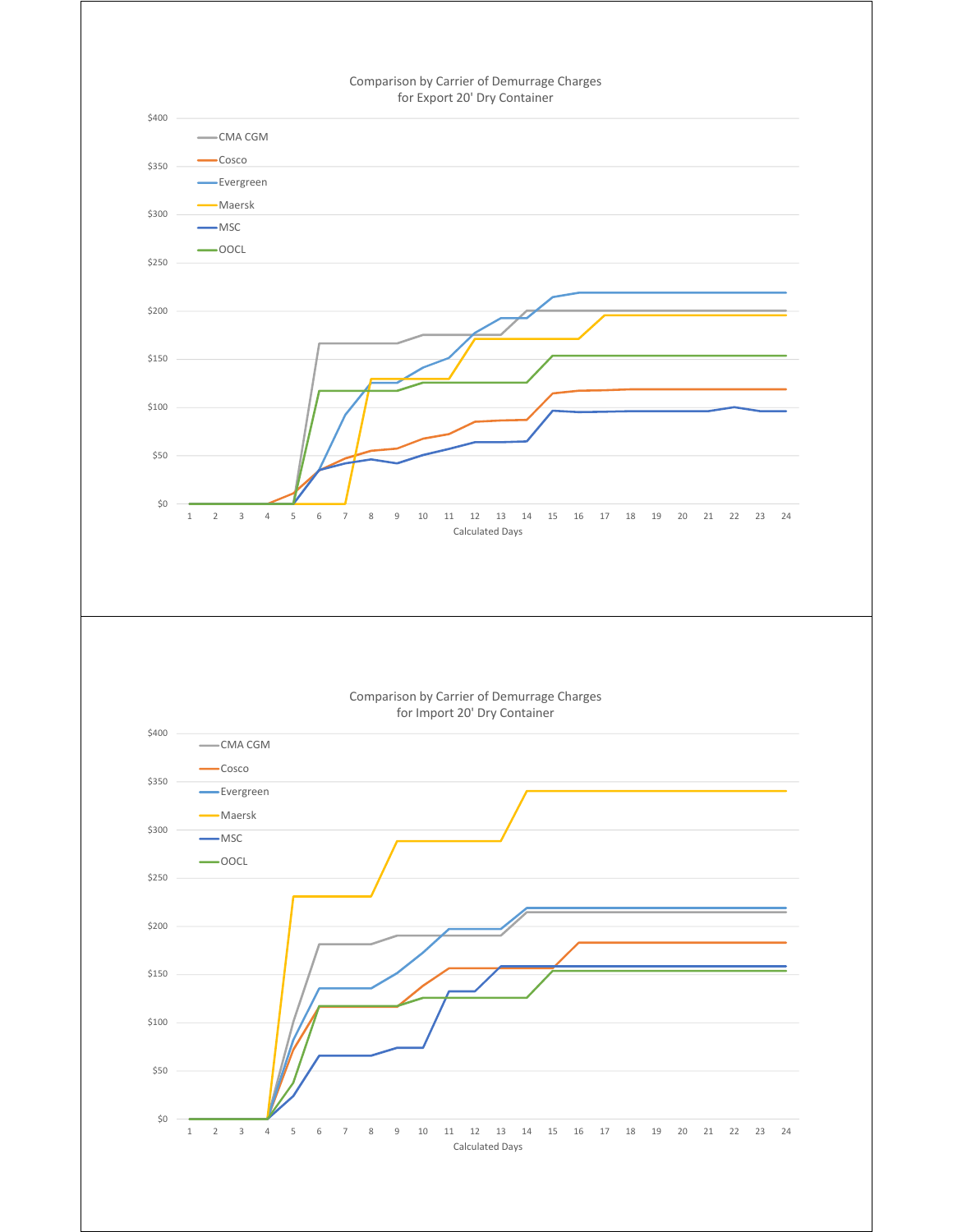Comparison by Carrier of Demurrage Charges
for Export 20' Dry Container

$400
$350
$300
$250
$200
$150
$100
$50
$0

CMA CGM
Cosco
Evergreen
Maersk
MSC
OOCL

1 2 3 4 5 6 7 8 9 10 11 12 13 14 15 16 17 18 19 20 21 22 23 24

Calculated Days

Comparison by Carrier of Demurrage Charges
for Import 20' Dry Container

$400
$350
$300
$250
$200
$150
$100
$50
$0

CMA CGM
Cosco
Evergreen
Maersk
MSC
OOCL

1 2 3 4 5 6 7 8 9 10 11 12 13 14 15 16 17 18 19 20 21 22 23 24

Calculated Days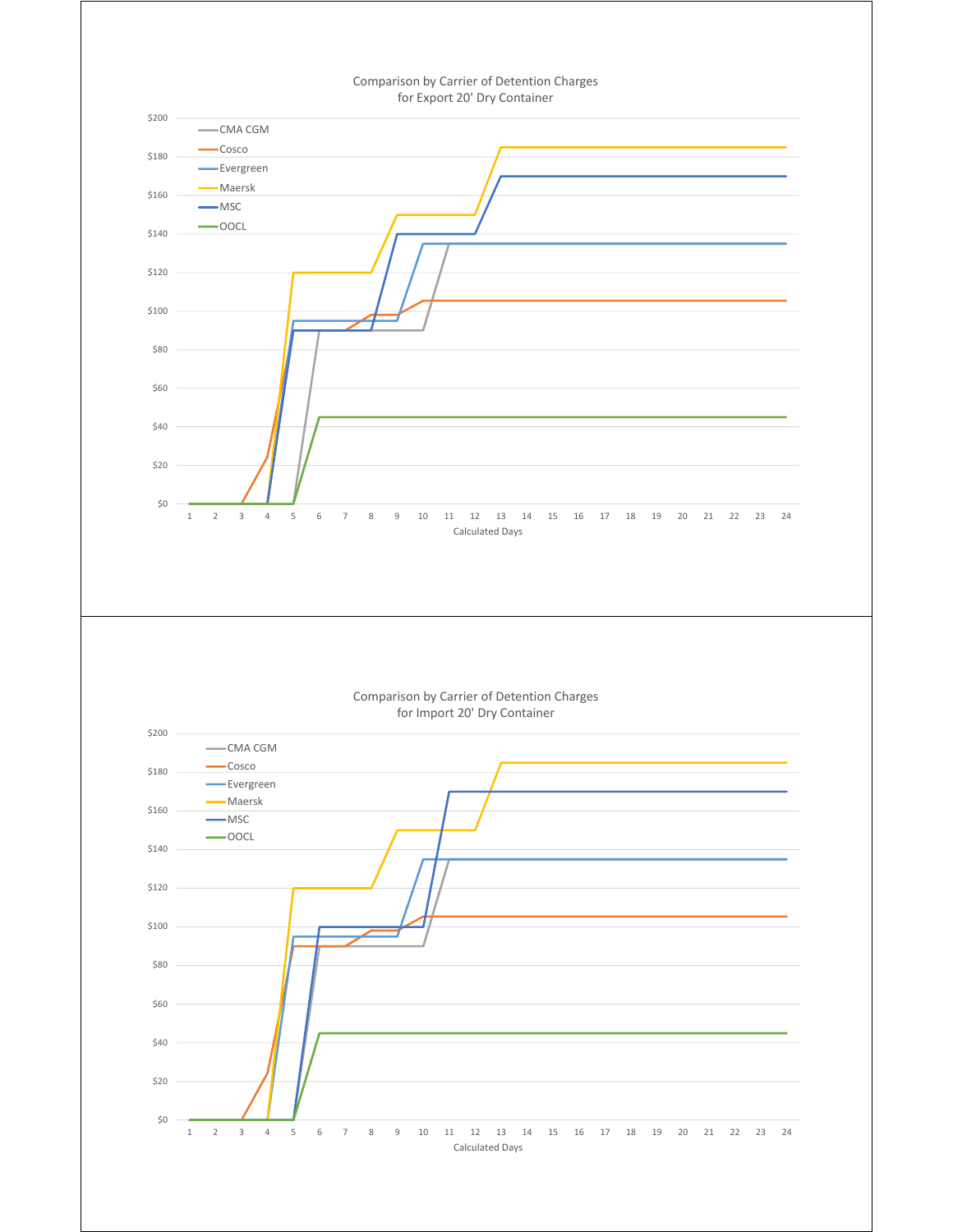Comparison by Carrier of Detention Charges
for Export 20' Dry Container

Legend: CMA CGM, Cosco, Evergreen, Maersk, MSC, OOCL

Y-axis: $0, $20, $40, $60, $80, $100, $120, $140, $160, $180, $200

X-axis: Calculated Days (1–24)

Comparison by Carrier of Detention Charges
for Import 20' Dry Container

Legend: CMA CGM, Cosco, Evergreen, Maersk, MSC, OOCL

Y-axis: $0, $20, $40, $60, $80, $100, $120, $140, $160, $180, $200

X-axis: Calculated Days (1–24)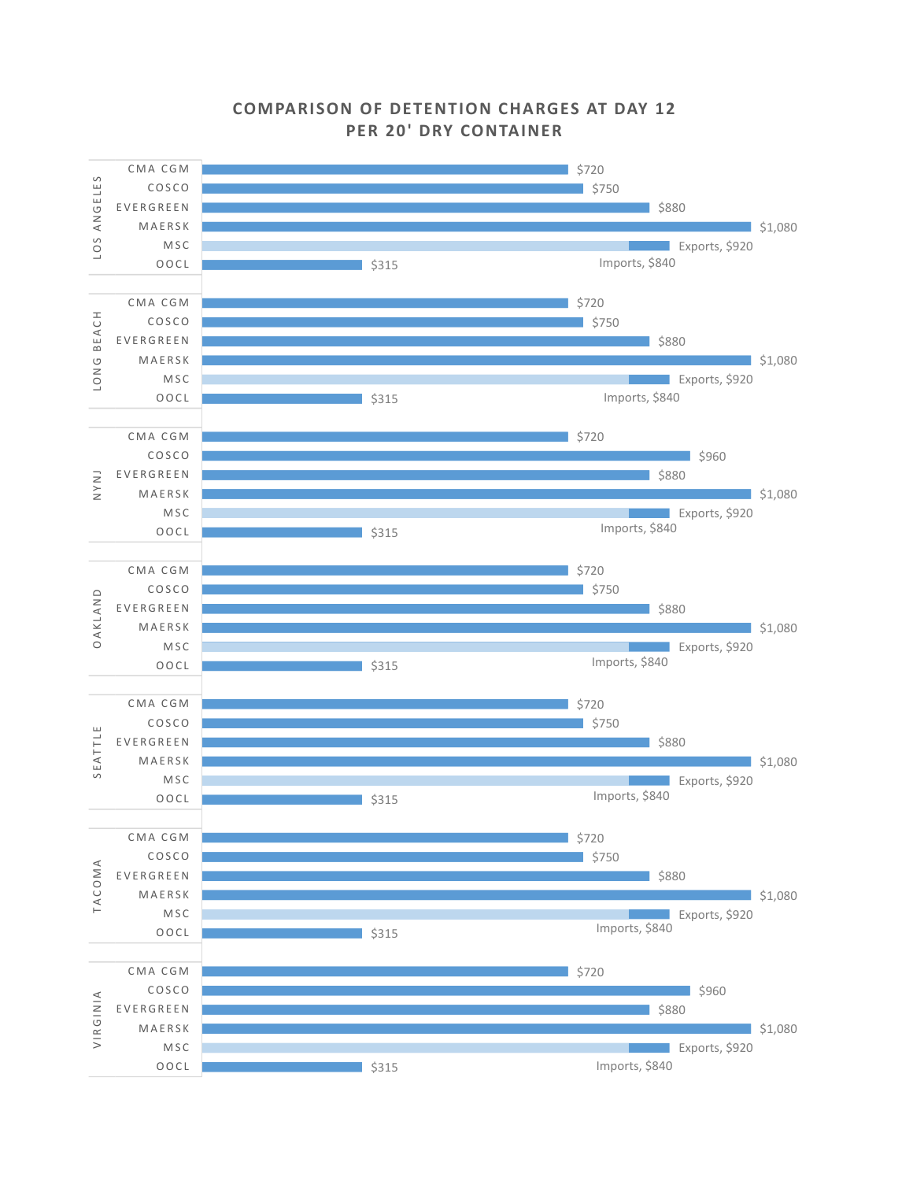## COMPARISON OF DETENTION CHARGES AT DAY 12 PER 20' DRY CONTAINER

| Port | Carrier | Charge |
|---|---|---|
| LOS ANGELES | CMA CGM | $720 |
| | COSCO | $750 |
| | EVERGREEN | $880 |
| | MAERSK | $1,080 |
| | MSC | Exports, $920; Imports, $840 |
| | OOCL | $315 |
| LONG BEACH | CMA CGM | $720 |
| | COSCO | $750 |
| | EVERGREEN | $880 |
| | MAERSK | $1,080 |
| | MSC | Exports, $920; Imports, $840 |
| | OOCL | $315 |
| NYNJ | CMA CGM | $720 |
| | COSCO | $960 |
| | EVERGREEN | $880 |
| | MAERSK | $1,080 |
| | MSC | Exports, $920; Imports, $840 |
| | OOCL | $315 |
| OAKLAND | CMA CGM | $720 |
| | COSCO | $750 |
| | EVERGREEN | $880 |
| | MAERSK | $1,080 |
| | MSC | Exports, $920; Imports, $840 |
| | OOCL | $315 |
| SEATTLE | CMA CGM | $720 |
| | COSCO | $750 |
| | EVERGREEN | $880 |
| | MAERSK | $1,080 |
| | MSC | Exports, $920; Imports, $840 |
| | OOCL | $315 |
| TACOMA | CMA CGM | $720 |
| | COSCO | $750 |
| | EVERGREEN | $880 |
| | MAERSK | $1,080 |
| | MSC | Exports, $920; Imports, $840 |
| | OOCL | $315 |
| VIRGINIA | CMA CGM | $720 |
| | COSCO | $960 |
| | EVERGREEN | $880 |
| | MAERSK | $1,080 |
| | MSC | Exports, $920; Imports, $840 |
| | OOCL | $315 |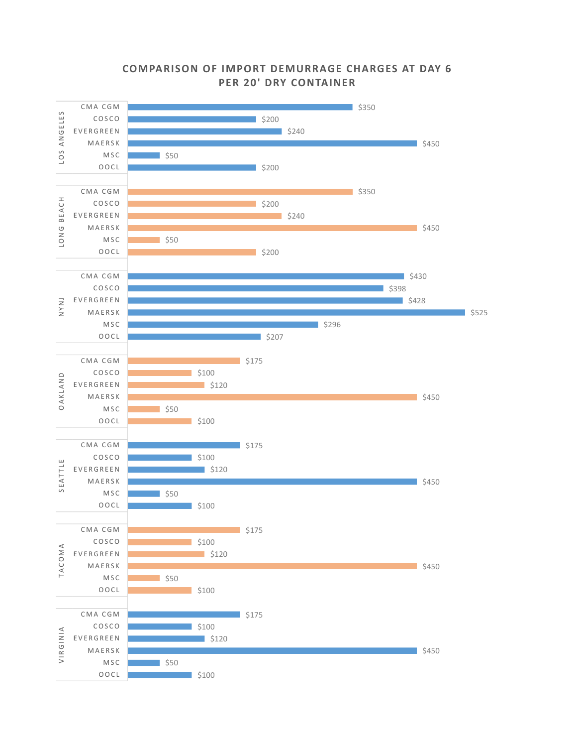## COMPARISON OF IMPORT DEMURRAGE CHARGES AT DAY 6 PER 20' DRY CONTAINER

| Port | Carrier | Charge |
|---|---|---|
| LOS ANGELES | CMA CGM | $350 |
| | COSCO | $200 |
| | EVERGREEN | $240 |
| | MAERSK | $450 |
| | MSC | $50 |
| | OOCL | $200 |
| LONG BEACH | CMA CGM | $350 |
| | COSCO | $200 |
| | EVERGREEN | $240 |
| | MAERSK | $450 |
| | MSC | $50 |
| | OOCL | $200 |
| NYNJ | CMA CGM | $430 |
| | COSCO | $398 |
| | EVERGREEN | $428 |
| | MAERSK | $525 |
| | MSC | $296 |
| | OOCL | $207 |
| OAKLAND | CMA CGM | $175 |
| | COSCO | $100 |
| | EVERGREEN | $120 |
| | MAERSK | $450 |
| | MSC | $50 |
| | OOCL | $100 |
| SEATTLE | CMA CGM | $175 |
| | COSCO | $100 |
| | EVERGREEN | $120 |
| | MAERSK | $450 |
| | MSC | $50 |
| | OOCL | $100 |
| TACOMA | CMA CGM | $175 |
| | COSCO | $100 |
| | EVERGREEN | $120 |
| | MAERSK | $450 |
| | MSC | $50 |
| | OOCL | $100 |
| VIRGINIA | CMA CGM | $175 |
| | COSCO | $100 |
| | EVERGREEN | $120 |
| | MAERSK | $450 |
| | MSC | $50 |
| | OOCL | $100 |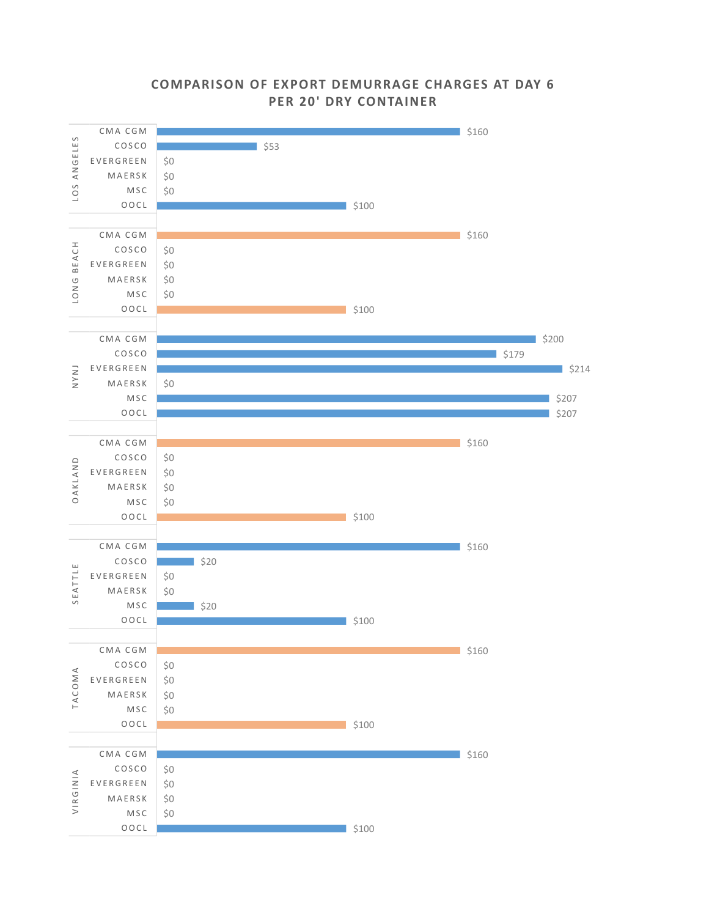COMPARISON OF EXPORT DEMURRAGE CHARGES AT DAY 6
PER 20' DRY CONTAINER

LOS ANGELES
CMA CGM $160
COSCO $53
EVERGREEN $0
MAERSK $0
MSC $0
OOCL $100

LONG BEACH
CMA CGM $160
COSCO $0
EVERGREEN $0
MAERSK $0
MSC $0
OOCL $100

NYNJ
CMA CGM $200
COSCO $179
EVERGREEN $214
MAERSK $0
MSC $207
OOCL $207

OAKLAND
CMA CGM $160
COSCO $0
EVERGREEN $0
MAERSK $0
MSC $0
OOCL $100

SEATTLE
CMA CGM $160
COSCO $20
EVERGREEN $0
MAERSK $0
MSC $20
OOCL $100

TACOMA
CMA CGM $160
COSCO $0
EVERGREEN $0
MAERSK $0
MSC $0
OOCL $100

VIRGINIA
CMA CGM $160
COSCO $0
EVERGREEN $0
MAERSK $0
MSC $0
OOCL $100